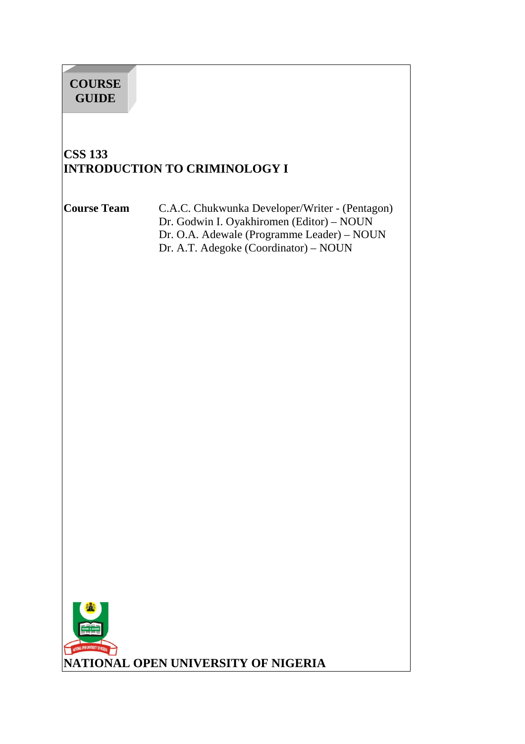**COURSE GUIDE**

# CSS 133
# INTRODUCTION TO CRIMINOLOGY I

**Course Team**

C.A.C. Chukwunka Developer/Writer - (Pentagon)
Dr. Godwin I. Oyakhiromen (Editor) – NOUN
Dr. O.A. Adewale (Programme Leader) – NOUN
Dr. A.T. Adegoke (Coordinator) – NOUN

**NATIONAL OPEN UNIVERSITY OF NIGERIA**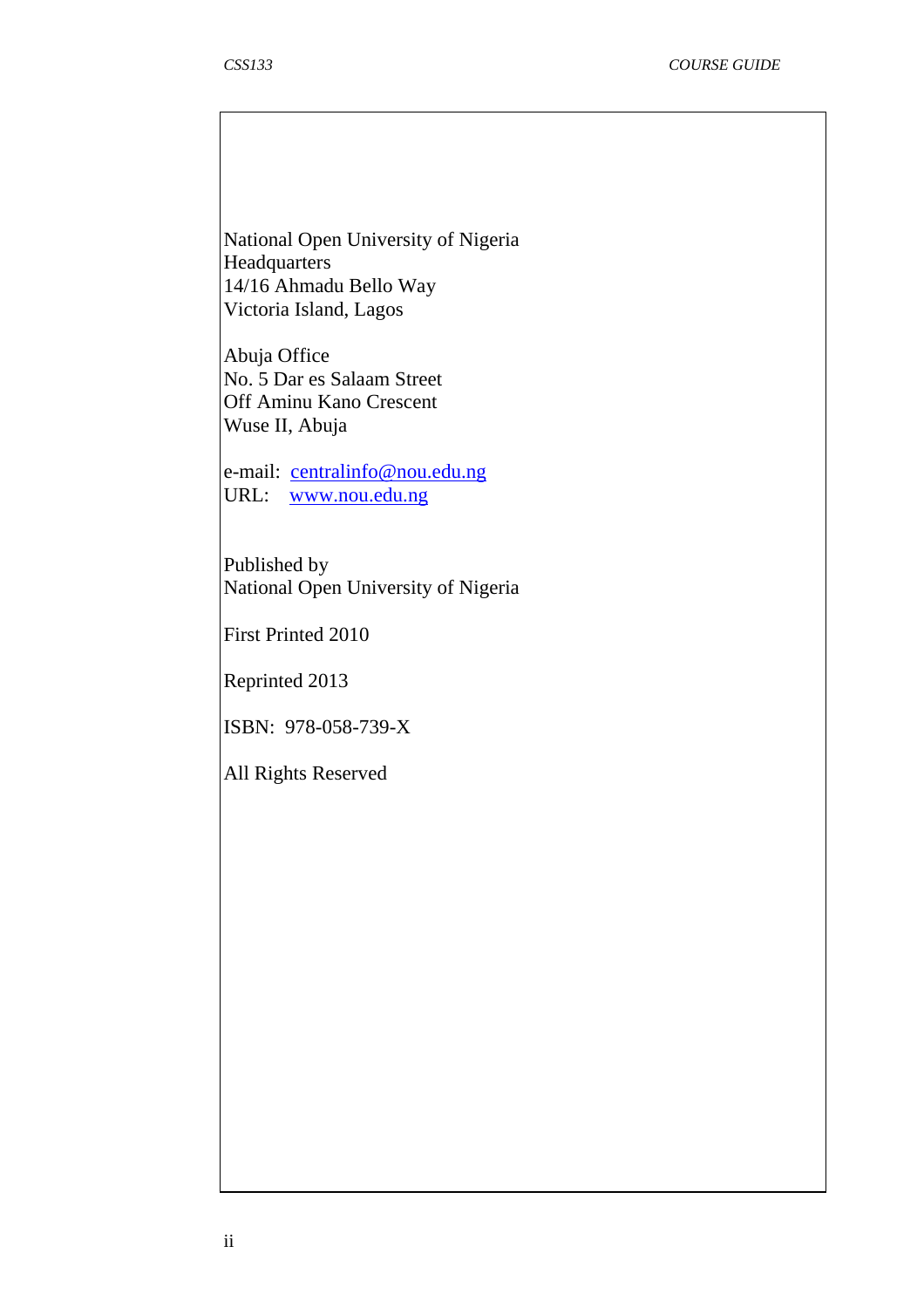National Open University of Nigeria
Headquarters
14/16 Ahmadu Bello Way
Victoria Island, Lagos

Abuja Office
No. 5 Dar es Salaam Street
Off Aminu Kano Crescent
Wuse II, Abuja

e-mail: centralinfo@nou.edu.ng
URL: www.nou.edu.ng

Published by
National Open University of Nigeria

First Printed 2010

Reprinted 2013

ISBN: 978-058-739-X

All Rights Reserved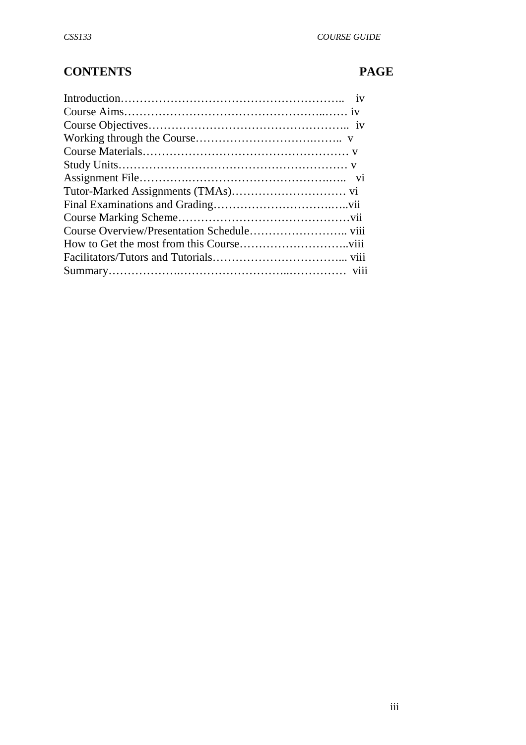## CONTENTS PAGE

| CONTENTS | PAGE |
|---|---|
| Introduction | iv |
| Course Aims | iv |
| Course Objectives | iv |
| Working through the Course | v |
| Course Materials | v |
| Study Units | v |
| Assignment File | vi |
| Tutor-Marked Assignments (TMAs) | vi |
| Final Examinations and Grading | vii |
| Course Marking Scheme | vii |
| Course Overview/Presentation Schedule | viii |
| How to Get the most from this Course | viii |
| Facilitators/Tutors and Tutorials | viii |
| Summary | viii |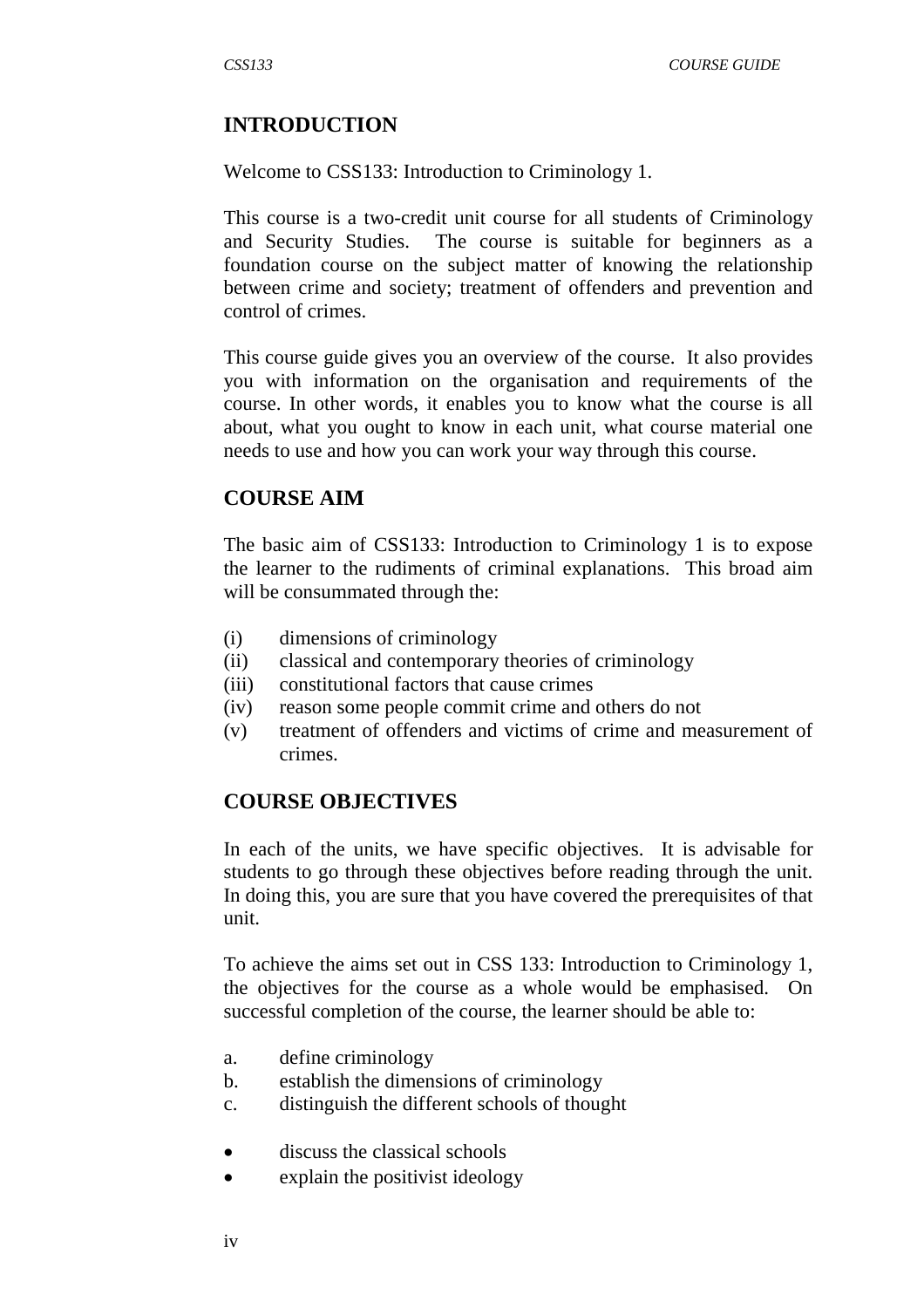## INTRODUCTION

Welcome to CSS133: Introduction to Criminology 1.

This course is a two-credit unit course for all students of Criminology and Security Studies. The course is suitable for beginners as a foundation course on the subject matter of knowing the relationship between crime and society; treatment of offenders and prevention and control of crimes.

This course guide gives you an overview of the course. It also provides you with information on the organisation and requirements of the course. In other words, it enables you to know what the course is all about, what you ought to know in each unit, what course material one needs to use and how you can work your way through this course.

## COURSE AIM

The basic aim of CSS133: Introduction to Criminology 1 is to expose the learner to the rudiments of criminal explanations. This broad aim will be consummated through the:

(i) dimensions of criminology
(ii) classical and contemporary theories of criminology
(iii) constitutional factors that cause crimes
(iv) reason some people commit crime and others do not
(v) treatment of offenders and victims of crime and measurement of crimes.

## COURSE OBJECTIVES

In each of the units, we have specific objectives. It is advisable for students to go through these objectives before reading through the unit. In doing this, you are sure that you have covered the prerequisites of that unit.

To achieve the aims set out in CSS 133: Introduction to Criminology 1, the objectives for the course as a whole would be emphasised. On successful completion of the course, the learner should be able to:

a. define criminology
b. establish the dimensions of criminology
c. distinguish the different schools of thought

- discuss the classical schools
- explain the positivist ideology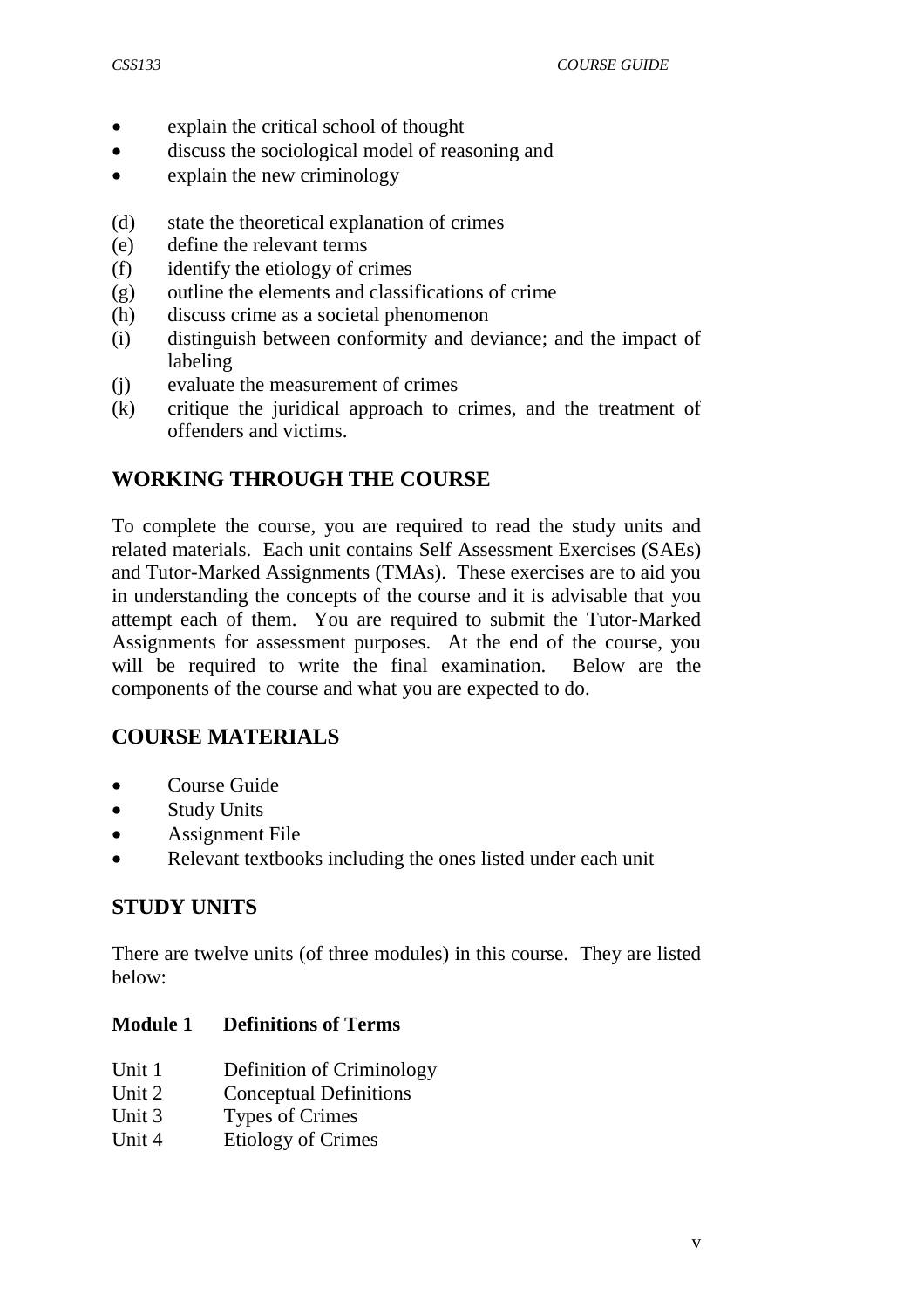- explain the critical school of thought
- discuss the sociological model of reasoning and
- explain the new criminology

(d) state the theoretical explanation of crimes
(e) define the relevant terms
(f) identify the etiology of crimes
(g) outline the elements and classifications of crime
(h) discuss crime as a societal phenomenon
(i) distinguish between conformity and deviance; and the impact of labeling
(j) evaluate the measurement of crimes
(k) critique the juridical approach to crimes, and the treatment of offenders and victims.

## WORKING THROUGH THE COURSE

To complete the course, you are required to read the study units and related materials. Each unit contains Self Assessment Exercises (SAEs) and Tutor-Marked Assignments (TMAs). These exercises are to aid you in understanding the concepts of the course and it is advisable that you attempt each of them. You are required to submit the Tutor-Marked Assignments for assessment purposes. At the end of the course, you will be required to write the final examination. Below are the components of the course and what you are expected to do.

## COURSE MATERIALS

- Course Guide
- Study Units
- Assignment File
- Relevant textbooks including the ones listed under each unit

## STUDY UNITS

There are twelve units (of three modules) in this course. They are listed below:

**Module 1 Definitions of Terms**

Unit 1 Definition of Criminology
Unit 2 Conceptual Definitions
Unit 3 Types of Crimes
Unit 4 Etiology of Crimes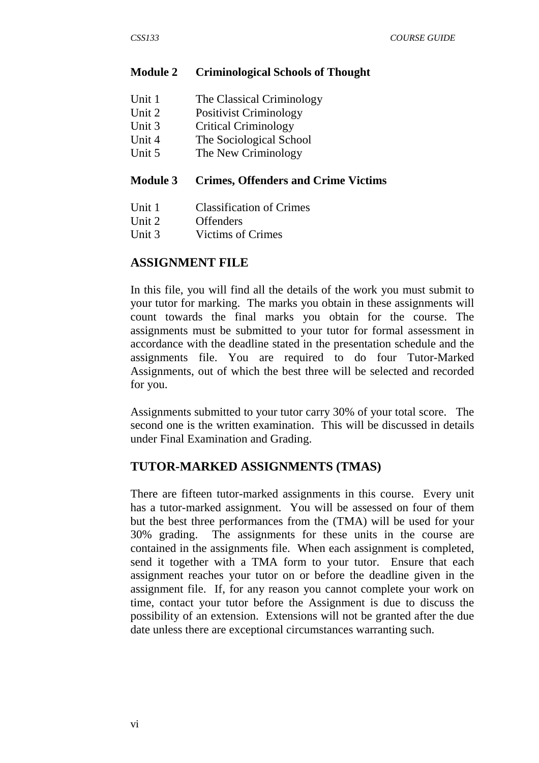**Module 2 Criminological Schools of Thought**

Unit 1 The Classical Criminology
Unit 2 Positivist Criminology
Unit 3 Critical Criminology
Unit 4 The Sociological School
Unit 5 The New Criminology

**Module 3 Crimes, Offenders and Crime Victims**

Unit 1 Classification of Crimes
Unit 2 Offenders
Unit 3 Victims of Crimes

## ASSIGNMENT FILE

In this file, you will find all the details of the work you must submit to your tutor for marking. The marks you obtain in these assignments will count towards the final marks you obtain for the course. The assignments must be submitted to your tutor for formal assessment in accordance with the deadline stated in the presentation schedule and the assignments file. You are required to do four Tutor-Marked Assignments, out of which the best three will be selected and recorded for you.

Assignments submitted to your tutor carry 30% of your total score. The second one is the written examination. This will be discussed in details under Final Examination and Grading.

## TUTOR-MARKED ASSIGNMENTS (TMAS)

There are fifteen tutor-marked assignments in this course. Every unit has a tutor-marked assignment. You will be assessed on four of them but the best three performances from the (TMA) will be used for your 30% grading. The assignments for these units in the course are contained in the assignments file. When each assignment is completed, send it together with a TMA form to your tutor. Ensure that each assignment reaches your tutor on or before the deadline given in the assignment file. If, for any reason you cannot complete your work on time, contact your tutor before the Assignment is due to discuss the possibility of an extension. Extensions will not be granted after the due date unless there are exceptional circumstances warranting such.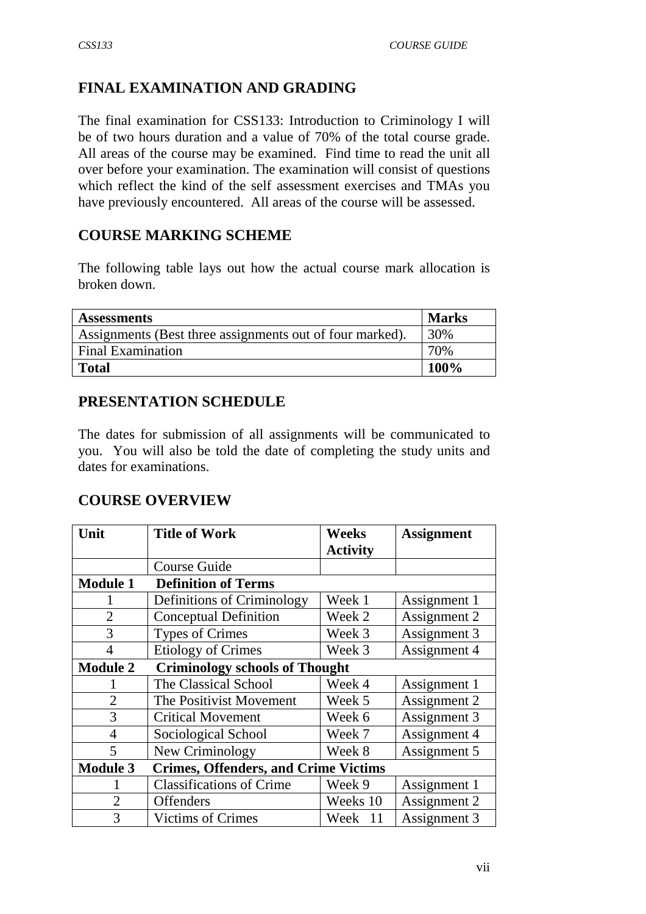## FINAL EXAMINATION AND GRADING

The final examination for CSS133: Introduction to Criminology I will be of two hours duration and a value of 70% of the total course grade. All areas of the course may be examined. Find time to read the unit all over before your examination. The examination will consist of questions which reflect the kind of the self assessment exercises and TMAs you have previously encountered. All areas of the course will be assessed.

## COURSE MARKING SCHEME

The following table lays out how the actual course mark allocation is broken down.

| **Assessments** | **Marks** |
|---|---|
| Assignments (Best three assignments out of four marked). | 30% |
| Final Examination | 70% |
| **Total** | **100%** |

## PRESENTATION SCHEDULE

The dates for submission of all assignments will be communicated to you. You will also be told the date of completing the study units and dates for examinations.

## COURSE OVERVIEW

| **Unit** | **Title of Work** | **Weeks Activity** | **Assignment** |
|---|---|---|---|
| | Course Guide | | |
| **Module 1** | **Definition of Terms** | | |
| 1 | Definitions of Criminology | Week 1 | Assignment 1 |
| 2 | Conceptual Definition | Week 2 | Assignment 2 |
| 3 | Types of Crimes | Week 3 | Assignment 3 |
| 4 | Etiology of Crimes | Week 3 | Assignment 4 |
| **Module 2** | **Criminology schools of Thought** | | |
| 1 | The Classical School | Week 4 | Assignment 1 |
| 2 | The Positivist Movement | Week 5 | Assignment 2 |
| 3 | Critical Movement | Week 6 | Assignment 3 |
| 4 | Sociological School | Week 7 | Assignment 4 |
| 5 | New Criminology | Week 8 | Assignment 5 |
| **Module 3** | **Crimes, Offenders, and Crime Victims** | | |
| 1 | Classifications of Crime | Week 9 | Assignment 1 |
| 2 | Offenders | Weeks 10 | Assignment 2 |
| 3 | Victims of Crimes | Week 11 | Assignment 3 |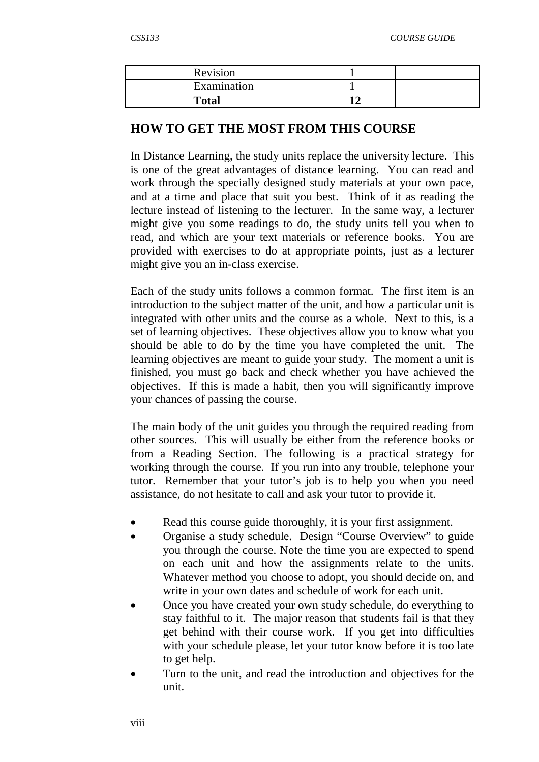| | Revision | 1 | |
|---|---|---|---|
| | Examination | 1 | |
| | **Total** | **12** | |

## HOW TO GET THE MOST FROM THIS COURSE

In Distance Learning, the study units replace the university lecture. This is one of the great advantages of distance learning. You can read and work through the specially designed study materials at your own pace, and at a time and place that suit you best. Think of it as reading the lecture instead of listening to the lecturer. In the same way, a lecturer might give you some readings to do, the study units tell you when to read, and which are your text materials or reference books. You are provided with exercises to do at appropriate points, just as a lecturer might give you an in-class exercise.

Each of the study units follows a common format. The first item is an introduction to the subject matter of the unit, and how a particular unit is integrated with other units and the course as a whole. Next to this, is a set of learning objectives. These objectives allow you to know what you should be able to do by the time you have completed the unit. The learning objectives are meant to guide your study. The moment a unit is finished, you must go back and check whether you have achieved the objectives. If this is made a habit, then you will significantly improve your chances of passing the course.

The main body of the unit guides you through the required reading from other sources. This will usually be either from the reference books or from a Reading Section. The following is a practical strategy for working through the course. If you run into any trouble, telephone your tutor. Remember that your tutor's job is to help you when you need assistance, do not hesitate to call and ask your tutor to provide it.

- Read this course guide thoroughly, it is your first assignment.
- Organise a study schedule. Design "Course Overview" to guide you through the course. Note the time you are expected to spend on each unit and how the assignments relate to the units. Whatever method you choose to adopt, you should decide on, and write in your own dates and schedule of work for each unit.
- Once you have created your own study schedule, do everything to stay faithful to it. The major reason that students fail is that they get behind with their course work. If you get into difficulties with your schedule please, let your tutor know before it is too late to get help.
- Turn to the unit, and read the introduction and objectives for the unit.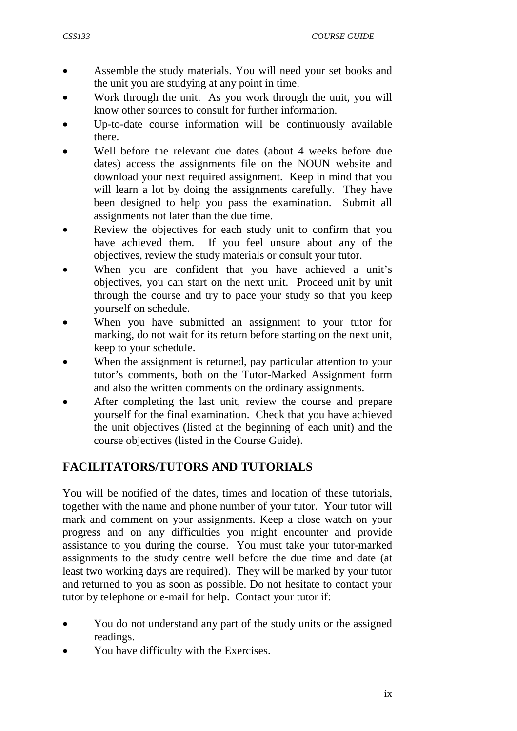- Assemble the study materials. You will need your set books and the unit you are studying at any point in time.
- Work through the unit. As you work through the unit, you will know other sources to consult for further information.
- Up-to-date course information will be continuously available there.
- Well before the relevant due dates (about 4 weeks before due dates) access the assignments file on the NOUN website and download your next required assignment. Keep in mind that you will learn a lot by doing the assignments carefully. They have been designed to help you pass the examination. Submit all assignments not later than the due time.
- Review the objectives for each study unit to confirm that you have achieved them. If you feel unsure about any of the objectives, review the study materials or consult your tutor.
- When you are confident that you have achieved a unit's objectives, you can start on the next unit. Proceed unit by unit through the course and try to pace your study so that you keep yourself on schedule.
- When you have submitted an assignment to your tutor for marking, do not wait for its return before starting on the next unit, keep to your schedule.
- When the assignment is returned, pay particular attention to your tutor's comments, both on the Tutor-Marked Assignment form and also the written comments on the ordinary assignments.
- After completing the last unit, review the course and prepare yourself for the final examination. Check that you have achieved the unit objectives (listed at the beginning of each unit) and the course objectives (listed in the Course Guide).

## FACILITATORS/TUTORS AND TUTORIALS

You will be notified of the dates, times and location of these tutorials, together with the name and phone number of your tutor. Your tutor will mark and comment on your assignments. Keep a close watch on your progress and on any difficulties you might encounter and provide assistance to you during the course. You must take your tutor-marked assignments to the study centre well before the due time and date (at least two working days are required). They will be marked by your tutor and returned to you as soon as possible. Do not hesitate to contact your tutor by telephone or e-mail for help. Contact your tutor if:

- You do not understand any part of the study units or the assigned readings.
- You have difficulty with the Exercises.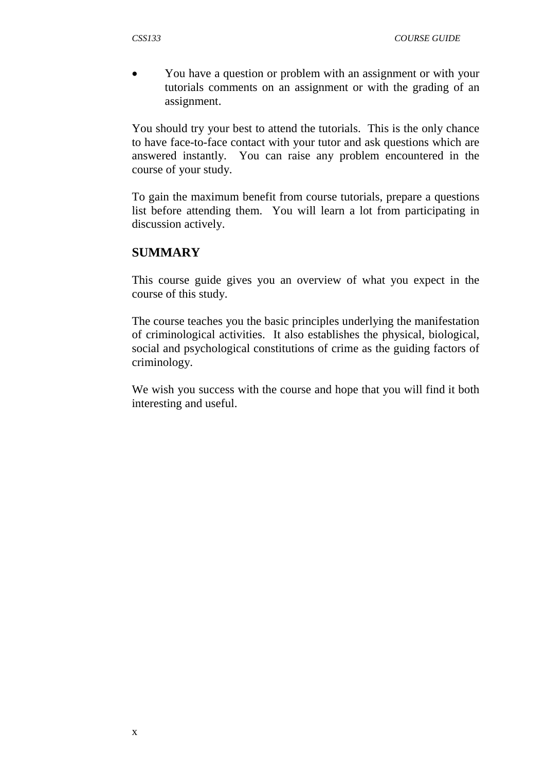- You have a question or problem with an assignment or with your tutorials comments on an assignment or with the grading of an assignment.

You should try your best to attend the tutorials. This is the only chance to have face-to-face contact with your tutor and ask questions which are answered instantly. You can raise any problem encountered in the course of your study.

To gain the maximum benefit from course tutorials, prepare a questions list before attending them. You will learn a lot from participating in discussion actively.

## SUMMARY

This course guide gives you an overview of what you expect in the course of this study.

The course teaches you the basic principles underlying the manifestation of criminological activities. It also establishes the physical, biological, social and psychological constitutions of crime as the guiding factors of criminology.

We wish you success with the course and hope that you will find it both interesting and useful.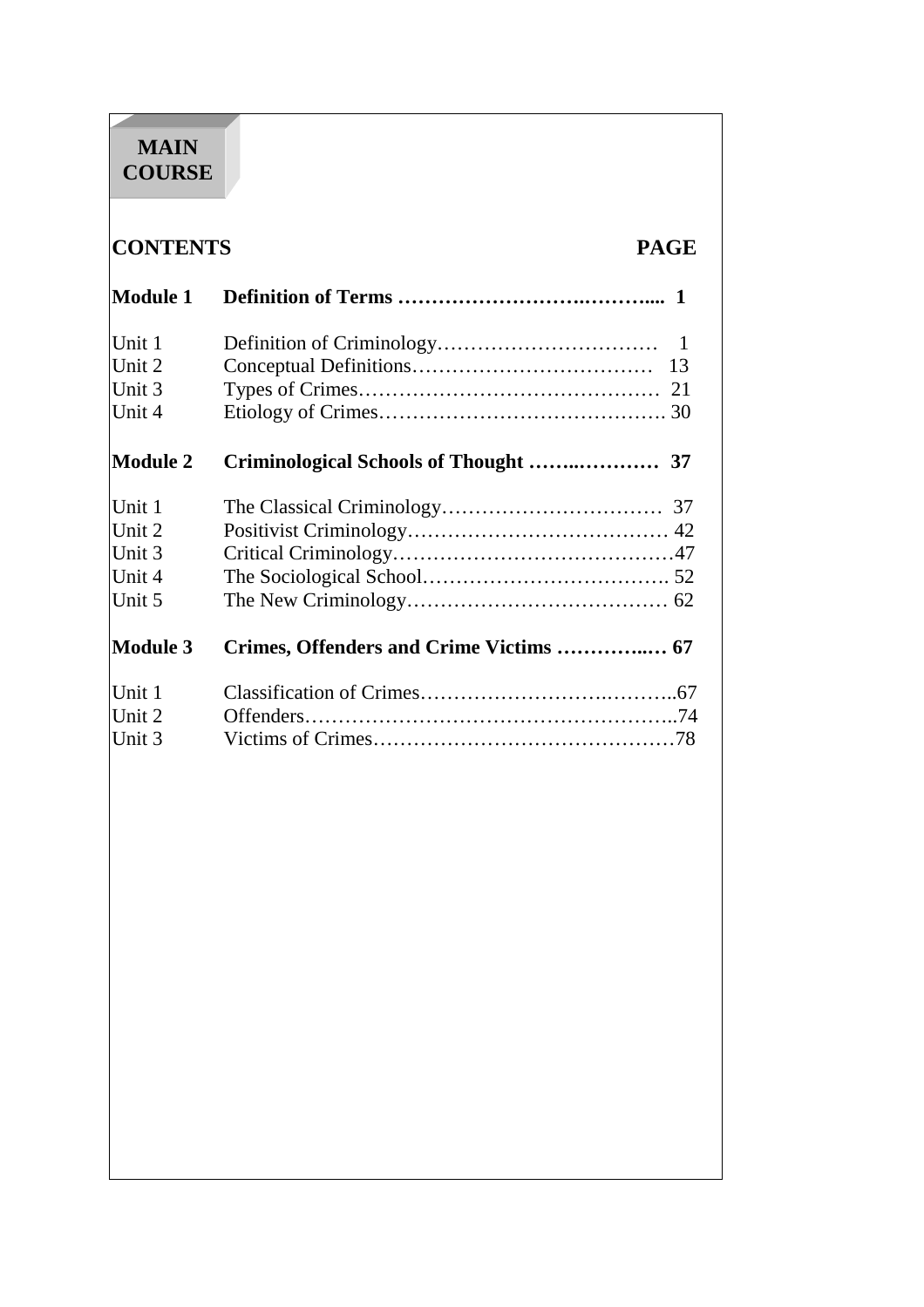# MAIN COURSE

| CONTENTS | | PAGE |
|---|---|---|
| **Module 1** | **Definition of Terms** | **1** |
| Unit 1 | Definition of Criminology | 1 |
| Unit 2 | Conceptual Definitions | 13 |
| Unit 3 | Types of Crimes | 21 |
| Unit 4 | Etiology of Crimes | 30 |
| **Module 2** | **Criminological Schools of Thought** | **37** |
| Unit 1 | The Classical Criminology | 37 |
| Unit 2 | Positivist Criminology | 42 |
| Unit 3 | Critical Criminology | 47 |
| Unit 4 | The Sociological School | 52 |
| Unit 5 | The New Criminology | 62 |
| **Module 3** | **Crimes, Offenders and Crime Victims** | **67** |
| Unit 1 | Classification of Crimes | 67 |
| Unit 2 | Offenders | 74 |
| Unit 3 | Victims of Crimes | 78 |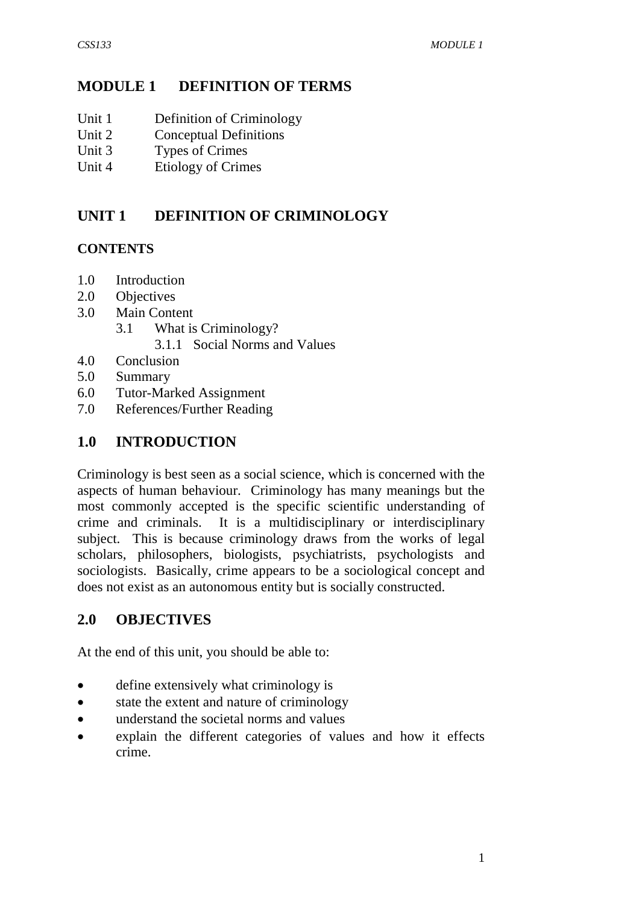# MODULE 1 DEFINITION OF TERMS

- Unit 1 Definition of Criminology
- Unit 2 Conceptual Definitions
- Unit 3 Types of Crimes
- Unit 4 Etiology of Crimes

## UNIT 1 DEFINITION OF CRIMINOLOGY

**CONTENTS**

- 1.0 Introduction
- 2.0 Objectives
- 3.0 Main Content
  - 3.1 What is Criminology?
    - 3.1.1 Social Norms and Values
- 4.0 Conclusion
- 5.0 Summary
- 6.0 Tutor-Marked Assignment
- 7.0 References/Further Reading

## 1.0 INTRODUCTION

Criminology is best seen as a social science, which is concerned with the aspects of human behaviour. Criminology has many meanings but the most commonly accepted is the specific scientific understanding of crime and criminals. It is a multidisciplinary or interdisciplinary subject. This is because criminology draws from the works of legal scholars, philosophers, biologists, psychiatrists, psychologists and sociologists. Basically, crime appears to be a sociological concept and does not exist as an autonomous entity but is socially constructed.

## 2.0 OBJECTIVES

At the end of this unit, you should be able to:

- define extensively what criminology is
- state the extent and nature of criminology
- understand the societal norms and values
- explain the different categories of values and how it effects crime.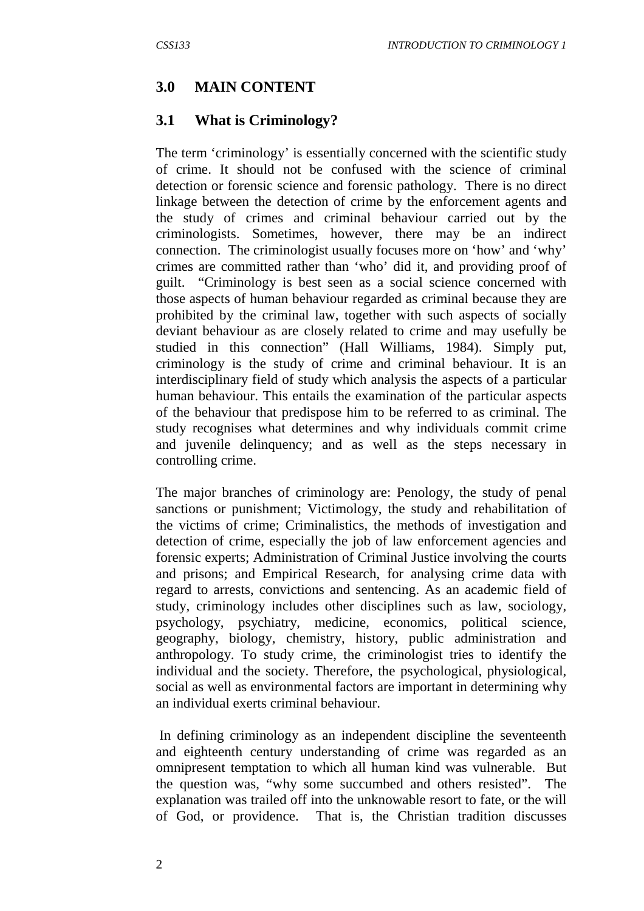## 3.0 MAIN CONTENT

### 3.1 What is Criminology?

The term 'criminology' is essentially concerned with the scientific study of crime. It should not be confused with the science of criminal detection or forensic science and forensic pathology. There is no direct linkage between the detection of crime by the enforcement agents and the study of crimes and criminal behaviour carried out by the criminologists. Sometimes, however, there may be an indirect connection. The criminologist usually focuses more on 'how' and 'why' crimes are committed rather than 'who' did it, and providing proof of guilt. "Criminology is best seen as a social science concerned with those aspects of human behaviour regarded as criminal because they are prohibited by the criminal law, together with such aspects of socially deviant behaviour as are closely related to crime and may usefully be studied in this connection" (Hall Williams, 1984). Simply put, criminology is the study of crime and criminal behaviour. It is an interdisciplinary field of study which analysis the aspects of a particular human behaviour. This entails the examination of the particular aspects of the behaviour that predispose him to be referred to as criminal. The study recognises what determines and why individuals commit crime and juvenile delinquency; and as well as the steps necessary in controlling crime.

The major branches of criminology are: Penology, the study of penal sanctions or punishment; Victimology, the study and rehabilitation of the victims of crime; Criminalistics, the methods of investigation and detection of crime, especially the job of law enforcement agencies and forensic experts; Administration of Criminal Justice involving the courts and prisons; and Empirical Research, for analysing crime data with regard to arrests, convictions and sentencing. As an academic field of study, criminology includes other disciplines such as law, sociology, psychology, psychiatry, medicine, economics, political science, geography, biology, chemistry, history, public administration and anthropology. To study crime, the criminologist tries to identify the individual and the society. Therefore, the psychological, physiological, social as well as environmental factors are important in determining why an individual exerts criminal behaviour.

In defining criminology as an independent discipline the seventeenth and eighteenth century understanding of crime was regarded as an omnipresent temptation to which all human kind was vulnerable. But the question was, "why some succumbed and others resisted". The explanation was trailed off into the unknowable resort to fate, or the will of God, or providence. That is, the Christian tradition discusses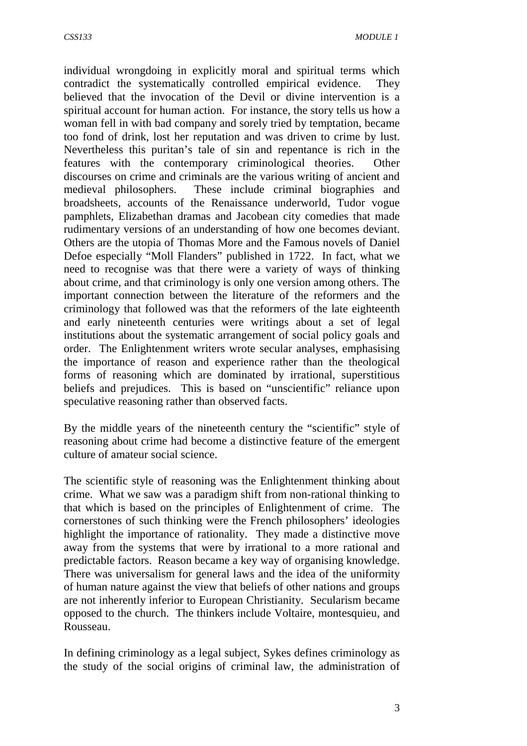individual wrongdoing in explicitly moral and spiritual terms which contradict the systematically controlled empirical evidence. They believed that the invocation of the Devil or divine intervention is a spiritual account for human action. For instance, the story tells us how a woman fell in with bad company and sorely tried by temptation, became too fond of drink, lost her reputation and was driven to crime by lust. Nevertheless this puritan's tale of sin and repentance is rich in the features with the contemporary criminological theories. Other discourses on crime and criminals are the various writing of ancient and medieval philosophers. These include criminal biographies and broadsheets, accounts of the Renaissance underworld, Tudor vogue pamphlets, Elizabethan dramas and Jacobean city comedies that made rudimentary versions of an understanding of how one becomes deviant. Others are the utopia of Thomas More and the Famous novels of Daniel Defoe especially "Moll Flanders" published in 1722. In fact, what we need to recognise was that there were a variety of ways of thinking about crime, and that criminology is only one version among others. The important connection between the literature of the reformers and the criminology that followed was that the reformers of the late eighteenth and early nineteenth centuries were writings about a set of legal institutions about the systematic arrangement of social policy goals and order. The Enlightenment writers wrote secular analyses, emphasising the importance of reason and experience rather than the theological forms of reasoning which are dominated by irrational, superstitious beliefs and prejudices. This is based on "unscientific" reliance upon speculative reasoning rather than observed facts.

By the middle years of the nineteenth century the "scientific" style of reasoning about crime had become a distinctive feature of the emergent culture of amateur social science.

The scientific style of reasoning was the Enlightenment thinking about crime. What we saw was a paradigm shift from non-rational thinking to that which is based on the principles of Enlightenment of crime. The cornerstones of such thinking were the French philosophers' ideologies highlight the importance of rationality. They made a distinctive move away from the systems that were by irrational to a more rational and predictable factors. Reason became a key way of organising knowledge. There was universalism for general laws and the idea of the uniformity of human nature against the view that beliefs of other nations and groups are not inherently inferior to European Christianity. Secularism became opposed to the church. The thinkers include Voltaire, montesquieu, and Rousseau.

In defining criminology as a legal subject, Sykes defines criminology as the study of the social origins of criminal law, the administration of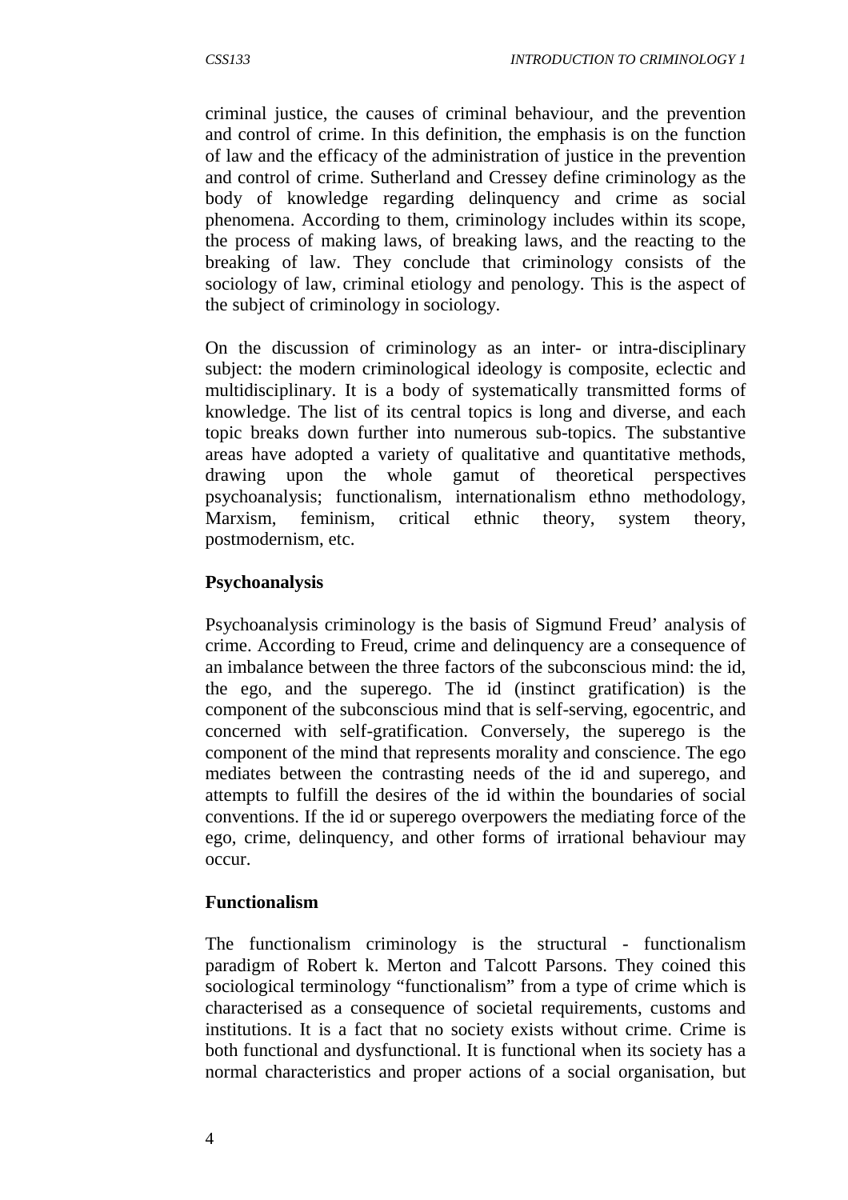criminal justice, the causes of criminal behaviour, and the prevention and control of crime. In this definition, the emphasis is on the function of law and the efficacy of the administration of justice in the prevention and control of crime. Sutherland and Cressey define criminology as the body of knowledge regarding delinquency and crime as social phenomena. According to them, criminology includes within its scope, the process of making laws, of breaking laws, and the reacting to the breaking of law. They conclude that criminology consists of the sociology of law, criminal etiology and penology. This is the aspect of the subject of criminology in sociology.

On the discussion of criminology as an inter- or intra-disciplinary subject: the modern criminological ideology is composite, eclectic and multidisciplinary. It is a body of systematically transmitted forms of knowledge. The list of its central topics is long and diverse, and each topic breaks down further into numerous sub-topics. The substantive areas have adopted a variety of qualitative and quantitative methods, drawing upon the whole gamut of theoretical perspectives psychoanalysis; functionalism, internationalism ethno methodology, Marxism, feminism, critical ethnic theory, system theory, postmodernism, etc.

**Psychoanalysis**

Psychoanalysis criminology is the basis of Sigmund Freud' analysis of crime. According to Freud, crime and delinquency are a consequence of an imbalance between the three factors of the subconscious mind: the id, the ego, and the superego. The id (instinct gratification) is the component of the subconscious mind that is self-serving, egocentric, and concerned with self-gratification. Conversely, the superego is the component of the mind that represents morality and conscience. The ego mediates between the contrasting needs of the id and superego, and attempts to fulfill the desires of the id within the boundaries of social conventions. If the id or superego overpowers the mediating force of the ego, crime, delinquency, and other forms of irrational behaviour may occur.

**Functionalism**

The functionalism criminology is the structural - functionalism paradigm of Robert k. Merton and Talcott Parsons. They coined this sociological terminology "functionalism" from a type of crime which is characterised as a consequence of societal requirements, customs and institutions. It is a fact that no society exists without crime. Crime is both functional and dysfunctional. It is functional when its society has a normal characteristics and proper actions of a social organisation, but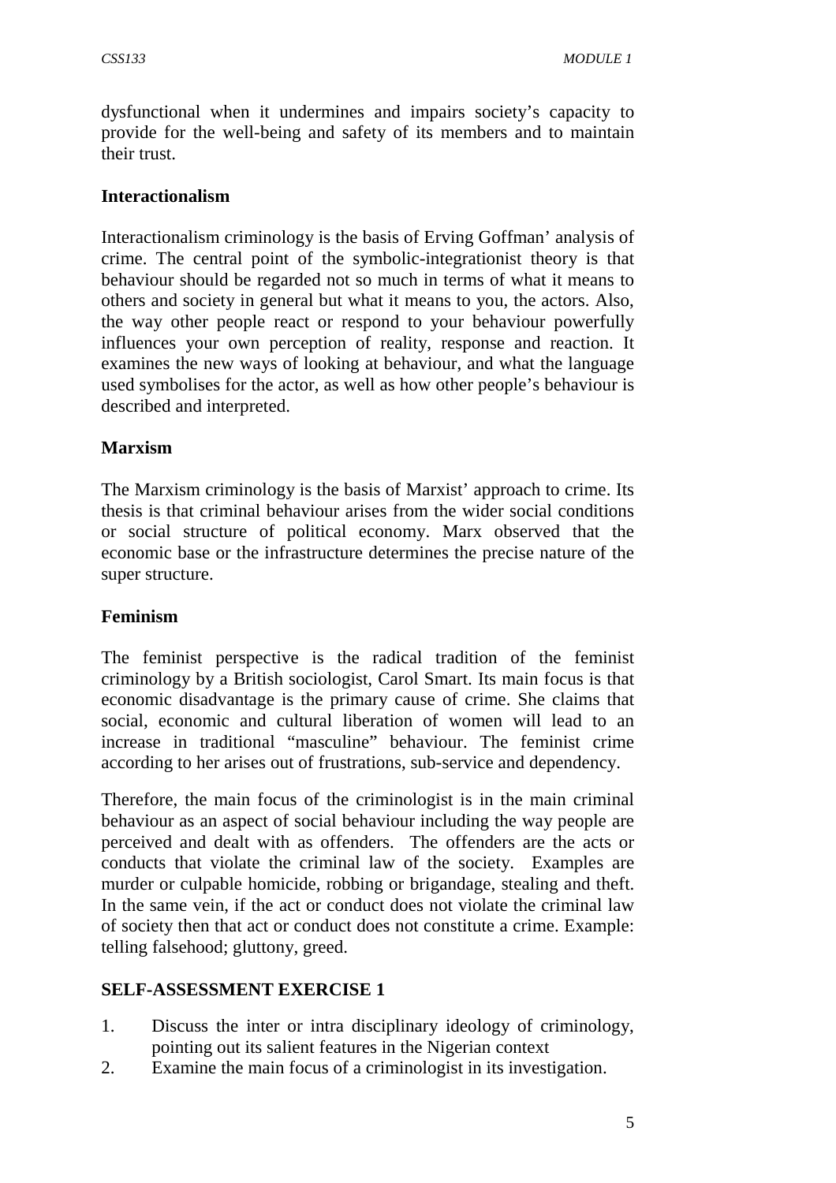dysfunctional when it undermines and impairs society's capacity to provide for the well-being and safety of its members and to maintain their trust.

**Interactionalism**

Interactionalism criminology is the basis of Erving Goffman' analysis of crime. The central point of the symbolic-integrationist theory is that behaviour should be regarded not so much in terms of what it means to others and society in general but what it means to you, the actors. Also, the way other people react or respond to your behaviour powerfully influences your own perception of reality, response and reaction. It examines the new ways of looking at behaviour, and what the language used symbolises for the actor, as well as how other people's behaviour is described and interpreted.

**Marxism**

The Marxism criminology is the basis of Marxist' approach to crime. Its thesis is that criminal behaviour arises from the wider social conditions or social structure of political economy. Marx observed that the economic base or the infrastructure determines the precise nature of the super structure.

**Feminism**

The feminist perspective is the radical tradition of the feminist criminology by a British sociologist, Carol Smart. Its main focus is that economic disadvantage is the primary cause of crime. She claims that social, economic and cultural liberation of women will lead to an increase in traditional "masculine" behaviour. The feminist crime according to her arises out of frustrations, sub-service and dependency.

Therefore, the main focus of the criminologist is in the main criminal behaviour as an aspect of social behaviour including the way people are perceived and dealt with as offenders. The offenders are the acts or conducts that violate the criminal law of the society. Examples are murder or culpable homicide, robbing or brigandage, stealing and theft. In the same vein, if the act or conduct does not violate the criminal law of society then that act or conduct does not constitute a crime. Example: telling falsehood; gluttony, greed.

## SELF-ASSESSMENT EXERCISE 1

1. Discuss the inter or intra disciplinary ideology of criminology, pointing out its salient features in the Nigerian context
2. Examine the main focus of a criminologist in its investigation.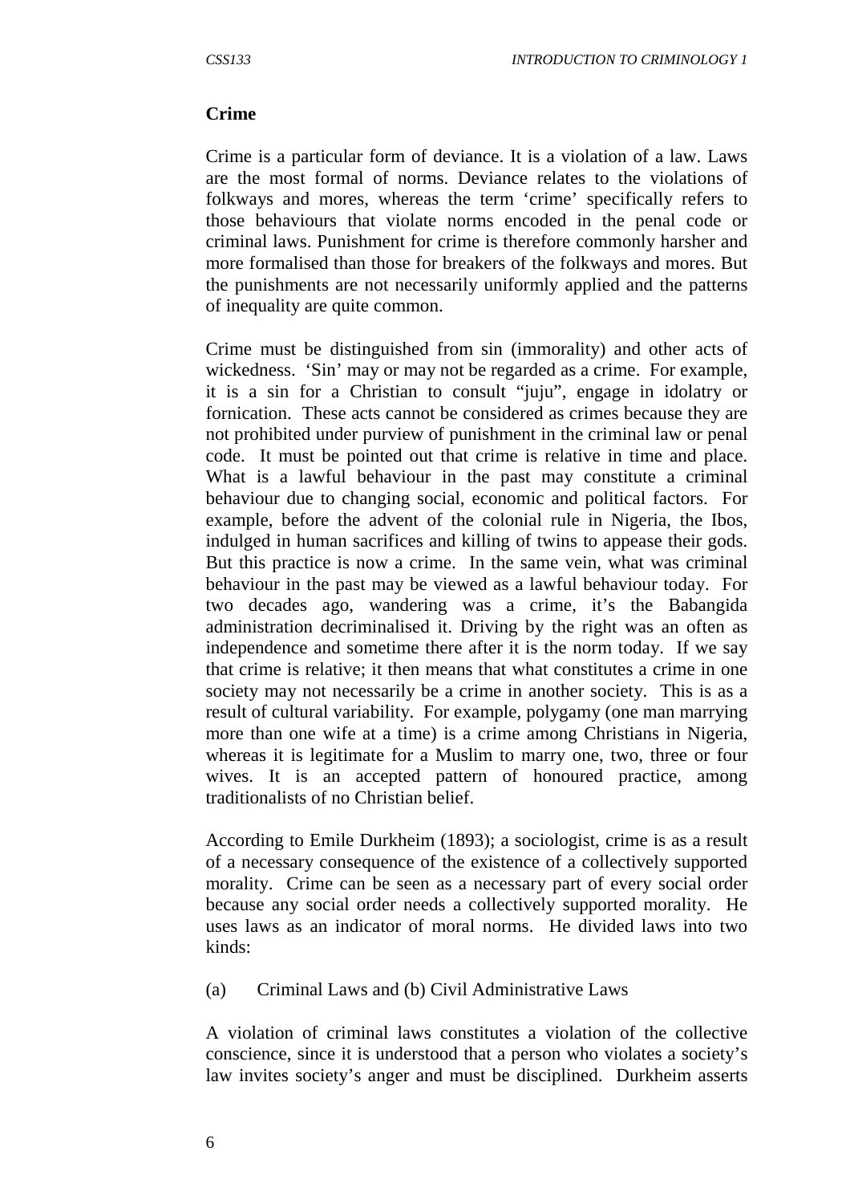**Crime**

Crime is a particular form of deviance. It is a violation of a law. Laws are the most formal of norms. Deviance relates to the violations of folkways and mores, whereas the term 'crime' specifically refers to those behaviours that violate norms encoded in the penal code or criminal laws. Punishment for crime is therefore commonly harsher and more formalised than those for breakers of the folkways and mores. But the punishments are not necessarily uniformly applied and the patterns of inequality are quite common.

Crime must be distinguished from sin (immorality) and other acts of wickedness. 'Sin' may or may not be regarded as a crime. For example, it is a sin for a Christian to consult "juju", engage in idolatry or fornication. These acts cannot be considered as crimes because they are not prohibited under purview of punishment in the criminal law or penal code. It must be pointed out that crime is relative in time and place. What is a lawful behaviour in the past may constitute a criminal behaviour due to changing social, economic and political factors. For example, before the advent of the colonial rule in Nigeria, the Ibos, indulged in human sacrifices and killing of twins to appease their gods. But this practice is now a crime. In the same vein, what was criminal behaviour in the past may be viewed as a lawful behaviour today. For two decades ago, wandering was a crime, it's the Babangida administration decriminalised it. Driving by the right was an often as independence and sometime there after it is the norm today. If we say that crime is relative; it then means that what constitutes a crime in one society may not necessarily be a crime in another society. This is as a result of cultural variability. For example, polygamy (one man marrying more than one wife at a time) is a crime among Christians in Nigeria, whereas it is legitimate for a Muslim to marry one, two, three or four wives. It is an accepted pattern of honoured practice, among traditionalists of no Christian belief.

According to Emile Durkheim (1893); a sociologist, crime is as a result of a necessary consequence of the existence of a collectively supported morality. Crime can be seen as a necessary part of every social order because any social order needs a collectively supported morality. He uses laws as an indicator of moral norms. He divided laws into two kinds:

(a) Criminal Laws and (b) Civil Administrative Laws

A violation of criminal laws constitutes a violation of the collective conscience, since it is understood that a person who violates a society's law invites society's anger and must be disciplined. Durkheim asserts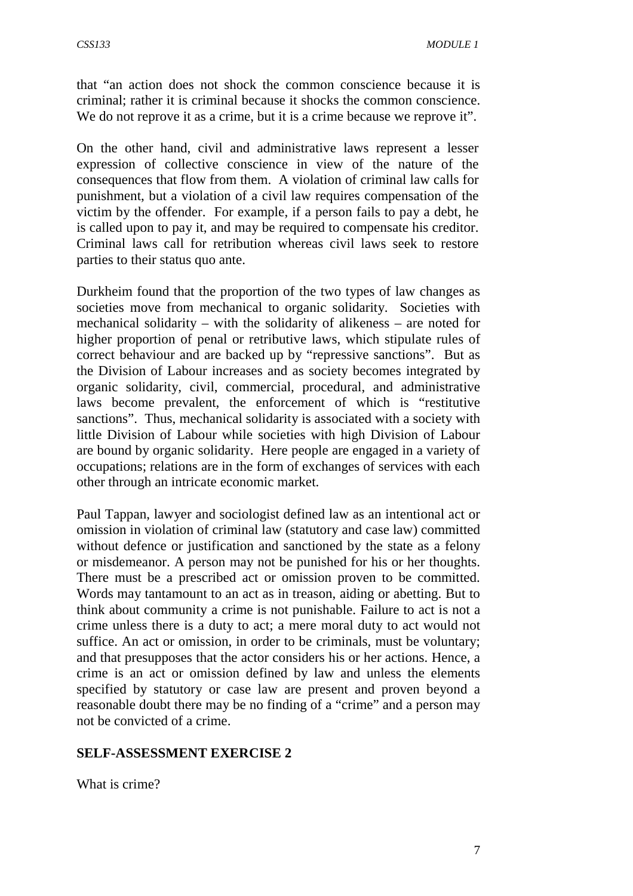that "an action does not shock the common conscience because it is criminal; rather it is criminal because it shocks the common conscience. We do not reprove it as a crime, but it is a crime because we reprove it".

On the other hand, civil and administrative laws represent a lesser expression of collective conscience in view of the nature of the consequences that flow from them. A violation of criminal law calls for punishment, but a violation of a civil law requires compensation of the victim by the offender. For example, if a person fails to pay a debt, he is called upon to pay it, and may be required to compensate his creditor. Criminal laws call for retribution whereas civil laws seek to restore parties to their status quo ante.

Durkheim found that the proportion of the two types of law changes as societies move from mechanical to organic solidarity. Societies with mechanical solidarity – with the solidarity of alikeness – are noted for higher proportion of penal or retributive laws, which stipulate rules of correct behaviour and are backed up by "repressive sanctions". But as the Division of Labour increases and as society becomes integrated by organic solidarity, civil, commercial, procedural, and administrative laws become prevalent, the enforcement of which is "restitutive sanctions". Thus, mechanical solidarity is associated with a society with little Division of Labour while societies with high Division of Labour are bound by organic solidarity. Here people are engaged in a variety of occupations; relations are in the form of exchanges of services with each other through an intricate economic market.

Paul Tappan, lawyer and sociologist defined law as an intentional act or omission in violation of criminal law (statutory and case law) committed without defence or justification and sanctioned by the state as a felony or misdemeanor. A person may not be punished for his or her thoughts. There must be a prescribed act or omission proven to be committed. Words may tantamount to an act as in treason, aiding or abetting. But to think about community a crime is not punishable. Failure to act is not a crime unless there is a duty to act; a mere moral duty to act would not suffice. An act or omission, in order to be criminals, must be voluntary; and that presupposes that the actor considers his or her actions. Hence, a crime is an act or omission defined by law and unless the elements specified by statutory or case law are present and proven beyond a reasonable doubt there may be no finding of a "crime" and a person may not be convicted of a crime.

## SELF-ASSESSMENT EXERCISE 2

What is crime?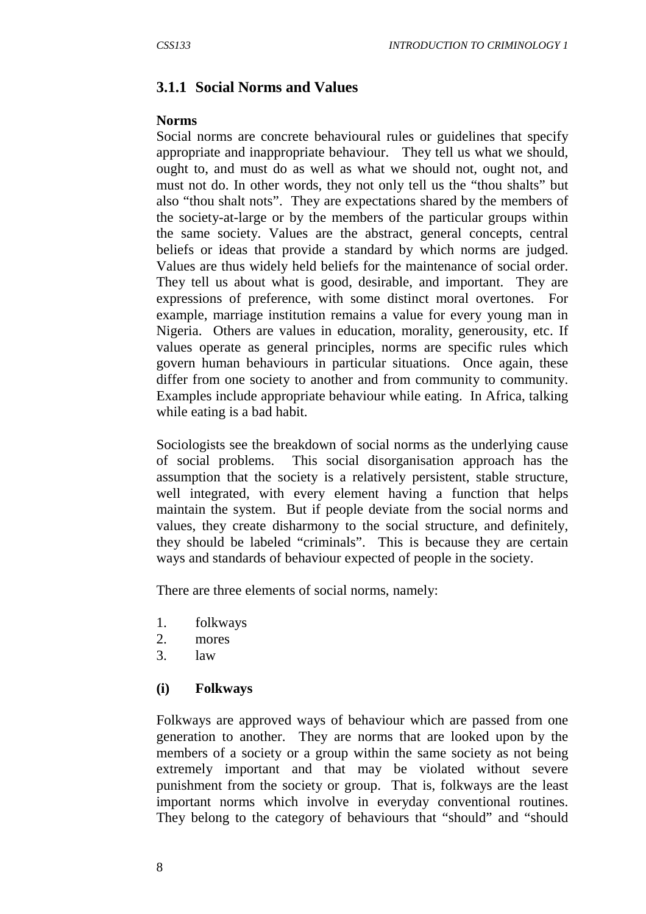### 3.1.1 Social Norms and Values

**Norms**

Social norms are concrete behavioural rules or guidelines that specify appropriate and inappropriate behaviour. They tell us what we should, ought to, and must do as well as what we should not, ought not, and must not do. In other words, they not only tell us the "thou shalts" but also "thou shalt nots". They are expectations shared by the members of the society-at-large or by the members of the particular groups within the same society. Values are the abstract, general concepts, central beliefs or ideas that provide a standard by which norms are judged. Values are thus widely held beliefs for the maintenance of social order. They tell us about what is good, desirable, and important. They are expressions of preference, with some distinct moral overtones. For example, marriage institution remains a value for every young man in Nigeria. Others are values in education, morality, generousity, etc. If values operate as general principles, norms are specific rules which govern human behaviours in particular situations. Once again, these differ from one society to another and from community to community. Examples include appropriate behaviour while eating. In Africa, talking while eating is a bad habit.

Sociologists see the breakdown of social norms as the underlying cause of social problems. This social disorganisation approach has the assumption that the society is a relatively persistent, stable structure, well integrated, with every element having a function that helps maintain the system. But if people deviate from the social norms and values, they create disharmony to the social structure, and definitely, they should be labeled "criminals". This is because they are certain ways and standards of behaviour expected of people in the society.

There are three elements of social norms, namely:

1. folkways
2. mores
3. law

**(i) Folkways**

Folkways are approved ways of behaviour which are passed from one generation to another. They are norms that are looked upon by the members of a society or a group within the same society as not being extremely important and that may be violated without severe punishment from the society or group. That is, folkways are the least important norms which involve in everyday conventional routines. They belong to the category of behaviours that "should" and "should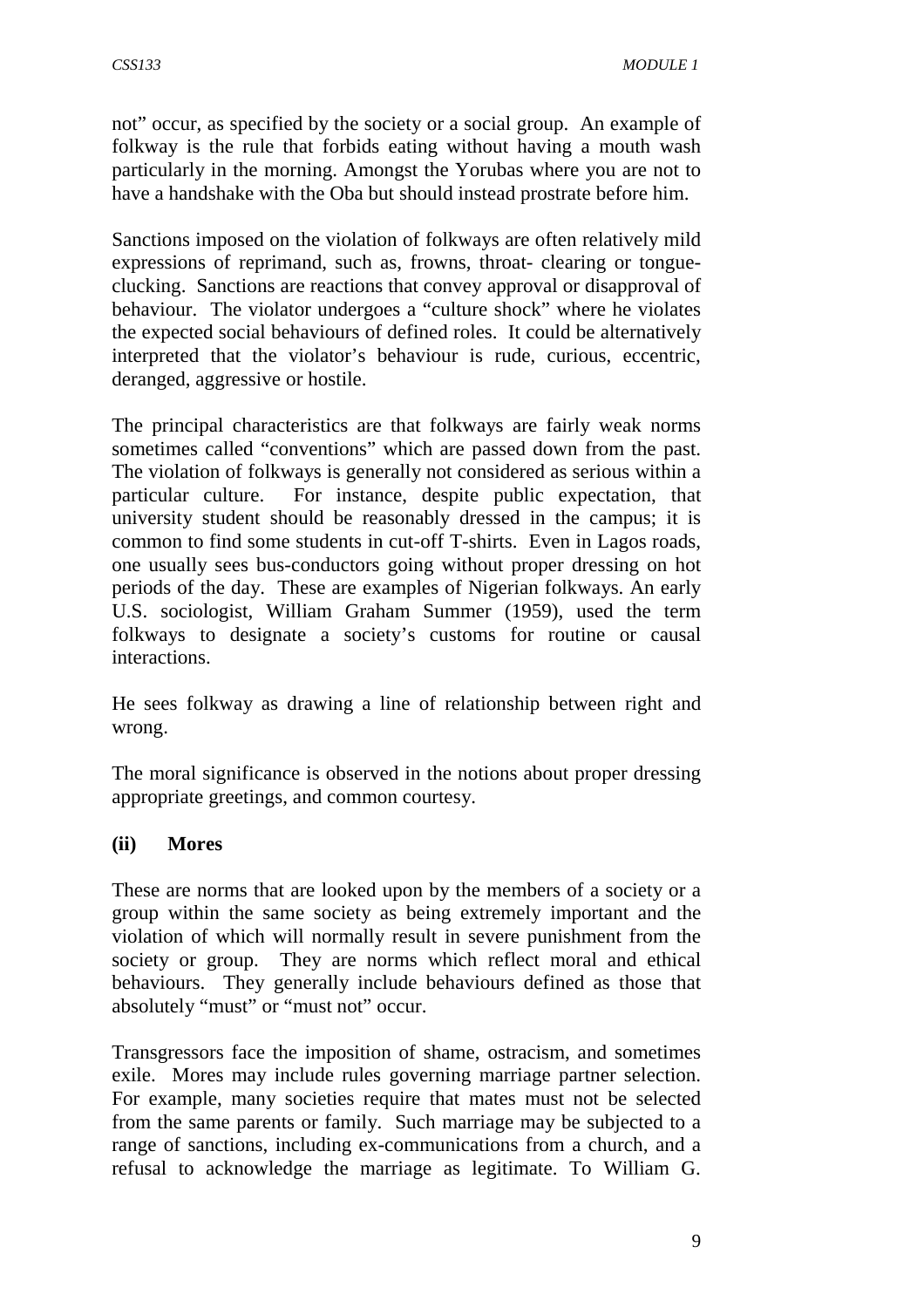not" occur, as specified by the society or a social group. An example of folkway is the rule that forbids eating without having a mouth wash particularly in the morning. Amongst the Yorubas where you are not to have a handshake with the Oba but should instead prostrate before him.

Sanctions imposed on the violation of folkways are often relatively mild expressions of reprimand, such as, frowns, throat- clearing or tongue-clucking. Sanctions are reactions that convey approval or disapproval of behaviour. The violator undergoes a "culture shock" where he violates the expected social behaviours of defined roles. It could be alternatively interpreted that the violator's behaviour is rude, curious, eccentric, deranged, aggressive or hostile.

The principal characteristics are that folkways are fairly weak norms sometimes called "conventions" which are passed down from the past. The violation of folkways is generally not considered as serious within a particular culture. For instance, despite public expectation, that university student should be reasonably dressed in the campus; it is common to find some students in cut-off T-shirts. Even in Lagos roads, one usually sees bus-conductors going without proper dressing on hot periods of the day. These are examples of Nigerian folkways. An early U.S. sociologist, William Graham Summer (1959), used the term folkways to designate a society's customs for routine or causal interactions.

He sees folkway as drawing a line of relationship between right and wrong.

The moral significance is observed in the notions about proper dressing appropriate greetings, and common courtesy.

**(ii) Mores**

These are norms that are looked upon by the members of a society or a group within the same society as being extremely important and the violation of which will normally result in severe punishment from the society or group. They are norms which reflect moral and ethical behaviours. They generally include behaviours defined as those that absolutely "must" or "must not" occur.

Transgressors face the imposition of shame, ostracism, and sometimes exile. Mores may include rules governing marriage partner selection. For example, many societies require that mates must not be selected from the same parents or family. Such marriage may be subjected to a range of sanctions, including ex-communications from a church, and a refusal to acknowledge the marriage as legitimate. To William G.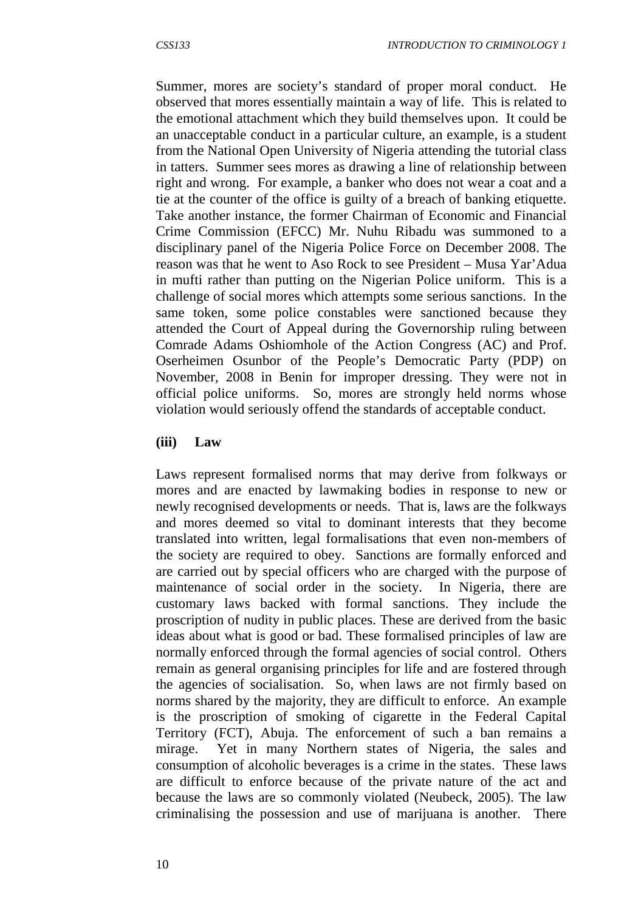Summer, mores are society's standard of proper moral conduct. He observed that mores essentially maintain a way of life. This is related to the emotional attachment which they build themselves upon. It could be an unacceptable conduct in a particular culture, an example, is a student from the National Open University of Nigeria attending the tutorial class in tatters. Summer sees mores as drawing a line of relationship between right and wrong. For example, a banker who does not wear a coat and a tie at the counter of the office is guilty of a breach of banking etiquette. Take another instance, the former Chairman of Economic and Financial Crime Commission (EFCC) Mr. Nuhu Ribadu was summoned to a disciplinary panel of the Nigeria Police Force on December 2008. The reason was that he went to Aso Rock to see President – Musa Yar'Adua in mufti rather than putting on the Nigerian Police uniform. This is a challenge of social mores which attempts some serious sanctions. In the same token, some police constables were sanctioned because they attended the Court of Appeal during the Governorship ruling between Comrade Adams Oshiomhole of the Action Congress (AC) and Prof. Oserheimen Osunbor of the People's Democratic Party (PDP) on November, 2008 in Benin for improper dressing. They were not in official police uniforms. So, mores are strongly held norms whose violation would seriously offend the standards of acceptable conduct.

**(iii) Law**

Laws represent formalised norms that may derive from folkways or mores and are enacted by lawmaking bodies in response to new or newly recognised developments or needs. That is, laws are the folkways and mores deemed so vital to dominant interests that they become translated into written, legal formalisations that even non-members of the society are required to obey. Sanctions are formally enforced and are carried out by special officers who are charged with the purpose of maintenance of social order in the society. In Nigeria, there are customary laws backed with formal sanctions. They include the proscription of nudity in public places. These are derived from the basic ideas about what is good or bad. These formalised principles of law are normally enforced through the formal agencies of social control. Others remain as general organising principles for life and are fostered through the agencies of socialisation. So, when laws are not firmly based on norms shared by the majority, they are difficult to enforce. An example is the proscription of smoking of cigarette in the Federal Capital Territory (FCT), Abuja. The enforcement of such a ban remains a mirage. Yet in many Northern states of Nigeria, the sales and consumption of alcoholic beverages is a crime in the states. These laws are difficult to enforce because of the private nature of the act and because the laws are so commonly violated (Neubeck, 2005). The law criminalising the possession and use of marijuana is another. There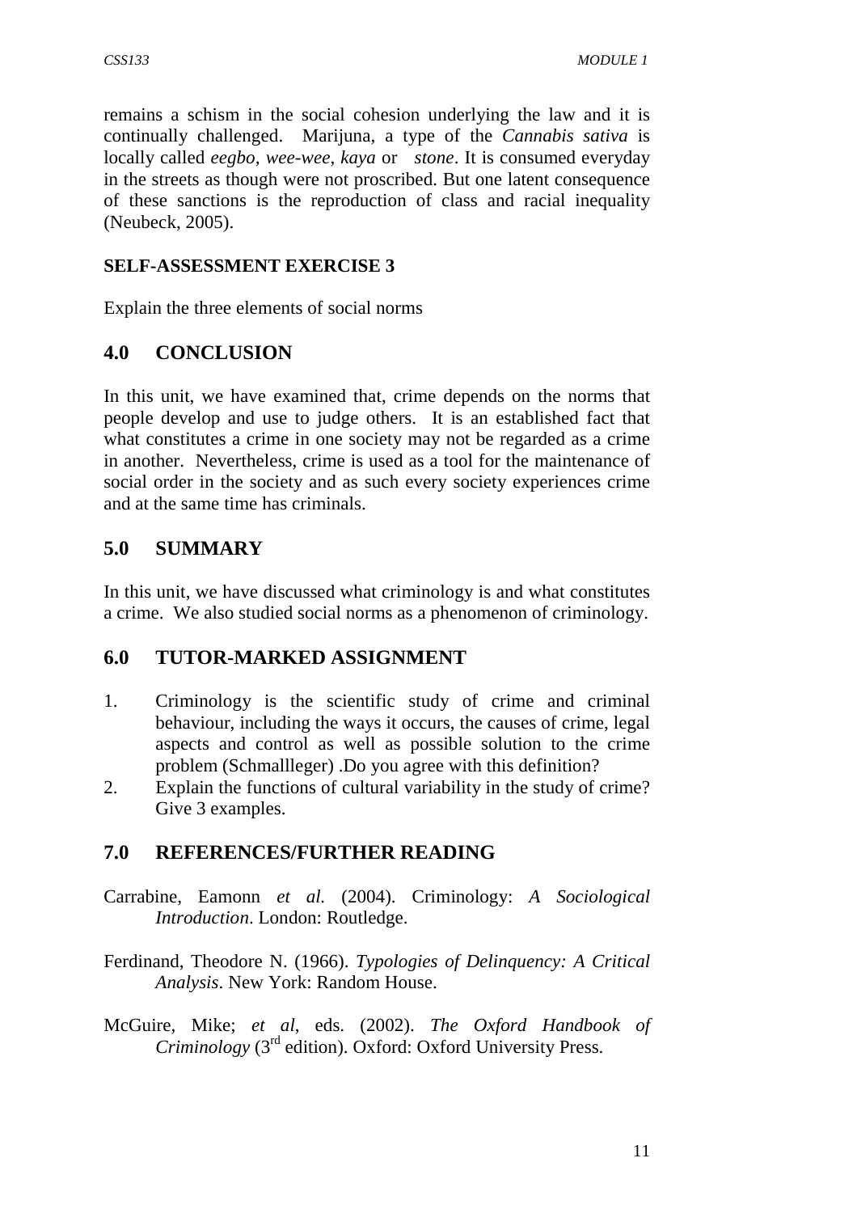remains a schism in the social cohesion underlying the law and it is continually challenged. Marijuna, a type of the *Cannabis sativa* is locally called *eegbo, wee-wee, kaya* or *stone*. It is consumed everyday in the streets as though were not proscribed. But one latent consequence of these sanctions is the reproduction of class and racial inequality (Neubeck, 2005).

**SELF-ASSESSMENT EXERCISE 3**

Explain the three elements of social norms

## 4.0 CONCLUSION

In this unit, we have examined that, crime depends on the norms that people develop and use to judge others. It is an established fact that what constitutes a crime in one society may not be regarded as a crime in another. Nevertheless, crime is used as a tool for the maintenance of social order in the society and as such every society experiences crime and at the same time has criminals.

## 5.0 SUMMARY

In this unit, we have discussed what criminology is and what constitutes a crime. We also studied social norms as a phenomenon of criminology.

## 6.0 TUTOR-MARKED ASSIGNMENT

1. Criminology is the scientific study of crime and criminal behaviour, including the ways it occurs, the causes of crime, legal aspects and control as well as possible solution to the crime problem (Schmallleger) .Do you agree with this definition?
2. Explain the functions of cultural variability in the study of crime? Give 3 examples.

## 7.0 REFERENCES/FURTHER READING

Carrabine, Eamonn *et al.* (2004). Criminology: *A Sociological Introduction*. London: Routledge.

Ferdinand, Theodore N. (1966). *Typologies of Delinquency: A Critical Analysis*. New York: Random House.

McGuire, Mike; *et al*, eds. (2002). *The Oxford Handbook of Criminology* (3rd edition). Oxford: Oxford University Press.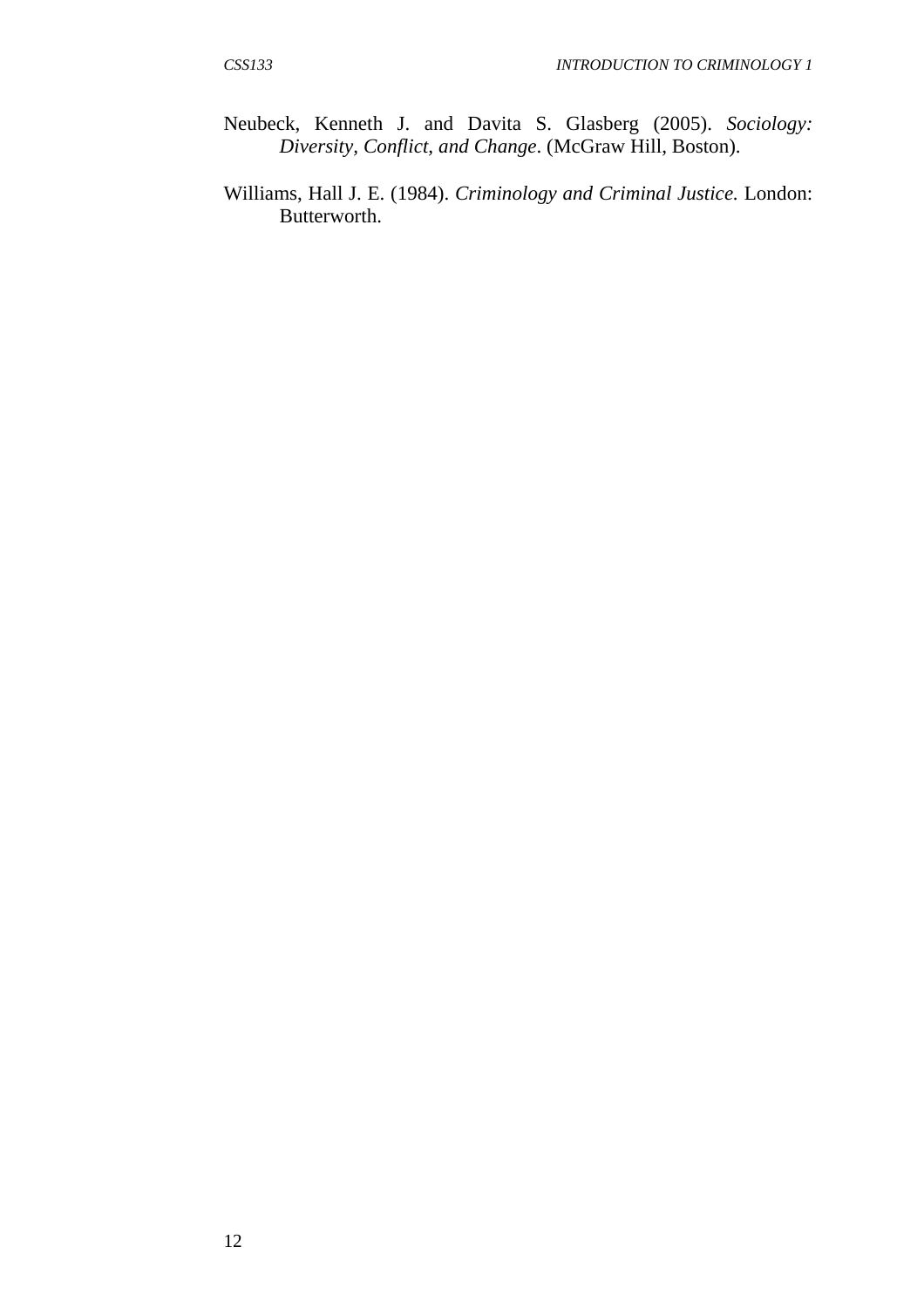Neubeck, Kenneth J. and Davita S. Glasberg (2005). *Sociology: Diversity, Conflict, and Change*. (McGraw Hill, Boston).

Williams, Hall J. E. (1984). *Criminology and Criminal Justice.* London: Butterworth.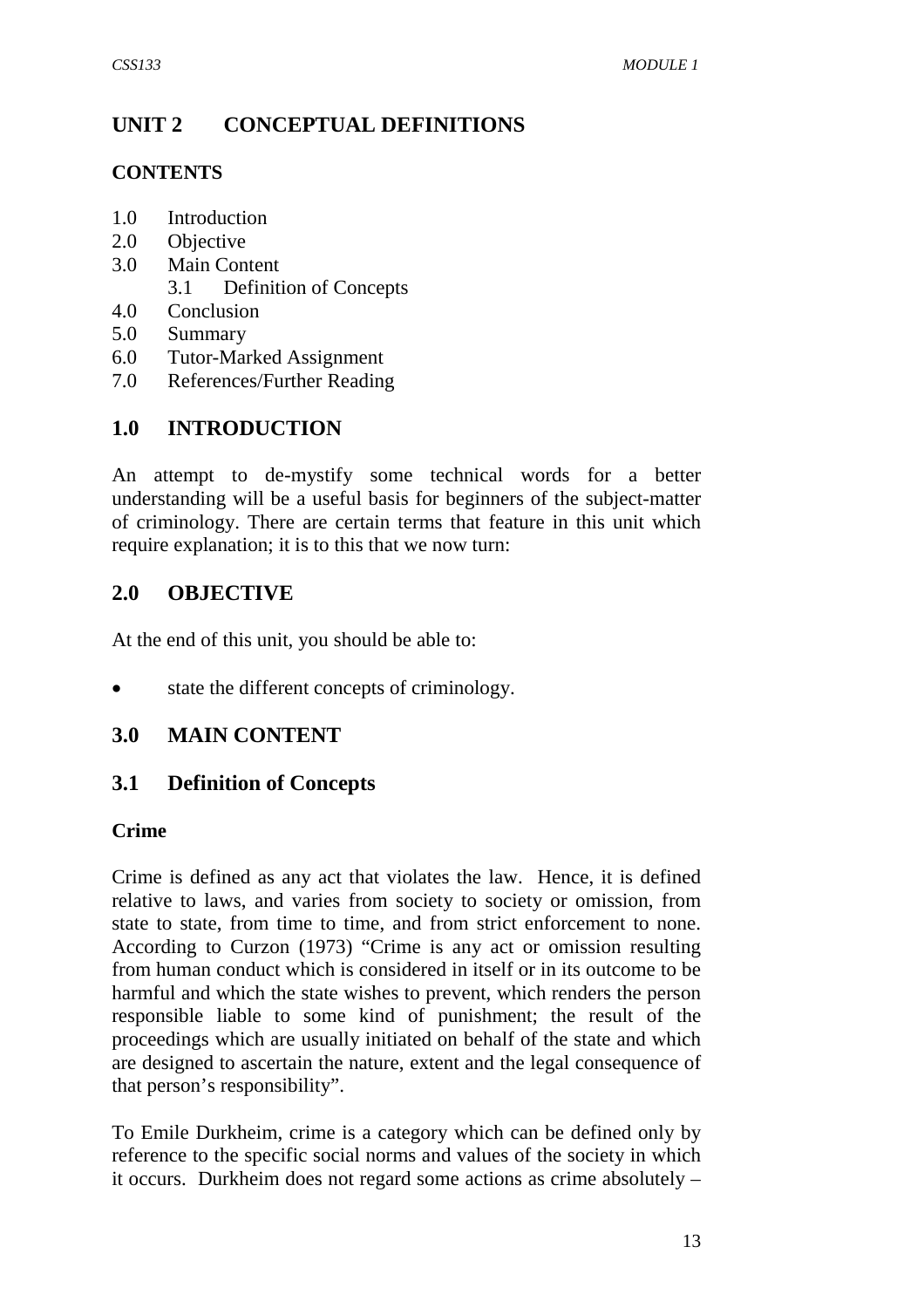# UNIT 2 CONCEPTUAL DEFINITIONS

**CONTENTS**

1.0 Introduction
2.0 Objective
3.0 Main Content
    3.1 Definition of Concepts
4.0 Conclusion
5.0 Summary
6.0 Tutor-Marked Assignment
7.0 References/Further Reading

## 1.0 INTRODUCTION

An attempt to de-mystify some technical words for a better understanding will be a useful basis for beginners of the subject-matter of criminology. There are certain terms that feature in this unit which require explanation; it is to this that we now turn:

## 2.0 OBJECTIVE

At the end of this unit, you should be able to:

- state the different concepts of criminology.

## 3.0 MAIN CONTENT

### 3.1 Definition of Concepts

**Crime**

Crime is defined as any act that violates the law. Hence, it is defined relative to laws, and varies from society to society or omission, from state to state, from time to time, and from strict enforcement to none. According to Curzon (1973) "Crime is any act or omission resulting from human conduct which is considered in itself or in its outcome to be harmful and which the state wishes to prevent, which renders the person responsible liable to some kind of punishment; the result of the proceedings which are usually initiated on behalf of the state and which are designed to ascertain the nature, extent and the legal consequence of that person's responsibility".

To Emile Durkheim, crime is a category which can be defined only by reference to the specific social norms and values of the society in which it occurs. Durkheim does not regard some actions as crime absolutely –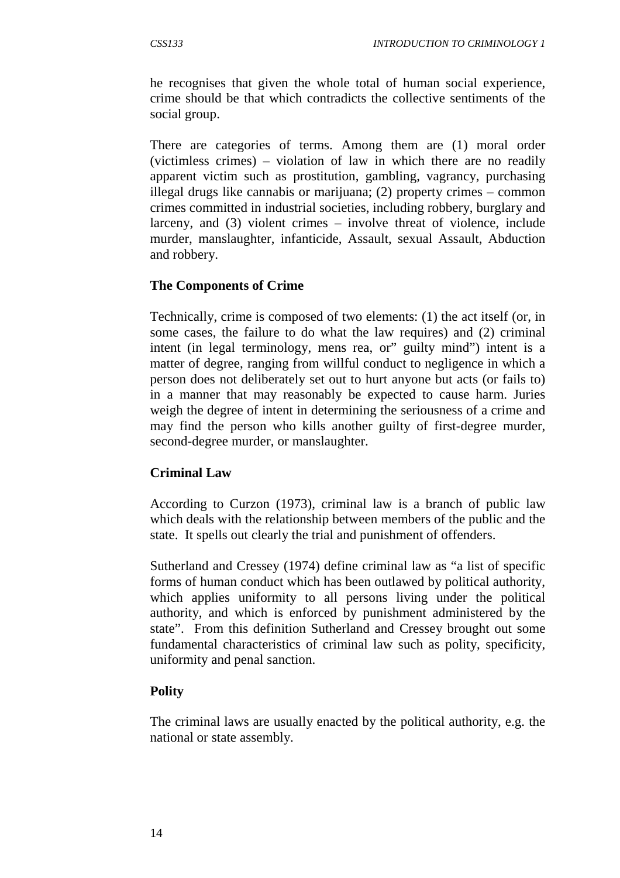he recognises that given the whole total of human social experience, crime should be that which contradicts the collective sentiments of the social group.

There are categories of terms. Among them are (1) moral order (victimless crimes) – violation of law in which there are no readily apparent victim such as prostitution, gambling, vagrancy, purchasing illegal drugs like cannabis or marijuana; (2) property crimes – common crimes committed in industrial societies, including robbery, burglary and larceny, and (3) violent crimes – involve threat of violence, include murder, manslaughter, infanticide, Assault, sexual Assault, Abduction and robbery.

**The Components of Crime**

Technically, crime is composed of two elements: (1) the act itself (or, in some cases, the failure to do what the law requires) and (2) criminal intent (in legal terminology, mens rea, or" guilty mind") intent is a matter of degree, ranging from willful conduct to negligence in which a person does not deliberately set out to hurt anyone but acts (or fails to) in a manner that may reasonably be expected to cause harm. Juries weigh the degree of intent in determining the seriousness of a crime and may find the person who kills another guilty of first-degree murder, second-degree murder, or manslaughter.

**Criminal Law**

According to Curzon (1973), criminal law is a branch of public law which deals with the relationship between members of the public and the state. It spells out clearly the trial and punishment of offenders.

Sutherland and Cressey (1974) define criminal law as "a list of specific forms of human conduct which has been outlawed by political authority, which applies uniformity to all persons living under the political authority, and which is enforced by punishment administered by the state". From this definition Sutherland and Cressey brought out some fundamental characteristics of criminal law such as polity, specificity, uniformity and penal sanction.

**Polity**

The criminal laws are usually enacted by the political authority, e.g. the national or state assembly.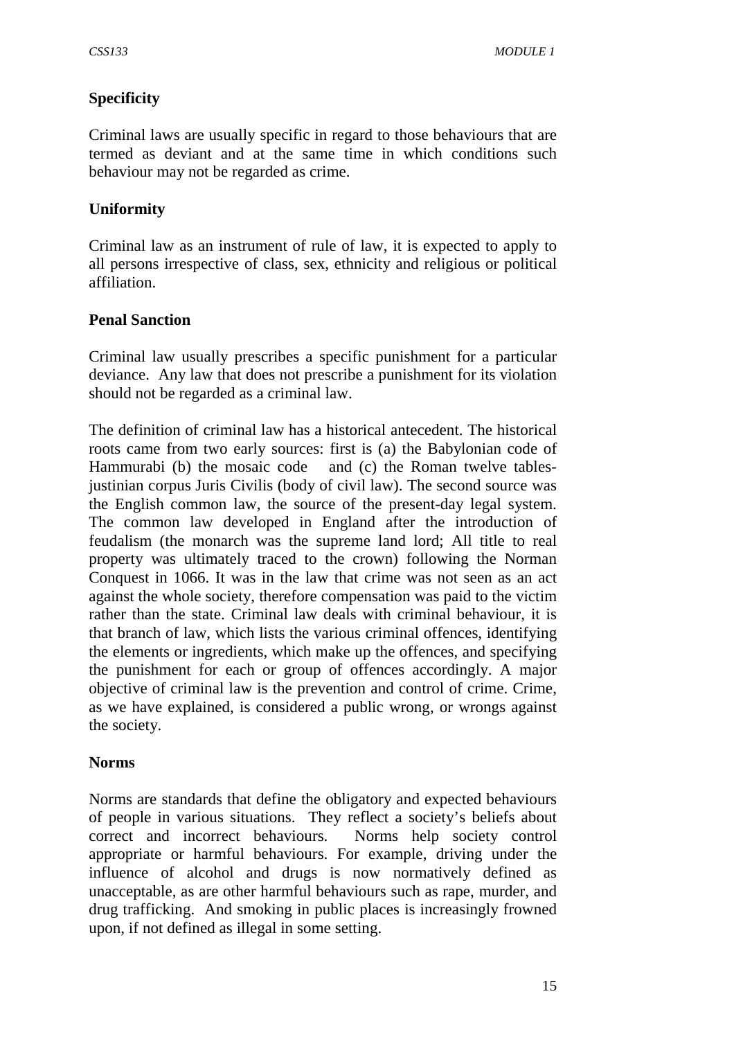**Specificity**

Criminal laws are usually specific in regard to those behaviours that are termed as deviant and at the same time in which conditions such behaviour may not be regarded as crime.

**Uniformity**

Criminal law as an instrument of rule of law, it is expected to apply to all persons irrespective of class, sex, ethnicity and religious or political affiliation.

**Penal Sanction**

Criminal law usually prescribes a specific punishment for a particular deviance. Any law that does not prescribe a punishment for its violation should not be regarded as a criminal law.

The definition of criminal law has a historical antecedent. The historical roots came from two early sources: first is (a) the Babylonian code of Hammurabi (b) the mosaic code and (c) the Roman twelve tables-justinian corpus Juris Civilis (body of civil law). The second source was the English common law, the source of the present-day legal system. The common law developed in England after the introduction of feudalism (the monarch was the supreme land lord; All title to real property was ultimately traced to the crown) following the Norman Conquest in 1066. It was in the law that crime was not seen as an act against the whole society, therefore compensation was paid to the victim rather than the state. Criminal law deals with criminal behaviour, it is that branch of law, which lists the various criminal offences, identifying the elements or ingredients, which make up the offences, and specifying the punishment for each or group of offences accordingly. A major objective of criminal law is the prevention and control of crime. Crime, as we have explained, is considered a public wrong, or wrongs against the society.

**Norms**

Norms are standards that define the obligatory and expected behaviours of people in various situations. They reflect a society's beliefs about correct and incorrect behaviours. Norms help society control appropriate or harmful behaviours. For example, driving under the influence of alcohol and drugs is now normatively defined as unacceptable, as are other harmful behaviours such as rape, murder, and drug trafficking. And smoking in public places is increasingly frowned upon, if not defined as illegal in some setting.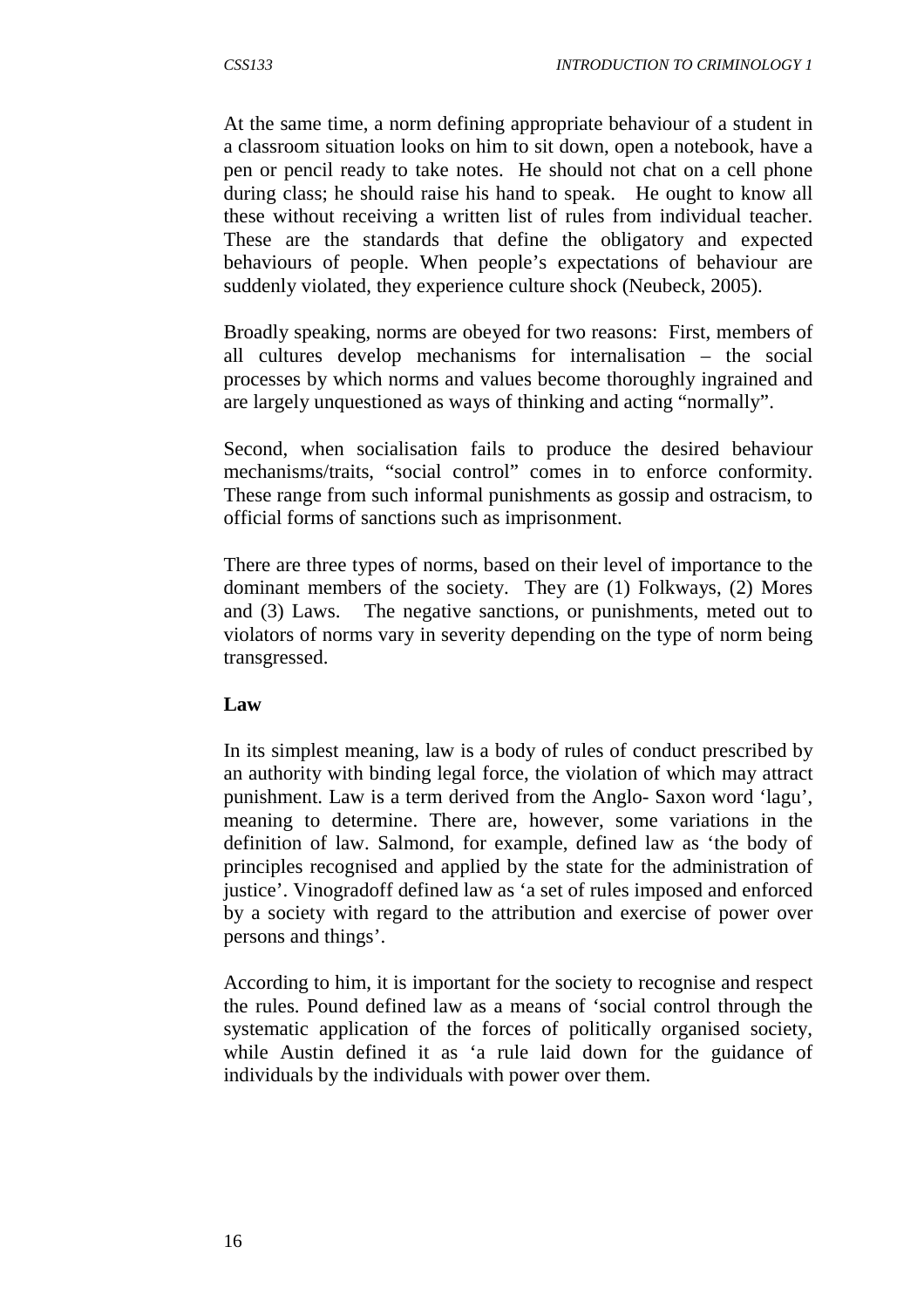At the same time, a norm defining appropriate behaviour of a student in a classroom situation looks on him to sit down, open a notebook, have a pen or pencil ready to take notes. He should not chat on a cell phone during class; he should raise his hand to speak. He ought to know all these without receiving a written list of rules from individual teacher. These are the standards that define the obligatory and expected behaviours of people. When people's expectations of behaviour are suddenly violated, they experience culture shock (Neubeck, 2005).

Broadly speaking, norms are obeyed for two reasons: First, members of all cultures develop mechanisms for internalisation – the social processes by which norms and values become thoroughly ingrained and are largely unquestioned as ways of thinking and acting "normally".

Second, when socialisation fails to produce the desired behaviour mechanisms/traits, "social control" comes in to enforce conformity. These range from such informal punishments as gossip and ostracism, to official forms of sanctions such as imprisonment.

There are three types of norms, based on their level of importance to the dominant members of the society. They are (1) Folkways, (2) Mores and (3) Laws. The negative sanctions, or punishments, meted out to violators of norms vary in severity depending on the type of norm being transgressed.

**Law**

In its simplest meaning, law is a body of rules of conduct prescribed by an authority with binding legal force, the violation of which may attract punishment. Law is a term derived from the Anglo- Saxon word 'lagu', meaning to determine. There are, however, some variations in the definition of law. Salmond, for example, defined law as 'the body of principles recognised and applied by the state for the administration of justice'. Vinogradoff defined law as 'a set of rules imposed and enforced by a society with regard to the attribution and exercise of power over persons and things'.

According to him, it is important for the society to recognise and respect the rules. Pound defined law as a means of 'social control through the systematic application of the forces of politically organised society, while Austin defined it as 'a rule laid down for the guidance of individuals by the individuals with power over them.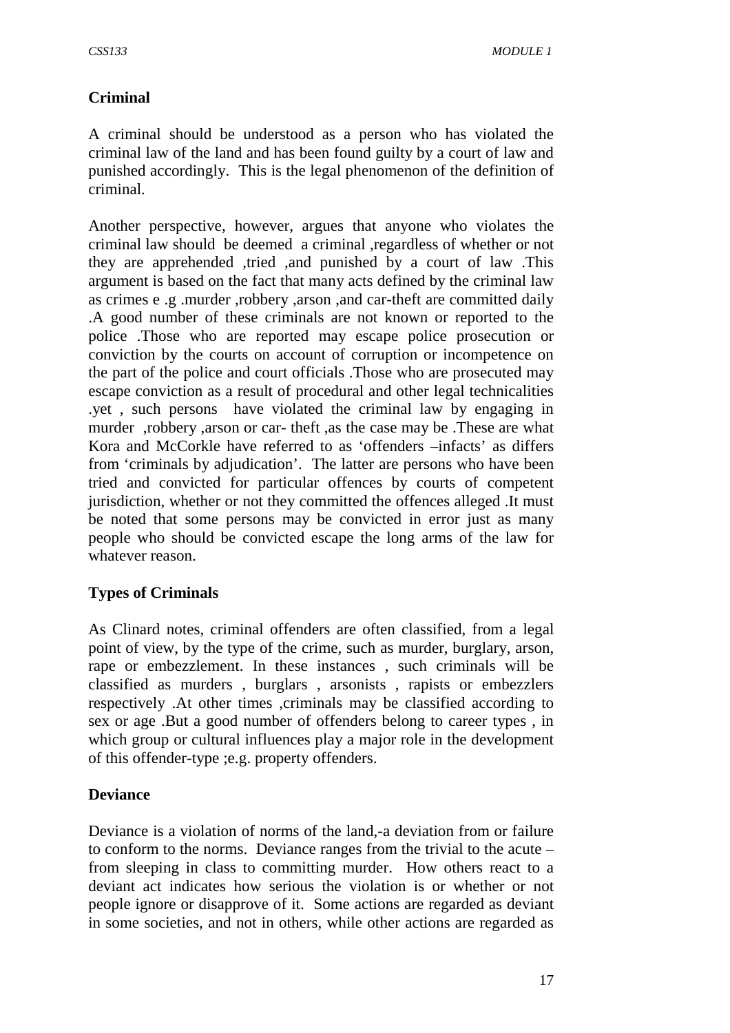**Criminal**

A criminal should be understood as a person who has violated the criminal law of the land and has been found guilty by a court of law and punished accordingly. This is the legal phenomenon of the definition of criminal.

Another perspective, however, argues that anyone who violates the criminal law should be deemed a criminal ,regardless of whether or not they are apprehended ,tried ,and punished by a court of law .This argument is based on the fact that many acts defined by the criminal law as crimes e .g .murder ,robbery ,arson ,and car-theft are committed daily .A good number of these criminals are not known or reported to the police .Those who are reported may escape police prosecution or conviction by the courts on account of corruption or incompetence on the part of the police and court officials .Those who are prosecuted may escape conviction as a result of procedural and other legal technicalities .yet , such persons have violated the criminal law by engaging in murder ,robbery ,arson or car- theft ,as the case may be .These are what Kora and McCorkle have referred to as 'offenders –infacts' as differs from 'criminals by adjudication'. The latter are persons who have been tried and convicted for particular offences by courts of competent jurisdiction, whether or not they committed the offences alleged .It must be noted that some persons may be convicted in error just as many people who should be convicted escape the long arms of the law for whatever reason.

**Types of Criminals**

As Clinard notes, criminal offenders are often classified, from a legal point of view, by the type of the crime, such as murder, burglary, arson, rape or embezzlement. In these instances , such criminals will be classified as murders , burglars , arsonists , rapists or embezzlers respectively .At other times ,criminals may be classified according to sex or age .But a good number of offenders belong to career types , in which group or cultural influences play a major role in the development of this offender-type ;e.g. property offenders.

**Deviance**

Deviance is a violation of norms of the land,-a deviation from or failure to conform to the norms. Deviance ranges from the trivial to the acute – from sleeping in class to committing murder. How others react to a deviant act indicates how serious the violation is or whether or not people ignore or disapprove of it. Some actions are regarded as deviant in some societies, and not in others, while other actions are regarded as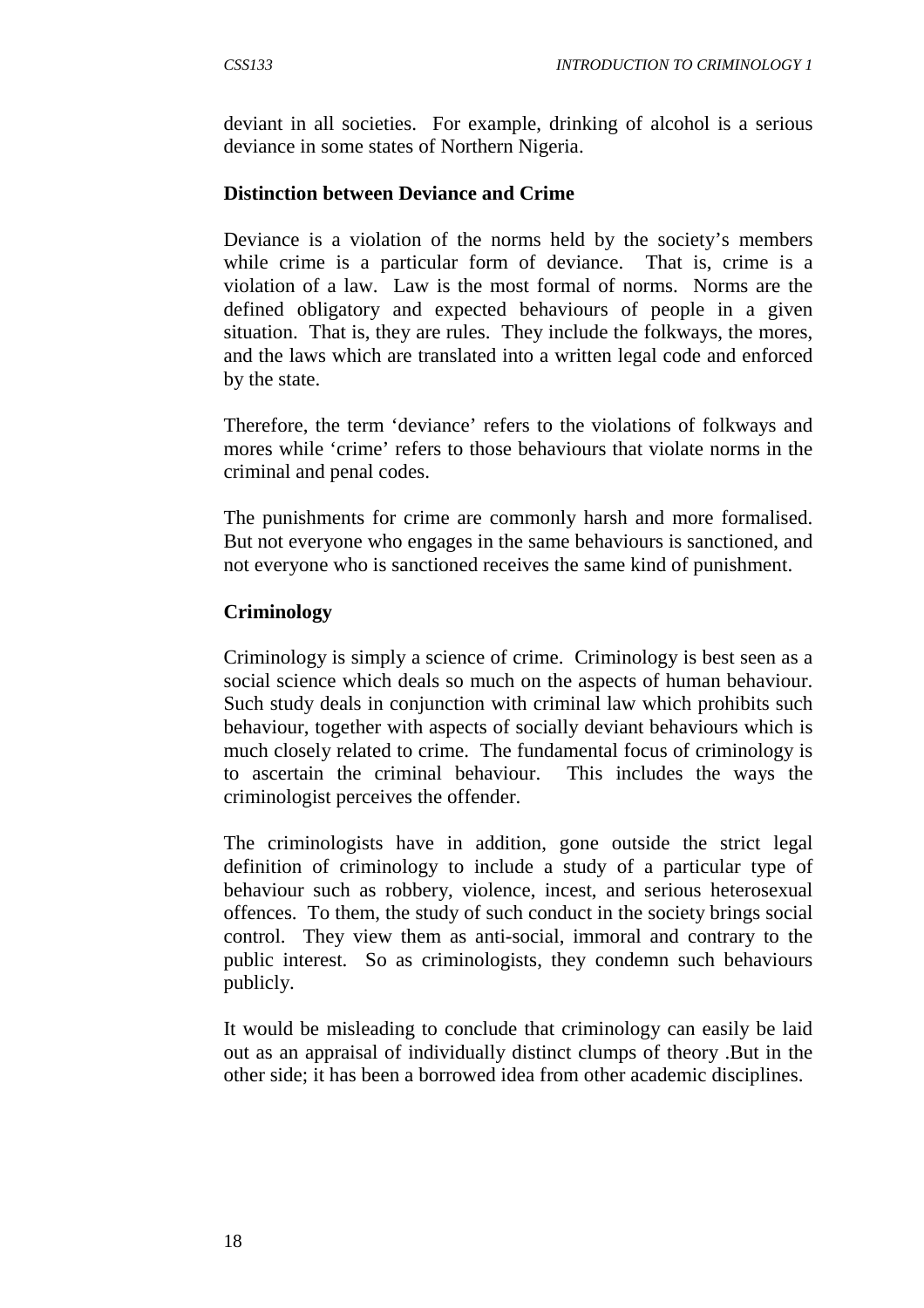deviant in all societies. For example, drinking of alcohol is a serious deviance in some states of Northern Nigeria.

**Distinction between Deviance and Crime**

Deviance is a violation of the norms held by the society's members while crime is a particular form of deviance. That is, crime is a violation of a law. Law is the most formal of norms. Norms are the defined obligatory and expected behaviours of people in a given situation. That is, they are rules. They include the folkways, the mores, and the laws which are translated into a written legal code and enforced by the state.

Therefore, the term 'deviance' refers to the violations of folkways and mores while 'crime' refers to those behaviours that violate norms in the criminal and penal codes.

The punishments for crime are commonly harsh and more formalised. But not everyone who engages in the same behaviours is sanctioned, and not everyone who is sanctioned receives the same kind of punishment.

**Criminology**

Criminology is simply a science of crime. Criminology is best seen as a social science which deals so much on the aspects of human behaviour. Such study deals in conjunction with criminal law which prohibits such behaviour, together with aspects of socially deviant behaviours which is much closely related to crime. The fundamental focus of criminology is to ascertain the criminal behaviour. This includes the ways the criminologist perceives the offender.

The criminologists have in addition, gone outside the strict legal definition of criminology to include a study of a particular type of behaviour such as robbery, violence, incest, and serious heterosexual offences. To them, the study of such conduct in the society brings social control. They view them as anti-social, immoral and contrary to the public interest. So as criminologists, they condemn such behaviours publicly.

It would be misleading to conclude that criminology can easily be laid out as an appraisal of individually distinct clumps of theory .But in the other side; it has been a borrowed idea from other academic disciplines.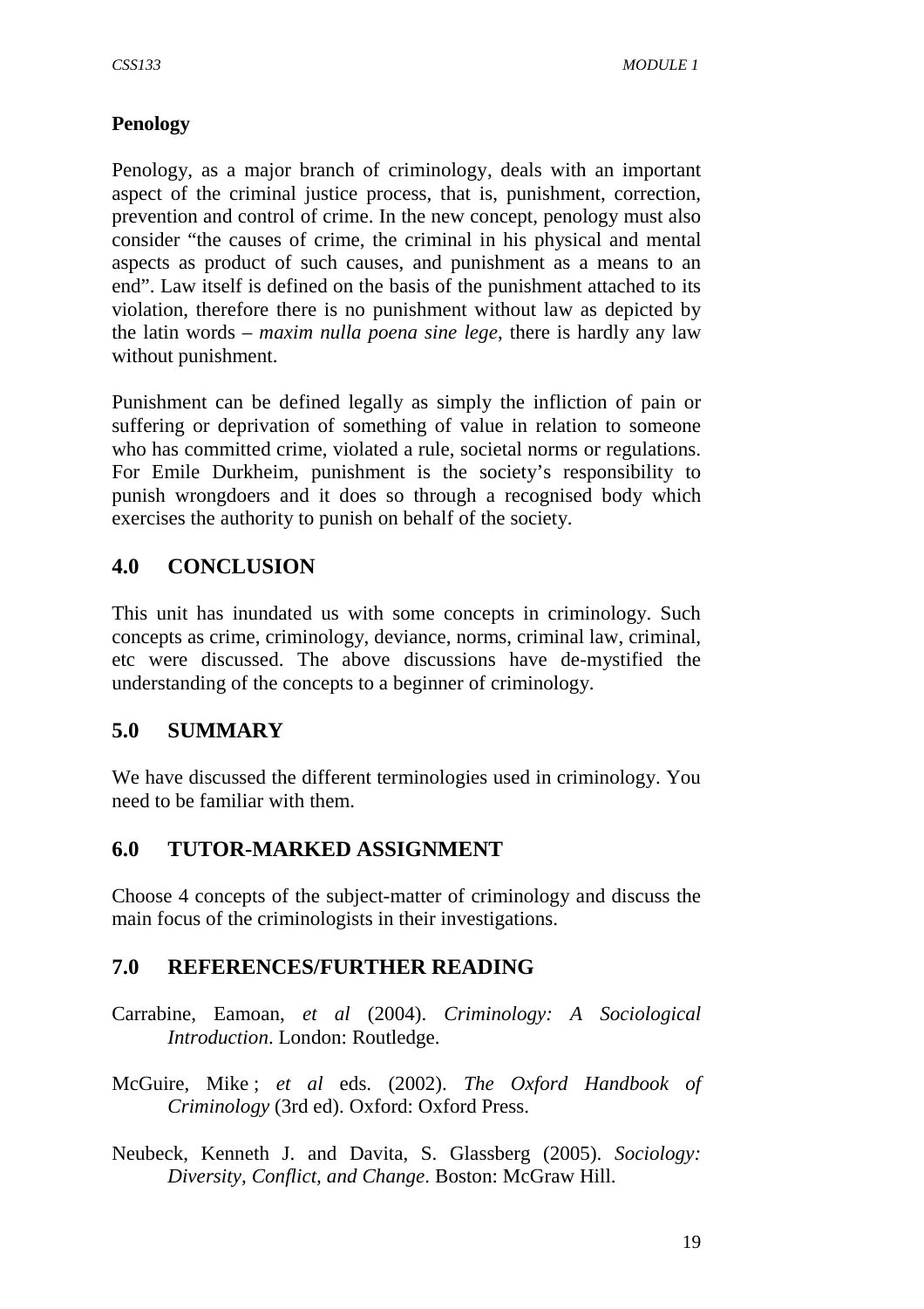**Penology**

Penology, as a major branch of criminology, deals with an important aspect of the criminal justice process, that is, punishment, correction, prevention and control of crime. In the new concept, penology must also consider "the causes of crime, the criminal in his physical and mental aspects as product of such causes, and punishment as a means to an end". Law itself is defined on the basis of the punishment attached to its violation, therefore there is no punishment without law as depicted by the latin words – *maxim nulla poena sine lege*, there is hardly any law without punishment.

Punishment can be defined legally as simply the infliction of pain or suffering or deprivation of something of value in relation to someone who has committed crime, violated a rule, societal norms or regulations. For Emile Durkheim, punishment is the society's responsibility to punish wrongdoers and it does so through a recognised body which exercises the authority to punish on behalf of the society.

## 4.0 CONCLUSION

This unit has inundated us with some concepts in criminology. Such concepts as crime, criminology, deviance, norms, criminal law, criminal, etc were discussed. The above discussions have de-mystified the understanding of the concepts to a beginner of criminology.

## 5.0 SUMMARY

We have discussed the different terminologies used in criminology. You need to be familiar with them.

## 6.0 TUTOR-MARKED ASSIGNMENT

Choose 4 concepts of the subject-matter of criminology and discuss the main focus of the criminologists in their investigations.

## 7.0 REFERENCES/FURTHER READING

Carrabine, Eamoan, *et al* (2004). *Criminology: A Sociological Introduction*. London: Routledge.

McGuire, Mike ; *et al* eds. (2002). *The Oxford Handbook of Criminology* (3rd ed). Oxford: Oxford Press.

Neubeck, Kenneth J. and Davita, S. Glassberg (2005). *Sociology: Diversity, Conflict, and Change*. Boston: McGraw Hill.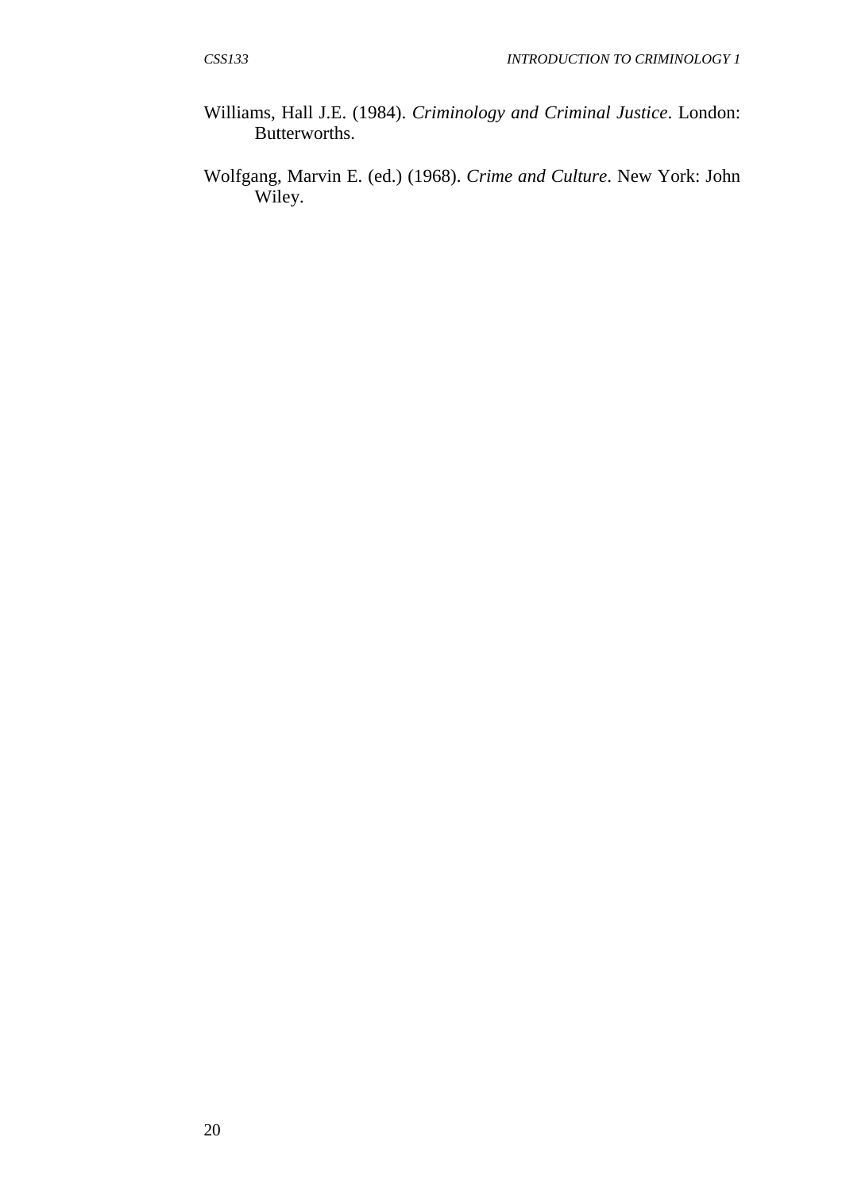Williams, Hall J.E. (1984). *Criminology and Criminal Justice*. London: Butterworths.

Wolfgang, Marvin E. (ed.) (1968). *Crime and Culture*. New York: John Wiley.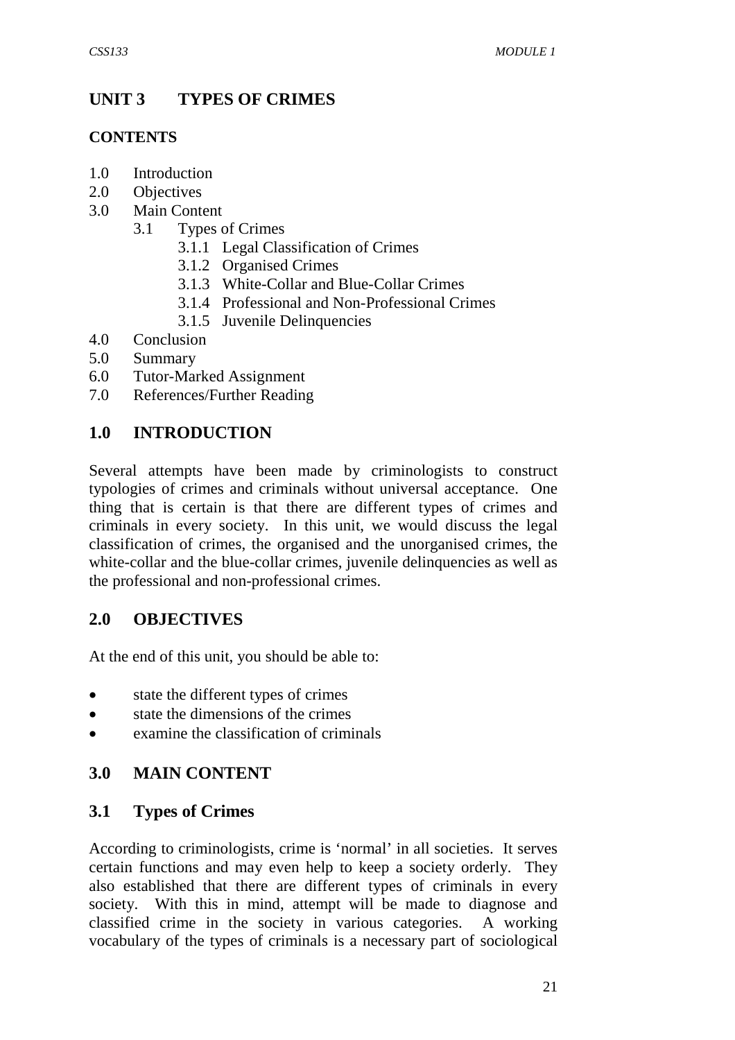# UNIT 3 TYPES OF CRIMES

## CONTENTS

1.0 Introduction
2.0 Objectives
3.0 Main Content
  3.1 Types of Crimes
    3.1.1 Legal Classification of Crimes
    3.1.2 Organised Crimes
    3.1.3 White-Collar and Blue-Collar Crimes
    3.1.4 Professional and Non-Professional Crimes
    3.1.5 Juvenile Delinquencies
4.0 Conclusion
5.0 Summary
6.0 Tutor-Marked Assignment
7.0 References/Further Reading

## 1.0 INTRODUCTION

Several attempts have been made by criminologists to construct typologies of crimes and criminals without universal acceptance. One thing that is certain is that there are different types of crimes and criminals in every society. In this unit, we would discuss the legal classification of crimes, the organised and the unorganised crimes, the white-collar and the blue-collar crimes, juvenile delinquencies as well as the professional and non-professional crimes.

## 2.0 OBJECTIVES

At the end of this unit, you should be able to:

- state the different types of crimes
- state the dimensions of the crimes
- examine the classification of criminals

## 3.0 MAIN CONTENT

### 3.1 Types of Crimes

According to criminologists, crime is 'normal' in all societies. It serves certain functions and may even help to keep a society orderly. They also established that there are different types of criminals in every society. With this in mind, attempt will be made to diagnose and classified crime in the society in various categories. A working vocabulary of the types of criminals is a necessary part of sociological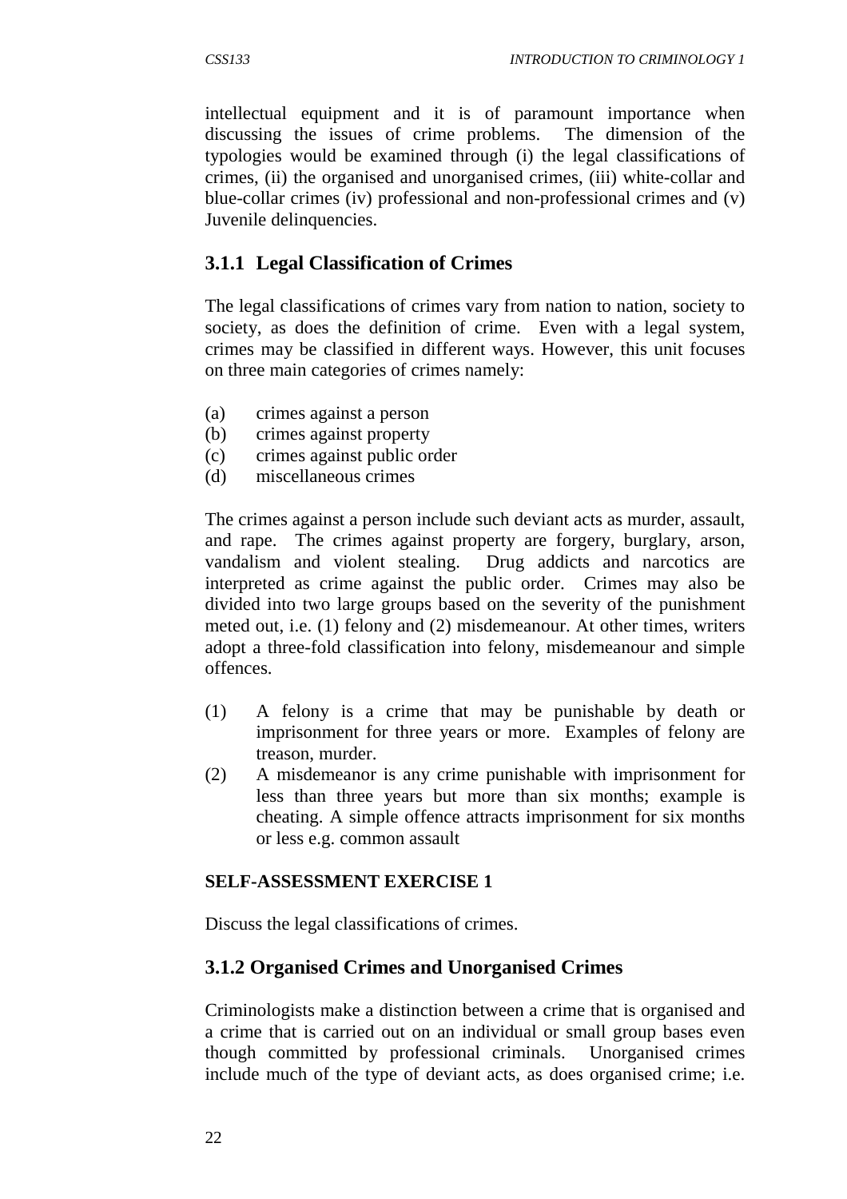intellectual equipment and it is of paramount importance when discussing the issues of crime problems. The dimension of the typologies would be examined through (i) the legal classifications of crimes, (ii) the organised and unorganised crimes, (iii) white-collar and blue-collar crimes (iv) professional and non-professional crimes and (v) Juvenile delinquencies.

### 3.1.1 Legal Classification of Crimes

The legal classifications of crimes vary from nation to nation, society to society, as does the definition of crime. Even with a legal system, crimes may be classified in different ways. However, this unit focuses on three main categories of crimes namely:

(a) crimes against a person
(b) crimes against property
(c) crimes against public order
(d) miscellaneous crimes

The crimes against a person include such deviant acts as murder, assault, and rape. The crimes against property are forgery, burglary, arson, vandalism and violent stealing. Drug addicts and narcotics are interpreted as crime against the public order. Crimes may also be divided into two large groups based on the severity of the punishment meted out, i.e. (1) felony and (2) misdemeanour. At other times, writers adopt a three-fold classification into felony, misdemeanour and simple offences.

(1) A felony is a crime that may be punishable by death or imprisonment for three years or more. Examples of felony are treason, murder.
(2) A misdemeanor is any crime punishable with imprisonment for less than three years but more than six months; example is cheating. A simple offence attracts imprisonment for six months or less e.g. common assault

**SELF-ASSESSMENT EXERCISE 1**

Discuss the legal classifications of crimes.

### 3.1.2 Organised Crimes and Unorganised Crimes

Criminologists make a distinction between a crime that is organised and a crime that is carried out on an individual or small group bases even though committed by professional criminals. Unorganised crimes include much of the type of deviant acts, as does organised crime; i.e.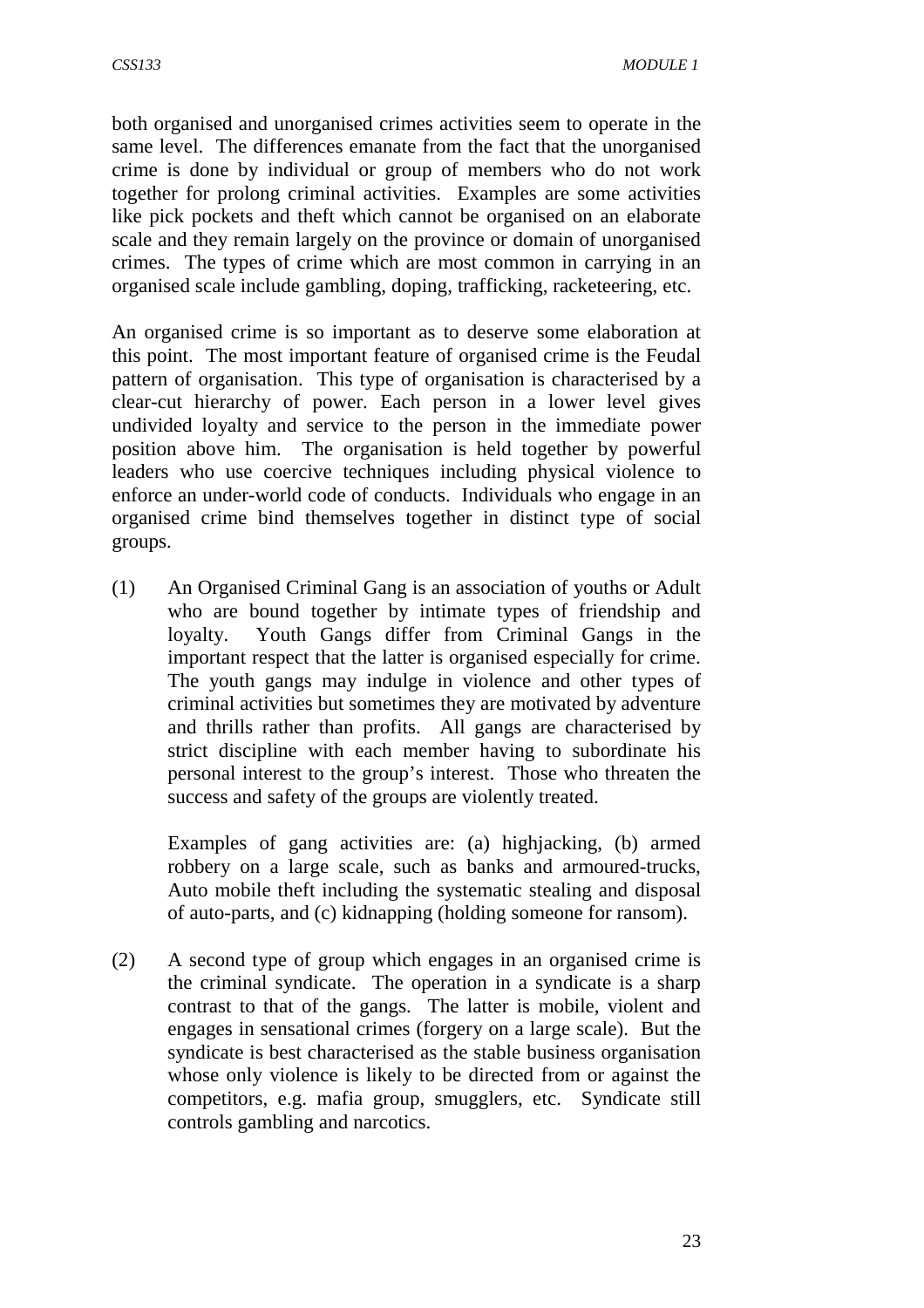both organised and unorganised crimes activities seem to operate in the same level. The differences emanate from the fact that the unorganised crime is done by individual or group of members who do not work together for prolong criminal activities. Examples are some activities like pick pockets and theft which cannot be organised on an elaborate scale and they remain largely on the province or domain of unorganised crimes. The types of crime which are most common in carrying in an organised scale include gambling, doping, trafficking, racketeering, etc.

An organised crime is so important as to deserve some elaboration at this point. The most important feature of organised crime is the Feudal pattern of organisation. This type of organisation is characterised by a clear-cut hierarchy of power. Each person in a lower level gives undivided loyalty and service to the person in the immediate power position above him. The organisation is held together by powerful leaders who use coercive techniques including physical violence to enforce an under-world code of conducts. Individuals who engage in an organised crime bind themselves together in distinct type of social groups.

(1) An Organised Criminal Gang is an association of youths or Adult who are bound together by intimate types of friendship and loyalty. Youth Gangs differ from Criminal Gangs in the important respect that the latter is organised especially for crime. The youth gangs may indulge in violence and other types of criminal activities but sometimes they are motivated by adventure and thrills rather than profits. All gangs are characterised by strict discipline with each member having to subordinate his personal interest to the group's interest. Those who threaten the success and safety of the groups are violently treated.

    Examples of gang activities are: (a) highjacking, (b) armed robbery on a large scale, such as banks and armoured-trucks, Auto mobile theft including the systematic stealing and disposal of auto-parts, and (c) kidnapping (holding someone for ransom).

(2) A second type of group which engages in an organised crime is the criminal syndicate. The operation in a syndicate is a sharp contrast to that of the gangs. The latter is mobile, violent and engages in sensational crimes (forgery on a large scale). But the syndicate is best characterised as the stable business organisation whose only violence is likely to be directed from or against the competitors, e.g. mafia group, smugglers, etc. Syndicate still controls gambling and narcotics.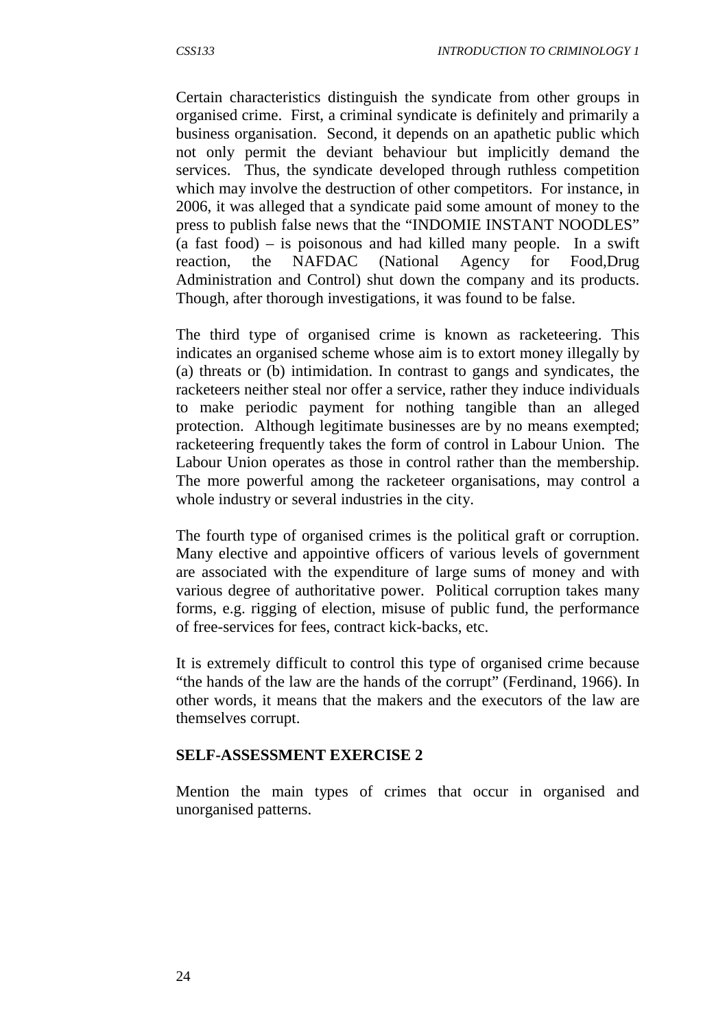Certain characteristics distinguish the syndicate from other groups in organised crime. First, a criminal syndicate is definitely and primarily a business organisation. Second, it depends on an apathetic public which not only permit the deviant behaviour but implicitly demand the services. Thus, the syndicate developed through ruthless competition which may involve the destruction of other competitors. For instance, in 2006, it was alleged that a syndicate paid some amount of money to the press to publish false news that the "INDOMIE INSTANT NOODLES" (a fast food) – is poisonous and had killed many people. In a swift reaction, the NAFDAC (National Agency for Food,Drug Administration and Control) shut down the company and its products. Though, after thorough investigations, it was found to be false.

The third type of organised crime is known as racketeering. This indicates an organised scheme whose aim is to extort money illegally by (a) threats or (b) intimidation. In contrast to gangs and syndicates, the racketeers neither steal nor offer a service, rather they induce individuals to make periodic payment for nothing tangible than an alleged protection. Although legitimate businesses are by no means exempted; racketeering frequently takes the form of control in Labour Union. The Labour Union operates as those in control rather than the membership. The more powerful among the racketeer organisations, may control a whole industry or several industries in the city.

The fourth type of organised crimes is the political graft or corruption. Many elective and appointive officers of various levels of government are associated with the expenditure of large sums of money and with various degree of authoritative power. Political corruption takes many forms, e.g. rigging of election, misuse of public fund, the performance of free-services for fees, contract kick-backs, etc.

It is extremely difficult to control this type of organised crime because "the hands of the law are the hands of the corrupt" (Ferdinand, 1966). In other words, it means that the makers and the executors of the law are themselves corrupt.

**SELF-ASSESSMENT EXERCISE 2**

Mention the main types of crimes that occur in organised and unorganised patterns.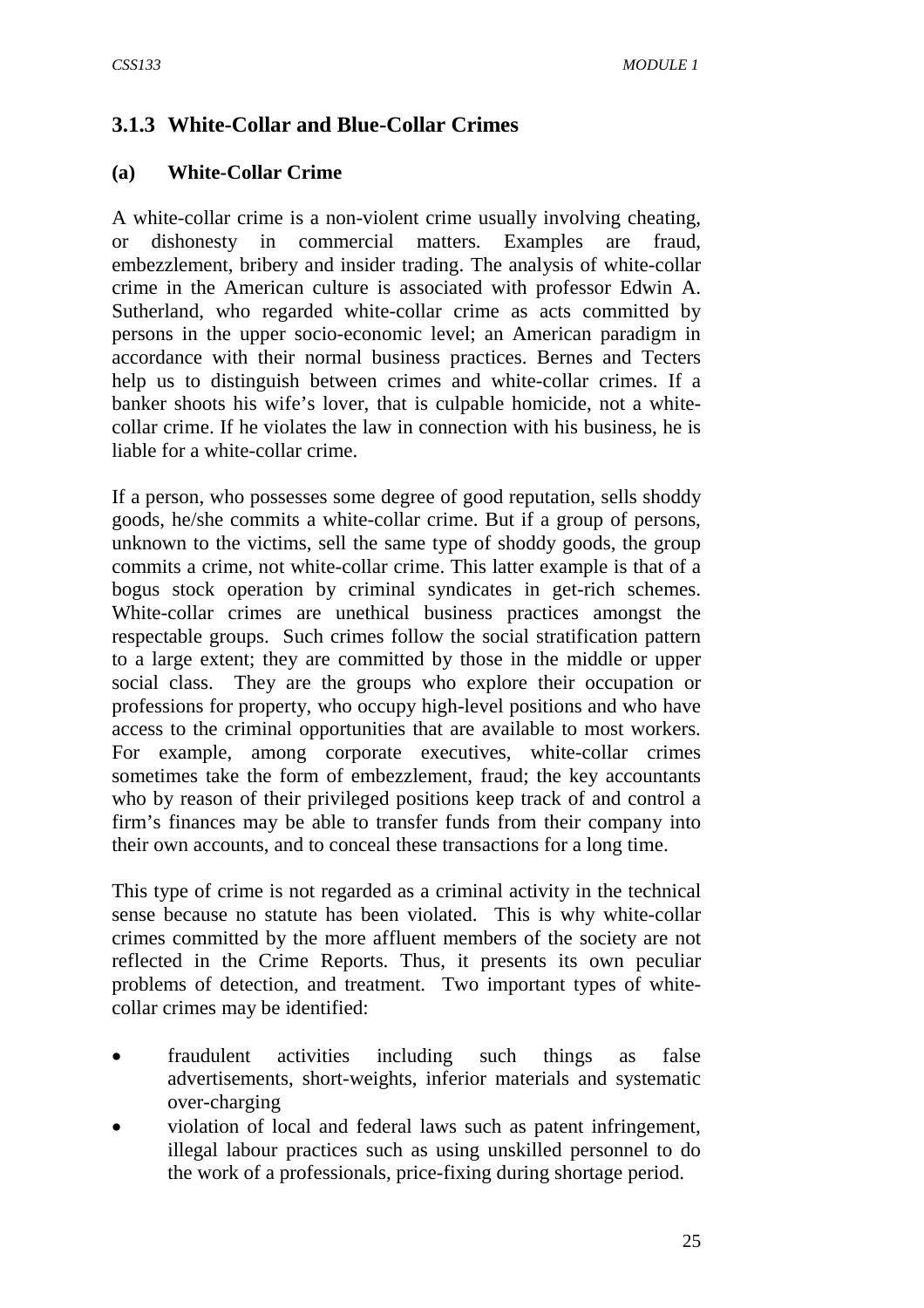### 3.1.3 White-Collar and Blue-Collar Crimes

**(a) White-Collar Crime**

A white-collar crime is a non-violent crime usually involving cheating, or dishonesty in commercial matters. Examples are fraud, embezzlement, bribery and insider trading. The analysis of white-collar crime in the American culture is associated with professor Edwin A. Sutherland, who regarded white-collar crime as acts committed by persons in the upper socio-economic level; an American paradigm in accordance with their normal business practices. Bernes and Tecters help us to distinguish between crimes and white-collar crimes. If a banker shoots his wife's lover, that is culpable homicide, not a white-collar crime. If he violates the law in connection with his business, he is liable for a white-collar crime.

If a person, who possesses some degree of good reputation, sells shoddy goods, he/she commits a white-collar crime. But if a group of persons, unknown to the victims, sell the same type of shoddy goods, the group commits a crime, not white-collar crime. This latter example is that of a bogus stock operation by criminal syndicates in get-rich schemes. White-collar crimes are unethical business practices amongst the respectable groups. Such crimes follow the social stratification pattern to a large extent; they are committed by those in the middle or upper social class. They are the groups who explore their occupation or professions for property, who occupy high-level positions and who have access to the criminal opportunities that are available to most workers. For example, among corporate executives, white-collar crimes sometimes take the form of embezzlement, fraud; the key accountants who by reason of their privileged positions keep track of and control a firm's finances may be able to transfer funds from their company into their own accounts, and to conceal these transactions for a long time.

This type of crime is not regarded as a criminal activity in the technical sense because no statute has been violated. This is why white-collar crimes committed by the more affluent members of the society are not reflected in the Crime Reports. Thus, it presents its own peculiar problems of detection, and treatment. Two important types of white-collar crimes may be identified:

- fraudulent activities including such things as false advertisements, short-weights, inferior materials and systematic over-charging
- violation of local and federal laws such as patent infringement, illegal labour practices such as using unskilled personnel to do the work of a professionals, price-fixing during shortage period.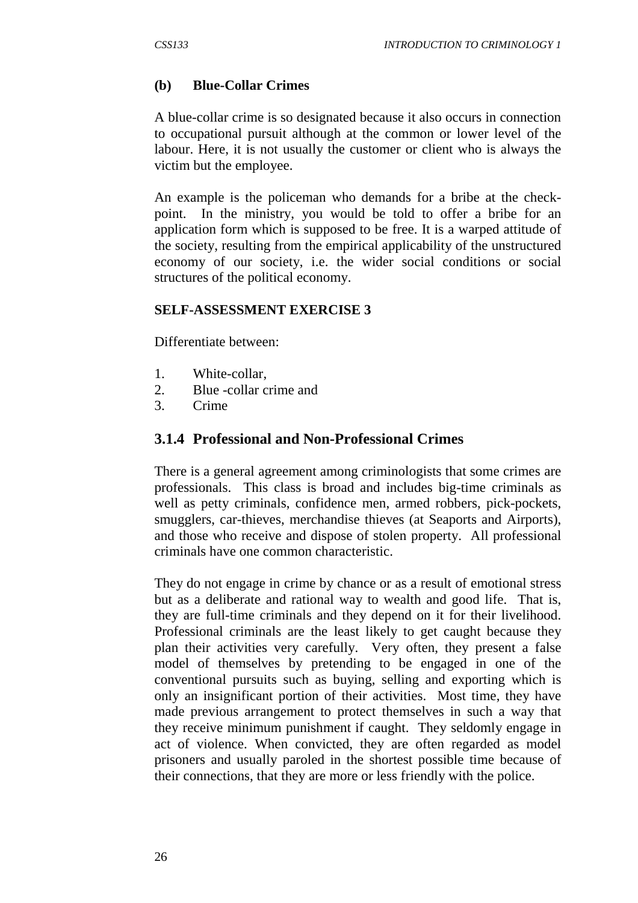**(b) Blue-Collar Crimes**

A blue-collar crime is so designated because it also occurs in connection to occupational pursuit although at the common or lower level of the labour. Here, it is not usually the customer or client who is always the victim but the employee.

An example is the policeman who demands for a bribe at the check-point. In the ministry, you would be told to offer a bribe for an application form which is supposed to be free. It is a warped attitude of the society, resulting from the empirical applicability of the unstructured economy of our society, i.e. the wider social conditions or social structures of the political economy.

**SELF-ASSESSMENT EXERCISE 3**

Differentiate between:

1. White-collar,
2. Blue -collar crime and
3. Crime

## 3.1.4 Professional and Non-Professional Crimes

There is a general agreement among criminologists that some crimes are professionals. This class is broad and includes big-time criminals as well as petty criminals, confidence men, armed robbers, pick-pockets, smugglers, car-thieves, merchandise thieves (at Seaports and Airports), and those who receive and dispose of stolen property. All professional criminals have one common characteristic.

They do not engage in crime by chance or as a result of emotional stress but as a deliberate and rational way to wealth and good life. That is, they are full-time criminals and they depend on it for their livelihood. Professional criminals are the least likely to get caught because they plan their activities very carefully. Very often, they present a false model of themselves by pretending to be engaged in one of the conventional pursuits such as buying, selling and exporting which is only an insignificant portion of their activities. Most time, they have made previous arrangement to protect themselves in such a way that they receive minimum punishment if caught. They seldomly engage in act of violence. When convicted, they are often regarded as model prisoners and usually paroled in the shortest possible time because of their connections, that they are more or less friendly with the police.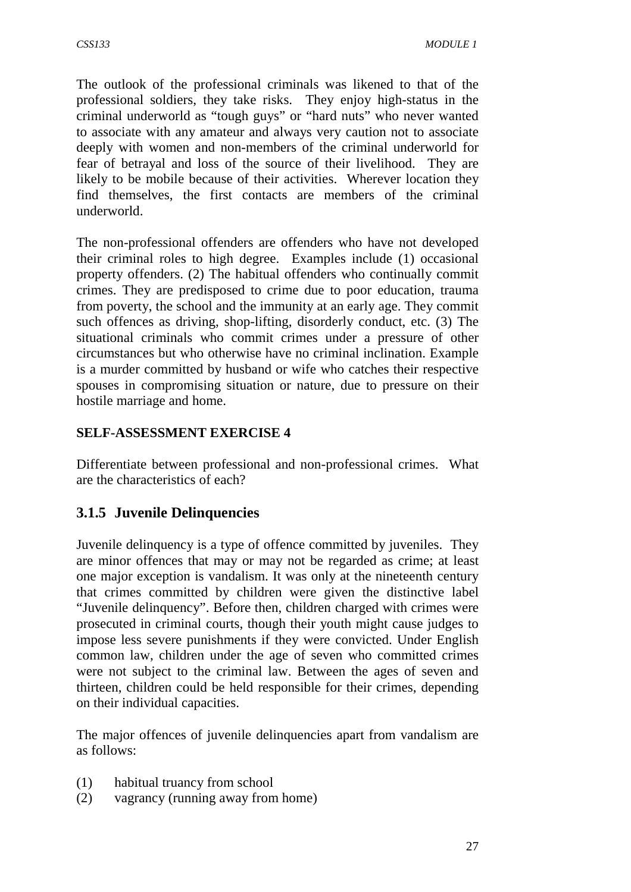The outlook of the professional criminals was likened to that of the professional soldiers, they take risks. They enjoy high-status in the criminal underworld as "tough guys" or "hard nuts" who never wanted to associate with any amateur and always very caution not to associate deeply with women and non-members of the criminal underworld for fear of betrayal and loss of the source of their livelihood. They are likely to be mobile because of their activities. Wherever location they find themselves, the first contacts are members of the criminal underworld.

The non-professional offenders are offenders who have not developed their criminal roles to high degree. Examples include (1) occasional property offenders. (2) The habitual offenders who continually commit crimes. They are predisposed to crime due to poor education, trauma from poverty, the school and the immunity at an early age. They commit such offences as driving, shop-lifting, disorderly conduct, etc. (3) The situational criminals who commit crimes under a pressure of other circumstances but who otherwise have no criminal inclination. Example is a murder committed by husband or wife who catches their respective spouses in compromising situation or nature, due to pressure on their hostile marriage and home.

**SELF-ASSESSMENT EXERCISE 4**

Differentiate between professional and non-professional crimes. What are the characteristics of each?

### 3.1.5 Juvenile Delinquencies

Juvenile delinquency is a type of offence committed by juveniles. They are minor offences that may or may not be regarded as crime; at least one major exception is vandalism. It was only at the nineteenth century that crimes committed by children were given the distinctive label "Juvenile delinquency". Before then, children charged with crimes were prosecuted in criminal courts, though their youth might cause judges to impose less severe punishments if they were convicted. Under English common law, children under the age of seven who committed crimes were not subject to the criminal law. Between the ages of seven and thirteen, children could be held responsible for their crimes, depending on their individual capacities.

The major offences of juvenile delinquencies apart from vandalism are as follows:

(1) habitual truancy from school
(2) vagrancy (running away from home)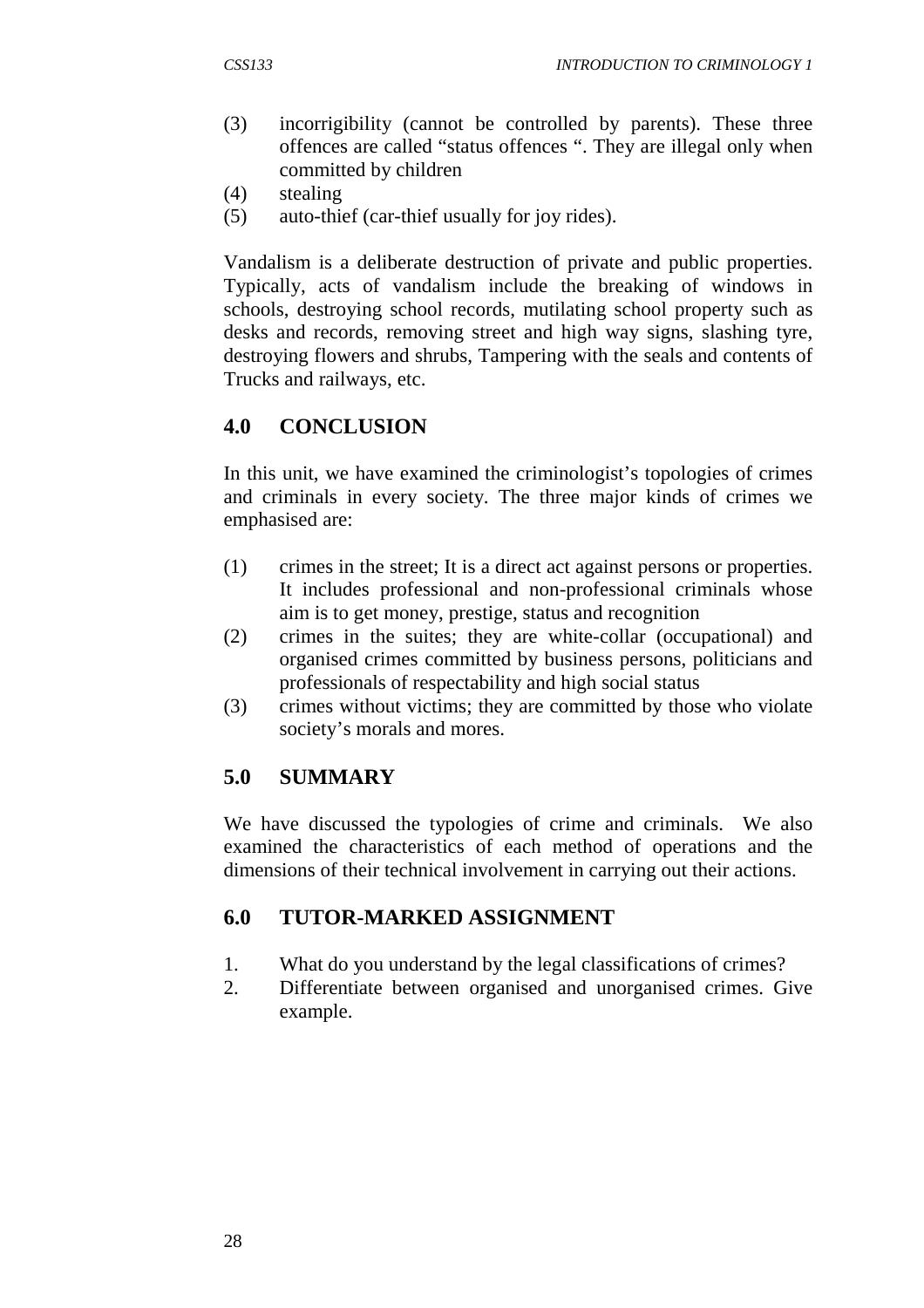(3) incorrigibility (cannot be controlled by parents). These three offences are called "status offences ". They are illegal only when committed by children
(4) stealing
(5) auto-thief (car-thief usually for joy rides).

Vandalism is a deliberate destruction of private and public properties. Typically, acts of vandalism include the breaking of windows in schools, destroying school records, mutilating school property such as desks and records, removing street and high way signs, slashing tyre, destroying flowers and shrubs, Tampering with the seals and contents of Trucks and railways, etc.

## 4.0 CONCLUSION

In this unit, we have examined the criminologist's topologies of crimes and criminals in every society. The three major kinds of crimes we emphasised are:

(1) crimes in the street; It is a direct act against persons or properties. It includes professional and non-professional criminals whose aim is to get money, prestige, status and recognition
(2) crimes in the suites; they are white-collar (occupational) and organised crimes committed by business persons, politicians and professionals of respectability and high social status
(3) crimes without victims; they are committed by those who violate society's morals and mores.

## 5.0 SUMMARY

We have discussed the typologies of crime and criminals. We also examined the characteristics of each method of operations and the dimensions of their technical involvement in carrying out their actions.

## 6.0 TUTOR-MARKED ASSIGNMENT

1. What do you understand by the legal classifications of crimes?
2. Differentiate between organised and unorganised crimes. Give example.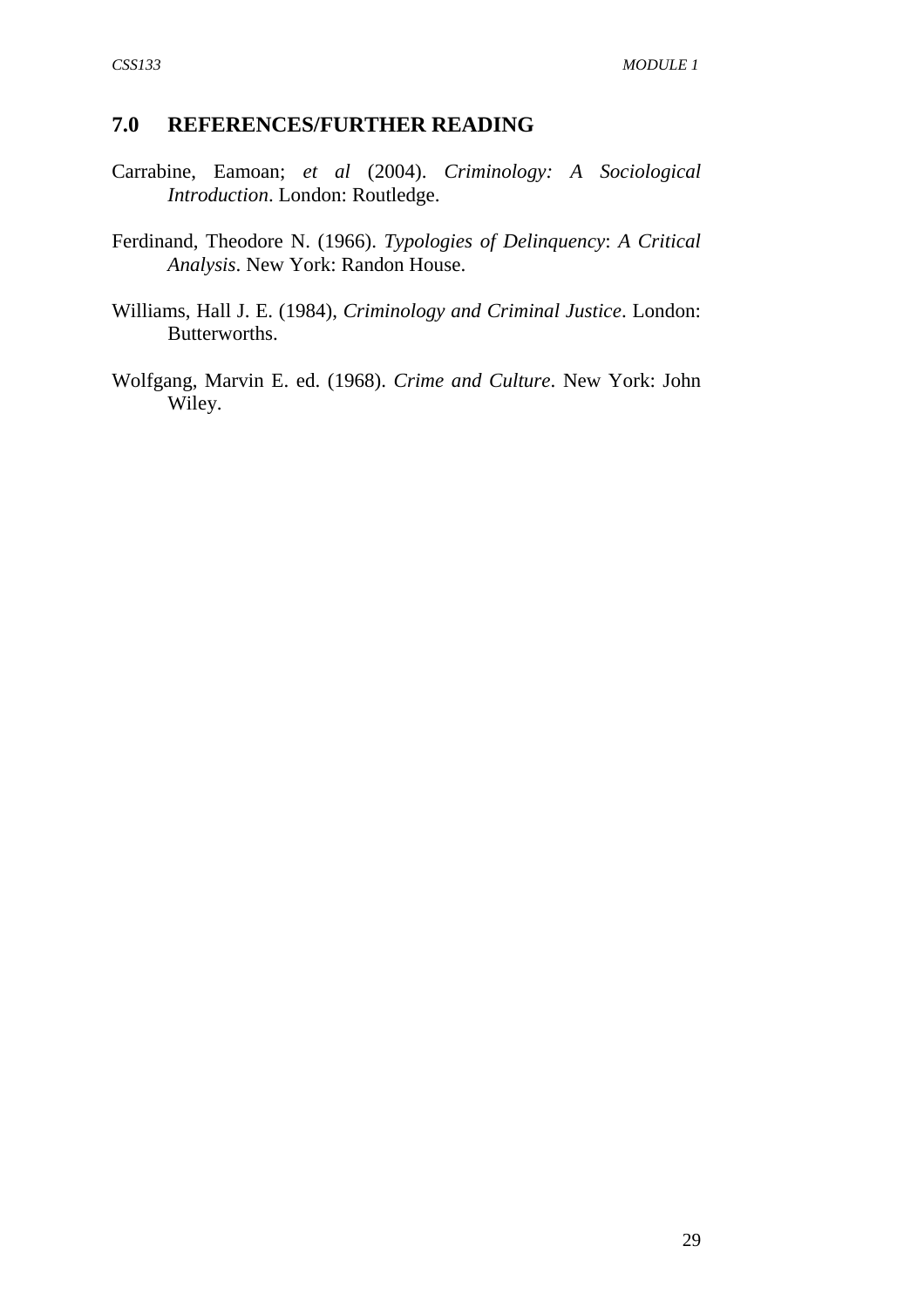## 7.0 REFERENCES/FURTHER READING

Carrabine, Eamoan; *et al* (2004). *Criminology: A Sociological Introduction*. London: Routledge.

Ferdinand, Theodore N. (1966). *Typologies of Delinquency*: *A Critical Analysis*. New York: Randon House.

Williams, Hall J. E. (1984), *Criminology and Criminal Justice*. London: Butterworths.

Wolfgang, Marvin E. ed. (1968). *Crime and Culture*. New York: John Wiley.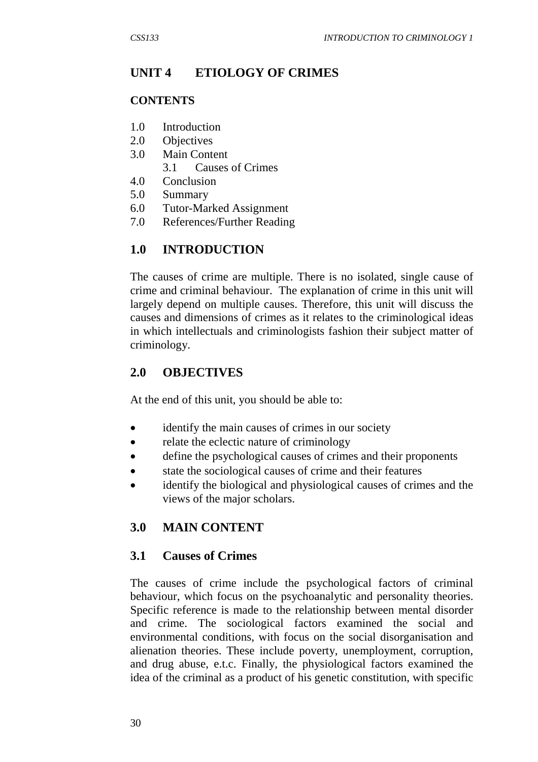# UNIT 4 ETIOLOGY OF CRIMES

## CONTENTS

1.0 Introduction
2.0 Objectives
3.0 Main Content
    3.1 Causes of Crimes
4.0 Conclusion
5.0 Summary
6.0 Tutor-Marked Assignment
7.0 References/Further Reading

## 1.0 INTRODUCTION

The causes of crime are multiple. There is no isolated, single cause of crime and criminal behaviour. The explanation of crime in this unit will largely depend on multiple causes. Therefore, this unit will discuss the causes and dimensions of crimes as it relates to the criminological ideas in which intellectuals and criminologists fashion their subject matter of criminology.

## 2.0 OBJECTIVES

At the end of this unit, you should be able to:

- identify the main causes of crimes in our society
- relate the eclectic nature of criminology
- define the psychological causes of crimes and their proponents
- state the sociological causes of crime and their features
- identify the biological and physiological causes of crimes and the views of the major scholars.

## 3.0 MAIN CONTENT

### 3.1 Causes of Crimes

The causes of crime include the psychological factors of criminal behaviour, which focus on the psychoanalytic and personality theories. Specific reference is made to the relationship between mental disorder and crime. The sociological factors examined the social and environmental conditions, with focus on the social disorganisation and alienation theories. These include poverty, unemployment, corruption, and drug abuse, e.t.c. Finally, the physiological factors examined the idea of the criminal as a product of his genetic constitution, with specific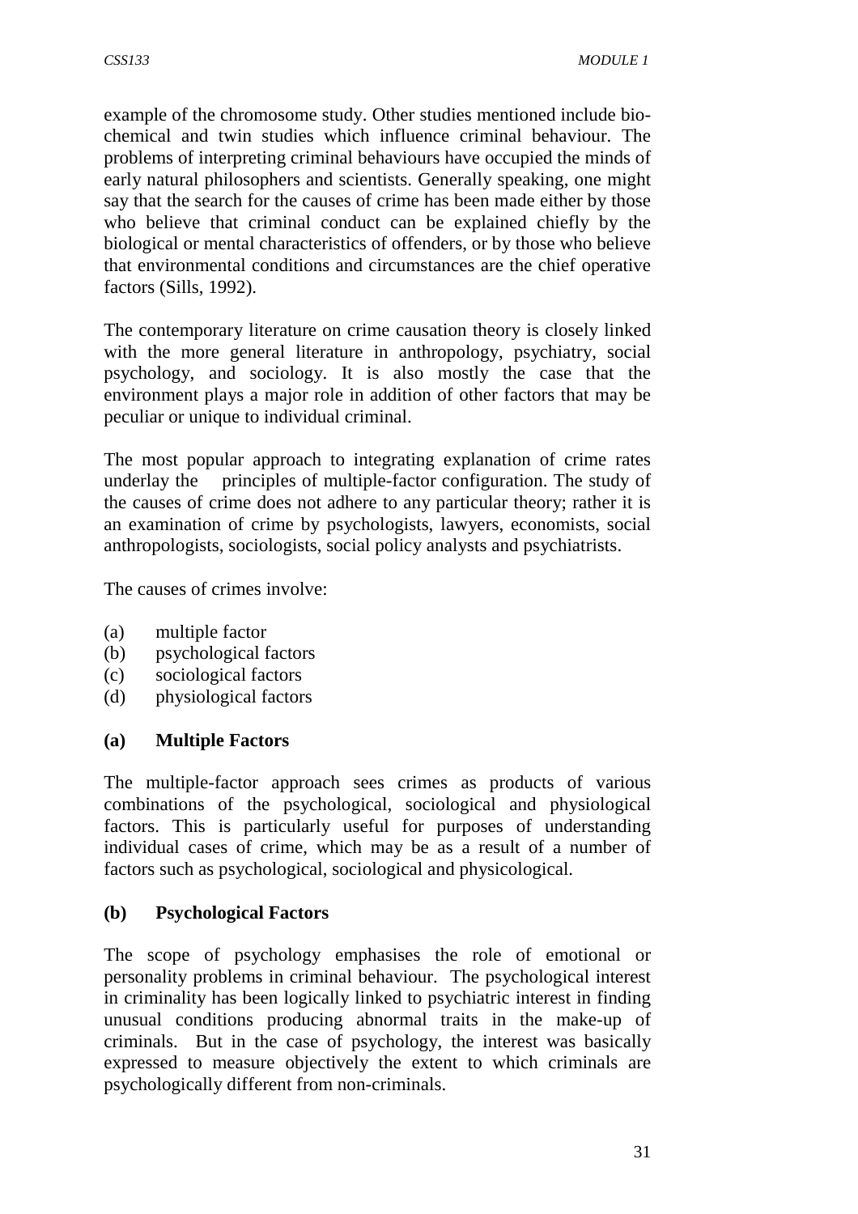example of the chromosome study. Other studies mentioned include bio-chemical and twin studies which influence criminal behaviour. The problems of interpreting criminal behaviours have occupied the minds of early natural philosophers and scientists. Generally speaking, one might say that the search for the causes of crime has been made either by those who believe that criminal conduct can be explained chiefly by the biological or mental characteristics of offenders, or by those who believe that environmental conditions and circumstances are the chief operative factors (Sills, 1992).

The contemporary literature on crime causation theory is closely linked with the more general literature in anthropology, psychiatry, social psychology, and sociology. It is also mostly the case that the environment plays a major role in addition of other factors that may be peculiar or unique to individual criminal.

The most popular approach to integrating explanation of crime rates underlay the principles of multiple-factor configuration. The study of the causes of crime does not adhere to any particular theory; rather it is an examination of crime by psychologists, lawyers, economists, social anthropologists, sociologists, social policy analysts and psychiatrists.

The causes of crimes involve:

(a) multiple factor
(b) psychological factors
(c) sociological factors
(d) physiological factors

**(a) Multiple Factors**

The multiple-factor approach sees crimes as products of various combinations of the psychological, sociological and physiological factors. This is particularly useful for purposes of understanding individual cases of crime, which may be as a result of a number of factors such as psychological, sociological and physicological.

**(b) Psychological Factors**

The scope of psychology emphasises the role of emotional or personality problems in criminal behaviour. The psychological interest in criminality has been logically linked to psychiatric interest in finding unusual conditions producing abnormal traits in the make-up of criminals. But in the case of psychology, the interest was basically expressed to measure objectively the extent to which criminals are psychologically different from non-criminals.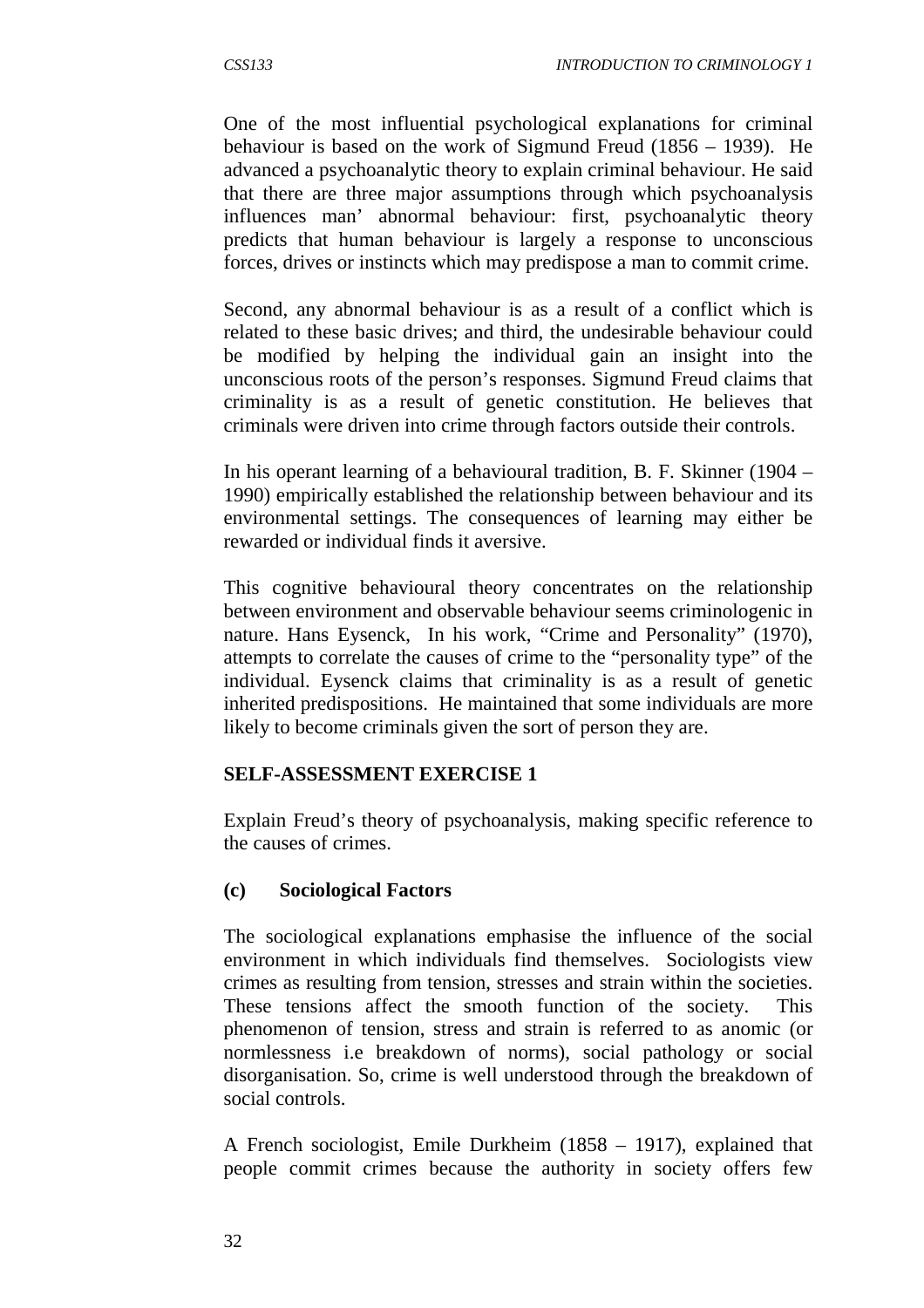One of the most influential psychological explanations for criminal behaviour is based on the work of Sigmund Freud (1856 – 1939). He advanced a psychoanalytic theory to explain criminal behaviour. He said that there are three major assumptions through which psychoanalysis influences man' abnormal behaviour: first, psychoanalytic theory predicts that human behaviour is largely a response to unconscious forces, drives or instincts which may predispose a man to commit crime.

Second, any abnormal behaviour is as a result of a conflict which is related to these basic drives; and third, the undesirable behaviour could be modified by helping the individual gain an insight into the unconscious roots of the person's responses. Sigmund Freud claims that criminality is as a result of genetic constitution. He believes that criminals were driven into crime through factors outside their controls.

In his operant learning of a behavioural tradition, B. F. Skinner (1904 – 1990) empirically established the relationship between behaviour and its environmental settings. The consequences of learning may either be rewarded or individual finds it aversive.

This cognitive behavioural theory concentrates on the relationship between environment and observable behaviour seems criminologenic in nature. Hans Eysenck, In his work, "Crime and Personality" (1970), attempts to correlate the causes of crime to the "personality type" of the individual. Eysenck claims that criminality is as a result of genetic inherited predispositions. He maintained that some individuals are more likely to become criminals given the sort of person they are.

**SELF-ASSESSMENT EXERCISE 1**

Explain Freud's theory of psychoanalysis, making specific reference to the causes of crimes.

**(c) Sociological Factors**

The sociological explanations emphasise the influence of the social environment in which individuals find themselves. Sociologists view crimes as resulting from tension, stresses and strain within the societies. These tensions affect the smooth function of the society. This phenomenon of tension, stress and strain is referred to as anomic (or normlessness i.e breakdown of norms), social pathology or social disorganisation. So, crime is well understood through the breakdown of social controls.

A French sociologist, Emile Durkheim (1858 – 1917), explained that people commit crimes because the authority in society offers few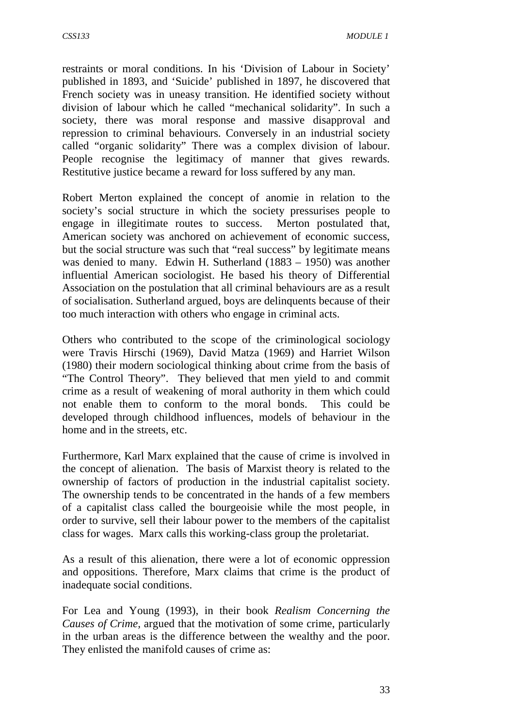restraints or moral conditions. In his 'Division of Labour in Society' published in 1893, and 'Suicide' published in 1897, he discovered that French society was in uneasy transition. He identified society without division of labour which he called "mechanical solidarity". In such a society, there was moral response and massive disapproval and repression to criminal behaviours. Conversely in an industrial society called "organic solidarity" There was a complex division of labour. People recognise the legitimacy of manner that gives rewards. Restitutive justice became a reward for loss suffered by any man.

Robert Merton explained the concept of anomie in relation to the society's social structure in which the society pressurises people to engage in illegitimate routes to success. Merton postulated that, American society was anchored on achievement of economic success, but the social structure was such that "real success" by legitimate means was denied to many. Edwin H. Sutherland (1883 – 1950) was another influential American sociologist. He based his theory of Differential Association on the postulation that all criminal behaviours are as a result of socialisation. Sutherland argued, boys are delinquents because of their too much interaction with others who engage in criminal acts.

Others who contributed to the scope of the criminological sociology were Travis Hirschi (1969), David Matza (1969) and Harriet Wilson (1980) their modern sociological thinking about crime from the basis of "The Control Theory". They believed that men yield to and commit crime as a result of weakening of moral authority in them which could not enable them to conform to the moral bonds. This could be developed through childhood influences, models of behaviour in the home and in the streets, etc.

Furthermore, Karl Marx explained that the cause of crime is involved in the concept of alienation. The basis of Marxist theory is related to the ownership of factors of production in the industrial capitalist society. The ownership tends to be concentrated in the hands of a few members of a capitalist class called the bourgeoisie while the most people, in order to survive, sell their labour power to the members of the capitalist class for wages. Marx calls this working-class group the proletariat.

As a result of this alienation, there were a lot of economic oppression and oppositions. Therefore, Marx claims that crime is the product of inadequate social conditions.

For Lea and Young (1993), in their book *Realism Concerning the Causes of Crime,* argued that the motivation of some crime, particularly in the urban areas is the difference between the wealthy and the poor. They enlisted the manifold causes of crime as: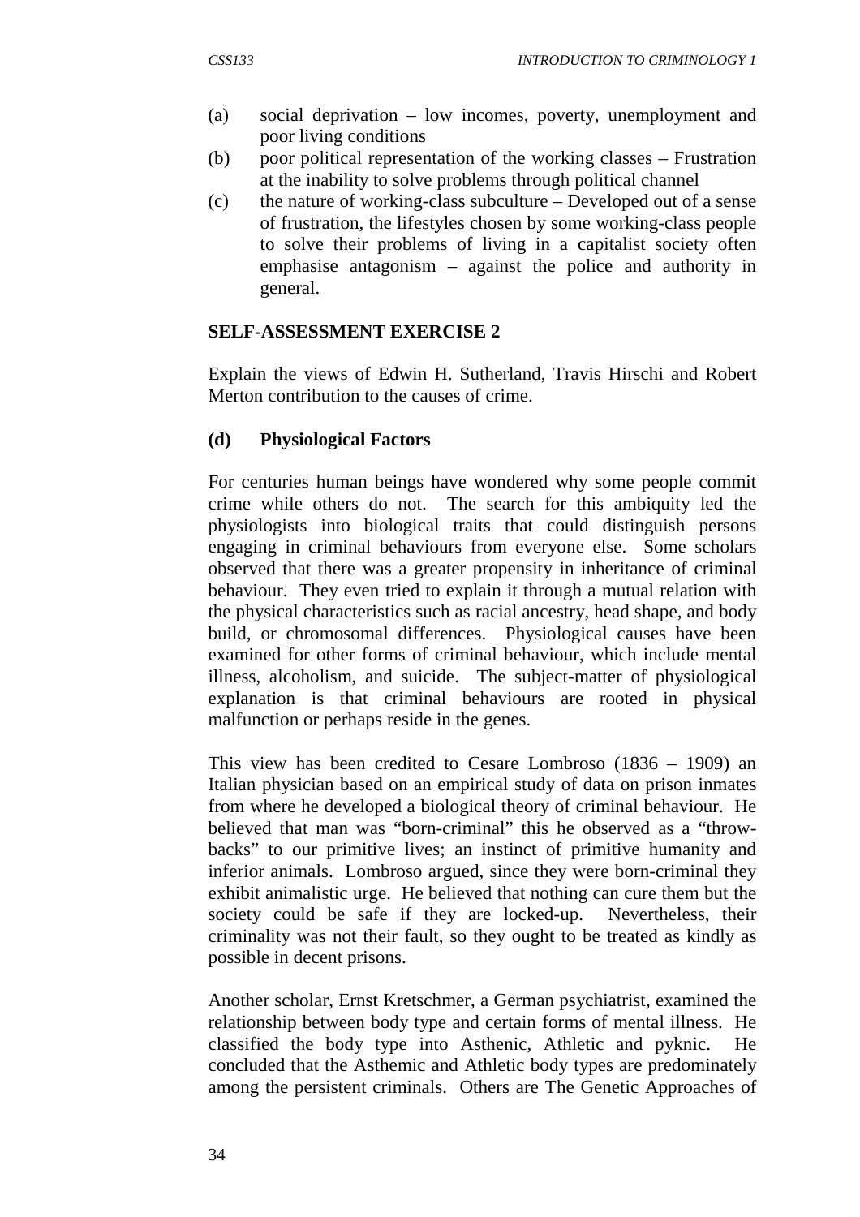(a) social deprivation – low incomes, poverty, unemployment and poor living conditions
(b) poor political representation of the working classes – Frustration at the inability to solve problems through political channel
(c) the nature of working-class subculture – Developed out of a sense of frustration, the lifestyles chosen by some working-class people to solve their problems of living in a capitalist society often emphasise antagonism – against the police and authority in general.

**SELF-ASSESSMENT EXERCISE 2**

Explain the views of Edwin H. Sutherland, Travis Hirschi and Robert Merton contribution to the causes of crime.

**(d) Physiological Factors**

For centuries human beings have wondered why some people commit crime while others do not. The search for this ambiquity led the physiologists into biological traits that could distinguish persons engaging in criminal behaviours from everyone else. Some scholars observed that there was a greater propensity in inheritance of criminal behaviour. They even tried to explain it through a mutual relation with the physical characteristics such as racial ancestry, head shape, and body build, or chromosomal differences. Physiological causes have been examined for other forms of criminal behaviour, which include mental illness, alcoholism, and suicide. The subject-matter of physiological explanation is that criminal behaviours are rooted in physical malfunction or perhaps reside in the genes.

This view has been credited to Cesare Lombroso (1836 – 1909) an Italian physician based on an empirical study of data on prison inmates from where he developed a biological theory of criminal behaviour. He believed that man was "born-criminal" this he observed as a "throw-backs" to our primitive lives; an instinct of primitive humanity and inferior animals. Lombroso argued, since they were born-criminal they exhibit animalistic urge. He believed that nothing can cure them but the society could be safe if they are locked-up. Nevertheless, their criminality was not their fault, so they ought to be treated as kindly as possible in decent prisons.

Another scholar, Ernst Kretschmer, a German psychiatrist, examined the relationship between body type and certain forms of mental illness. He classified the body type into Asthenic, Athletic and pyknic. He concluded that the Asthemic and Athletic body types are predominately among the persistent criminals. Others are The Genetic Approaches of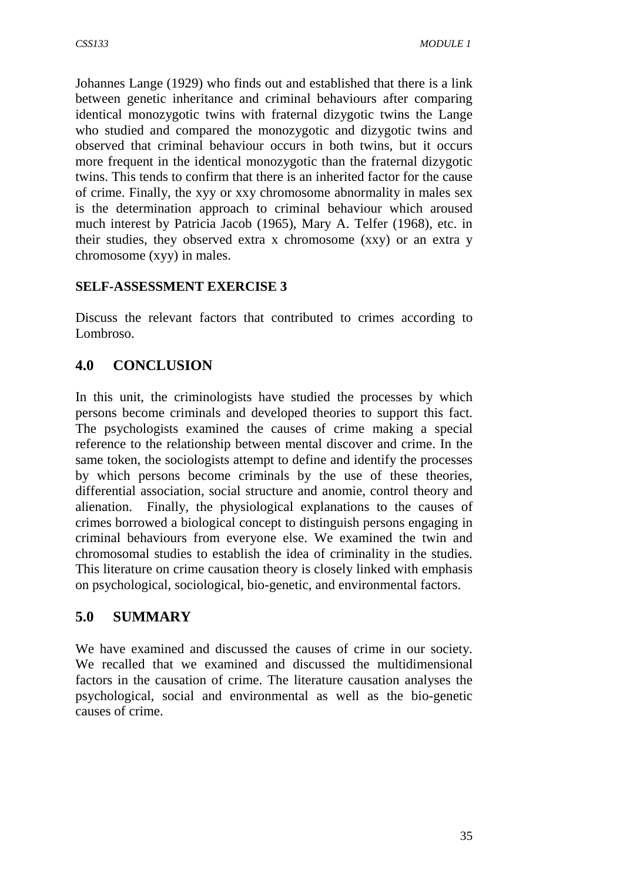Johannes Lange (1929) who finds out and established that there is a link between genetic inheritance and criminal behaviours after comparing identical monozygotic twins with fraternal dizygotic twins the Lange who studied and compared the monozygotic and dizygotic twins and observed that criminal behaviour occurs in both twins, but it occurs more frequent in the identical monozygotic than the fraternal dizygotic twins. This tends to confirm that there is an inherited factor for the cause of crime. Finally, the xyy or xxy chromosome abnormality in males sex is the determination approach to criminal behaviour which aroused much interest by Patricia Jacob (1965), Mary A. Telfer (1968), etc. in their studies, they observed extra x chromosome (xxy) or an extra y chromosome (xyy) in males.

**SELF-ASSESSMENT EXERCISE 3**

Discuss the relevant factors that contributed to crimes according to Lombroso.

## 4.0 CONCLUSION

In this unit, the criminologists have studied the processes by which persons become criminals and developed theories to support this fact. The psychologists examined the causes of crime making a special reference to the relationship between mental discover and crime. In the same token, the sociologists attempt to define and identify the processes by which persons become criminals by the use of these theories, differential association, social structure and anomie, control theory and alienation. Finally, the physiological explanations to the causes of crimes borrowed a biological concept to distinguish persons engaging in criminal behaviours from everyone else. We examined the twin and chromosomal studies to establish the idea of criminality in the studies. This literature on crime causation theory is closely linked with emphasis on psychological, sociological, bio-genetic, and environmental factors.

## 5.0 SUMMARY

We have examined and discussed the causes of crime in our society. We recalled that we examined and discussed the multidimensional factors in the causation of crime. The literature causation analyses the psychological, social and environmental as well as the bio-genetic causes of crime.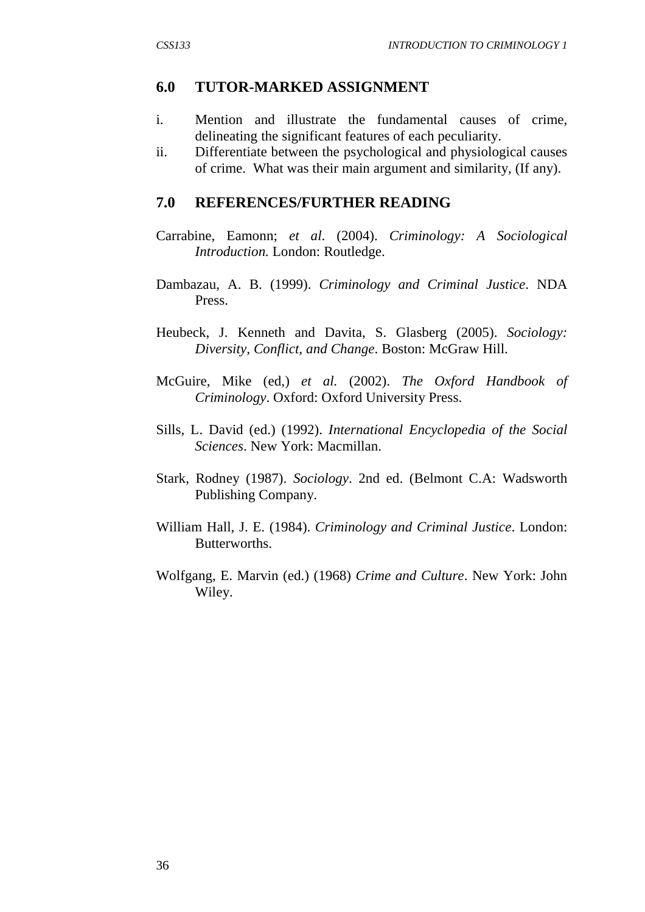## 6.0 TUTOR-MARKED ASSIGNMENT

i. Mention and illustrate the fundamental causes of crime, delineating the significant features of each peculiarity.
ii. Differentiate between the psychological and physiological causes of crime. What was their main argument and similarity, (If any).

## 7.0 REFERENCES/FURTHER READING

Carrabine, Eamonn; *et al*. (2004). *Criminology: A Sociological Introduction.* London: Routledge.

Dambazau, A. B. (1999). *Criminology and Criminal Justice*. NDA Press.

Heubeck, J. Kenneth and Davita, S. Glasberg (2005). *Sociology: Diversity, Conflict, and Change*. Boston: McGraw Hill.

McGuire, Mike (ed,) *et al.* (2002). *The Oxford Handbook of Criminology*. Oxford: Oxford University Press.

Sills, L. David (ed.) (1992). *International Encyclopedia of the Social Sciences*. New York: Macmillan.

Stark, Rodney (1987). *Sociology*. 2nd ed. (Belmont C.A: Wadsworth Publishing Company.

William Hall, J. E. (1984). *Criminology and Criminal Justice*. London: Butterworths.

Wolfgang, E. Marvin (ed.) (1968) *Crime and Culture*. New York: John Wiley.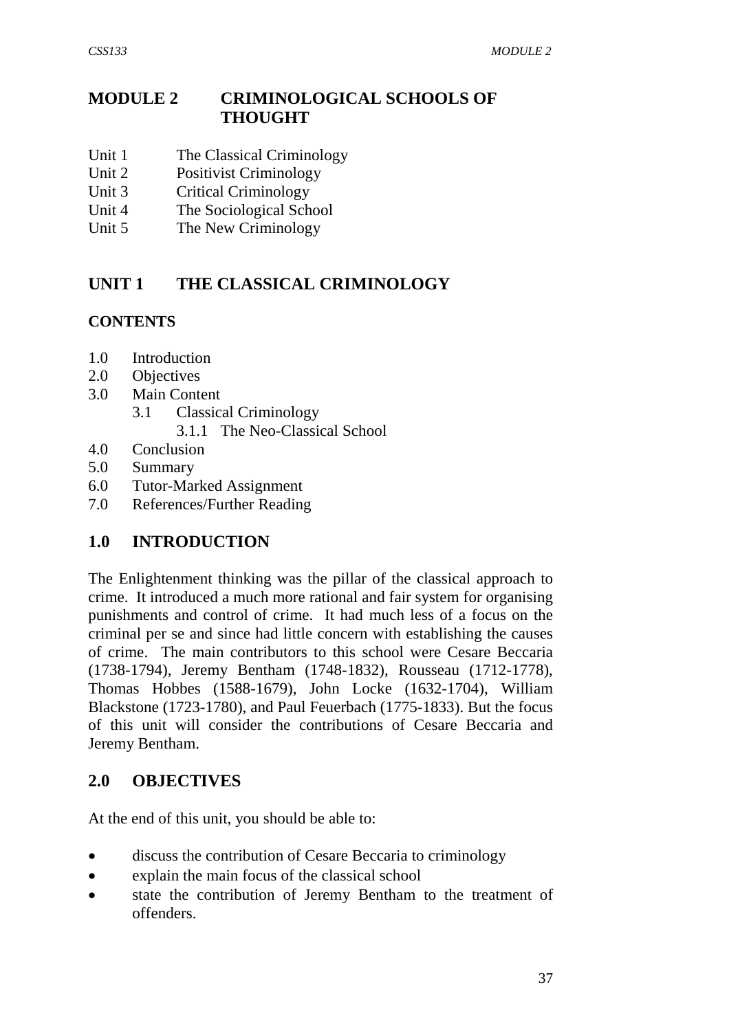# MODULE 2 CRIMINOLOGICAL SCHOOLS OF THOUGHT

Unit 1 The Classical Criminology
Unit 2 Positivist Criminology
Unit 3 Critical Criminology
Unit 4 The Sociological School
Unit 5 The New Criminology

## UNIT 1 THE CLASSICAL CRIMINOLOGY

### CONTENTS

1.0 Introduction
2.0 Objectives
3.0 Main Content
  3.1 Classical Criminology
    3.1.1 The Neo-Classical School
4.0 Conclusion
5.0 Summary
6.0 Tutor-Marked Assignment
7.0 References/Further Reading

## 1.0 INTRODUCTION

The Enlightenment thinking was the pillar of the classical approach to crime. It introduced a much more rational and fair system for organising punishments and control of crime. It had much less of a focus on the criminal per se and since had little concern with establishing the causes of crime. The main contributors to this school were Cesare Beccaria (1738-1794), Jeremy Bentham (1748-1832), Rousseau (1712-1778), Thomas Hobbes (1588-1679), John Locke (1632-1704), William Blackstone (1723-1780), and Paul Feuerbach (1775-1833). But the focus of this unit will consider the contributions of Cesare Beccaria and Jeremy Bentham.

## 2.0 OBJECTIVES

At the end of this unit, you should be able to:

- discuss the contribution of Cesare Beccaria to criminology
- explain the main focus of the classical school
- state the contribution of Jeremy Bentham to the treatment of offenders.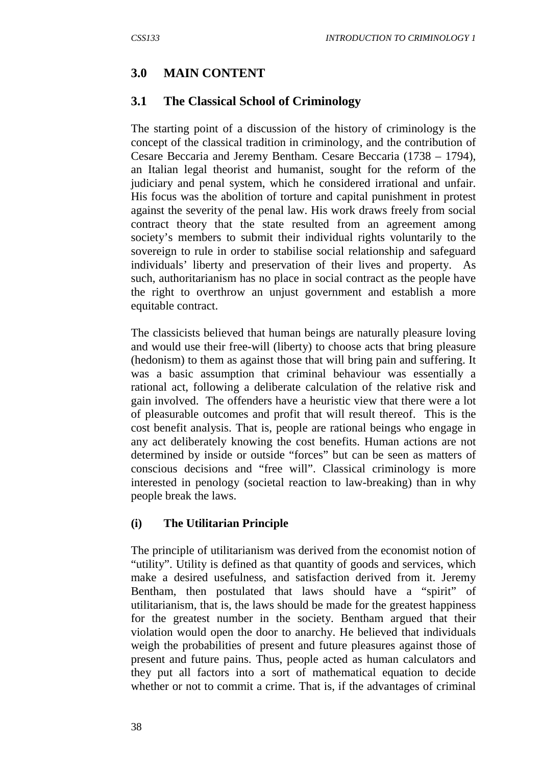## 3.0 MAIN CONTENT

### 3.1 The Classical School of Criminology

The starting point of a discussion of the history of criminology is the concept of the classical tradition in criminology, and the contribution of Cesare Beccaria and Jeremy Bentham. Cesare Beccaria (1738 – 1794), an Italian legal theorist and humanist, sought for the reform of the judiciary and penal system, which he considered irrational and unfair. His focus was the abolition of torture and capital punishment in protest against the severity of the penal law. His work draws freely from social contract theory that the state resulted from an agreement among society's members to submit their individual rights voluntarily to the sovereign to rule in order to stabilise social relationship and safeguard individuals' liberty and preservation of their lives and property. As such, authoritarianism has no place in social contract as the people have the right to overthrow an unjust government and establish a more equitable contract.

The classicists believed that human beings are naturally pleasure loving and would use their free-will (liberty) to choose acts that bring pleasure (hedonism) to them as against those that will bring pain and suffering. It was a basic assumption that criminal behaviour was essentially a rational act, following a deliberate calculation of the relative risk and gain involved. The offenders have a heuristic view that there were a lot of pleasurable outcomes and profit that will result thereof. This is the cost benefit analysis. That is, people are rational beings who engage in any act deliberately knowing the cost benefits. Human actions are not determined by inside or outside "forces" but can be seen as matters of conscious decisions and "free will". Classical criminology is more interested in penology (societal reaction to law-breaking) than in why people break the laws.

**(i) The Utilitarian Principle**

The principle of utilitarianism was derived from the economist notion of "utility". Utility is defined as that quantity of goods and services, which make a desired usefulness, and satisfaction derived from it. Jeremy Bentham, then postulated that laws should have a "spirit" of utilitarianism, that is, the laws should be made for the greatest happiness for the greatest number in the society. Bentham argued that their violation would open the door to anarchy. He believed that individuals weigh the probabilities of present and future pleasures against those of present and future pains. Thus, people acted as human calculators and they put all factors into a sort of mathematical equation to decide whether or not to commit a crime. That is, if the advantages of criminal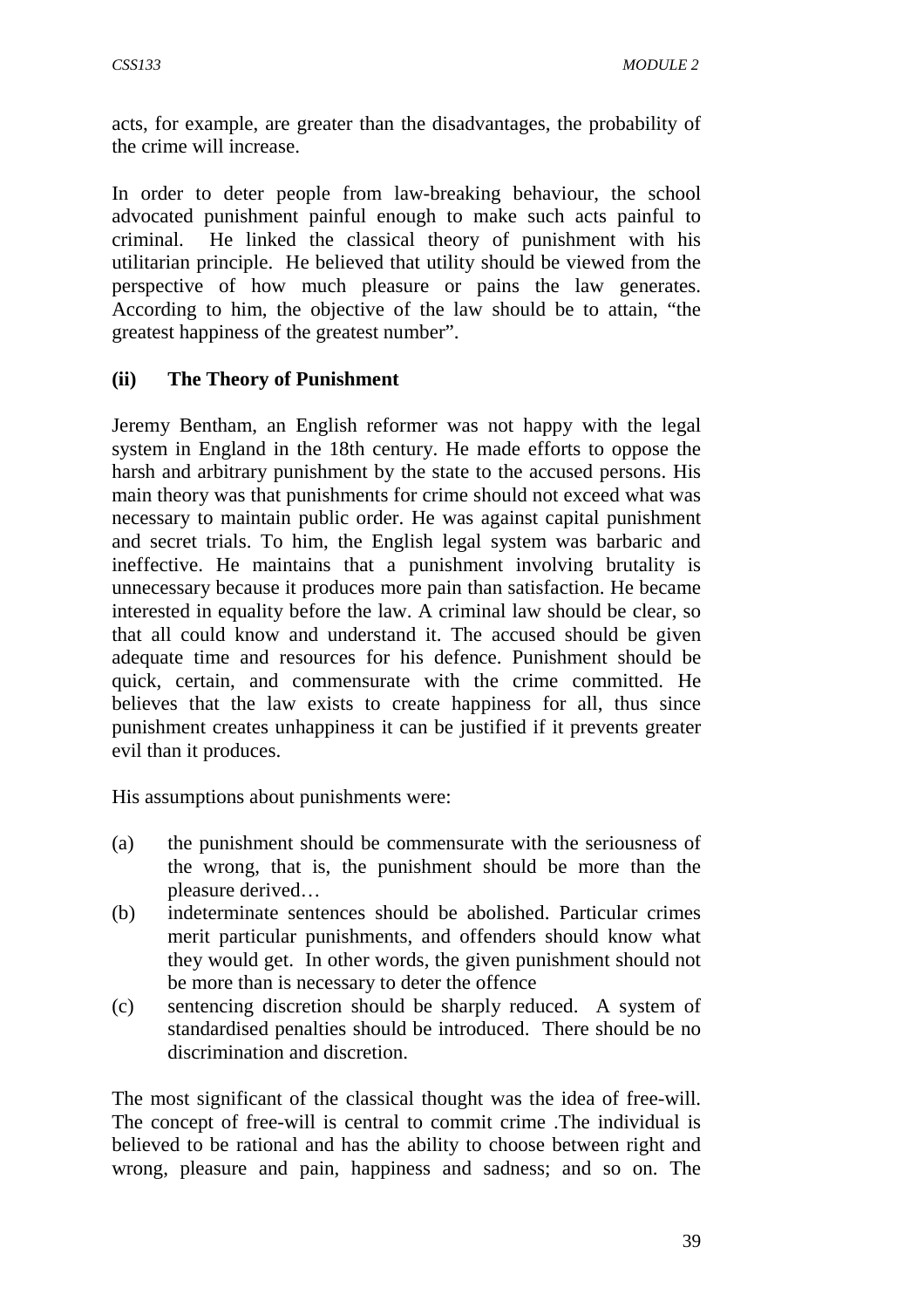acts, for example, are greater than the disadvantages, the probability of the crime will increase.

In order to deter people from law-breaking behaviour, the school advocated punishment painful enough to make such acts painful to criminal. He linked the classical theory of punishment with his utilitarian principle. He believed that utility should be viewed from the perspective of how much pleasure or pains the law generates. According to him, the objective of the law should be to attain, "the greatest happiness of the greatest number".

### (ii) The Theory of Punishment

Jeremy Bentham, an English reformer was not happy with the legal system in England in the 18th century. He made efforts to oppose the harsh and arbitrary punishment by the state to the accused persons. His main theory was that punishments for crime should not exceed what was necessary to maintain public order. He was against capital punishment and secret trials. To him, the English legal system was barbaric and ineffective. He maintains that a punishment involving brutality is unnecessary because it produces more pain than satisfaction. He became interested in equality before the law. A criminal law should be clear, so that all could know and understand it. The accused should be given adequate time and resources for his defence. Punishment should be quick, certain, and commensurate with the crime committed. He believes that the law exists to create happiness for all, thus since punishment creates unhappiness it can be justified if it prevents greater evil than it produces.

His assumptions about punishments were:

(a) the punishment should be commensurate with the seriousness of the wrong, that is, the punishment should be more than the pleasure derived…

(b) indeterminate sentences should be abolished. Particular crimes merit particular punishments, and offenders should know what they would get. In other words, the given punishment should not be more than is necessary to deter the offence

(c) sentencing discretion should be sharply reduced. A system of standardised penalties should be introduced. There should be no discrimination and discretion.

The most significant of the classical thought was the idea of free-will. The concept of free-will is central to commit crime .The individual is believed to be rational and has the ability to choose between right and wrong, pleasure and pain, happiness and sadness; and so on. The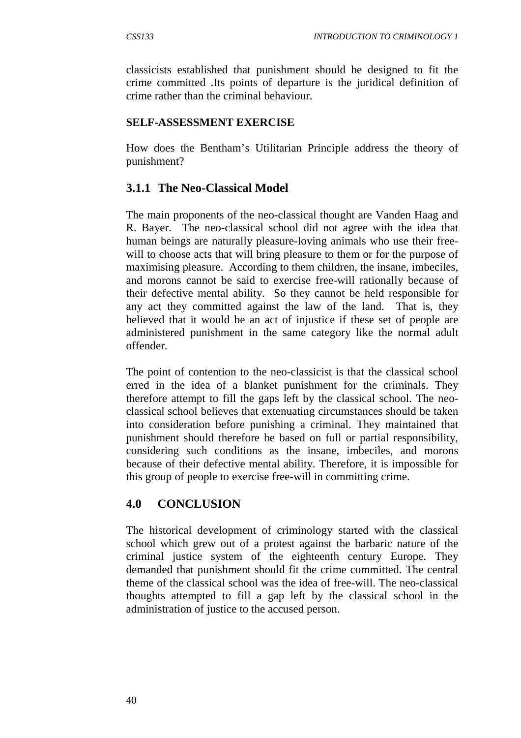classicists established that punishment should be designed to fit the crime committed .Its points of departure is the juridical definition of crime rather than the criminal behaviour.

**SELF-ASSESSMENT EXERCISE**

How does the Bentham's Utilitarian Principle address the theory of punishment?

### 3.1.1 The Neo-Classical Model

The main proponents of the neo-classical thought are Vanden Haag and R. Bayer. The neo-classical school did not agree with the idea that human beings are naturally pleasure-loving animals who use their free-will to choose acts that will bring pleasure to them or for the purpose of maximising pleasure. According to them children, the insane, imbeciles, and morons cannot be said to exercise free-will rationally because of their defective mental ability. So they cannot be held responsible for any act they committed against the law of the land. That is, they believed that it would be an act of injustice if these set of people are administered punishment in the same category like the normal adult offender.

The point of contention to the neo-classicist is that the classical school erred in the idea of a blanket punishment for the criminals. They therefore attempt to fill the gaps left by the classical school. The neo-classical school believes that extenuating circumstances should be taken into consideration before punishing a criminal. They maintained that punishment should therefore be based on full or partial responsibility, considering such conditions as the insane, imbeciles, and morons because of their defective mental ability. Therefore, it is impossible for this group of people to exercise free-will in committing crime.

## 4.0 CONCLUSION

The historical development of criminology started with the classical school which grew out of a protest against the barbaric nature of the criminal justice system of the eighteenth century Europe. They demanded that punishment should fit the crime committed. The central theme of the classical school was the idea of free-will. The neo-classical thoughts attempted to fill a gap left by the classical school in the administration of justice to the accused person.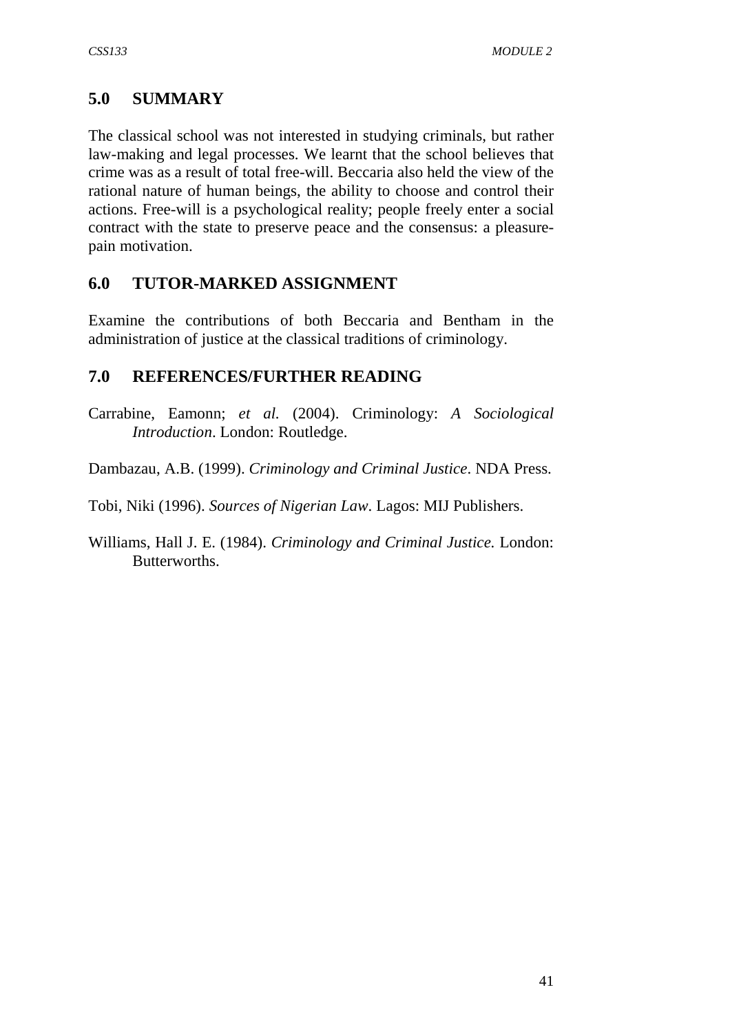## 5.0 SUMMARY

The classical school was not interested in studying criminals, but rather law-making and legal processes. We learnt that the school believes that crime was as a result of total free-will. Beccaria also held the view of the rational nature of human beings, the ability to choose and control their actions. Free-will is a psychological reality; people freely enter a social contract with the state to preserve peace and the consensus: a pleasure-pain motivation.

## 6.0 TUTOR-MARKED ASSIGNMENT

Examine the contributions of both Beccaria and Bentham in the administration of justice at the classical traditions of criminology.

## 7.0 REFERENCES/FURTHER READING

Carrabine, Eamonn; *et al.* (2004). Criminology: *A Sociological Introduction*. London: Routledge.

Dambazau, A.B. (1999). *Criminology and Criminal Justice*. NDA Press.

Tobi, Niki (1996). *Sources of Nigerian Law*. Lagos: MIJ Publishers.

Williams, Hall J. E. (1984). *Criminology and Criminal Justice.* London: Butterworths.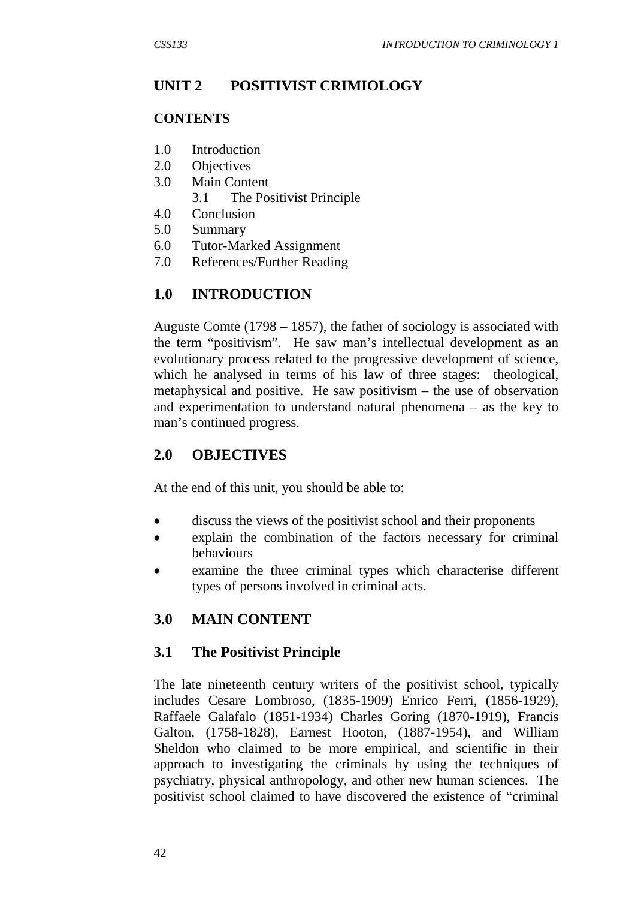## UNIT 2 POSITIVIST CRIMIOLOGY

**CONTENTS**

1.0 Introduction
2.0 Objectives
3.0 Main Content
    3.1 The Positivist Principle
4.0 Conclusion
5.0 Summary
6.0 Tutor-Marked Assignment
7.0 References/Further Reading

## 1.0 INTRODUCTION

Auguste Comte (1798 – 1857), the father of sociology is associated with the term "positivism". He saw man's intellectual development as an evolutionary process related to the progressive development of science, which he analysed in terms of his law of three stages: theological, metaphysical and positive. He saw positivism – the use of observation and experimentation to understand natural phenomena – as the key to man's continued progress.

## 2.0 OBJECTIVES

At the end of this unit, you should be able to:

- discuss the views of the positivist school and their proponents
- explain the combination of the factors necessary for criminal behaviours
- examine the three criminal types which characterise different types of persons involved in criminal acts.

## 3.0 MAIN CONTENT

### 3.1 The Positivist Principle

The late nineteenth century writers of the positivist school, typically includes Cesare Lombroso, (1835-1909) Enrico Ferri, (1856-1929), Raffaele Galafalo (1851-1934) Charles Goring (1870-1919), Francis Galton, (1758-1828), Earnest Hooton, (1887-1954), and William Sheldon who claimed to be more empirical, and scientific in their approach to investigating the criminals by using the techniques of psychiatry, physical anthropology, and other new human sciences. The positivist school claimed to have discovered the existence of "criminal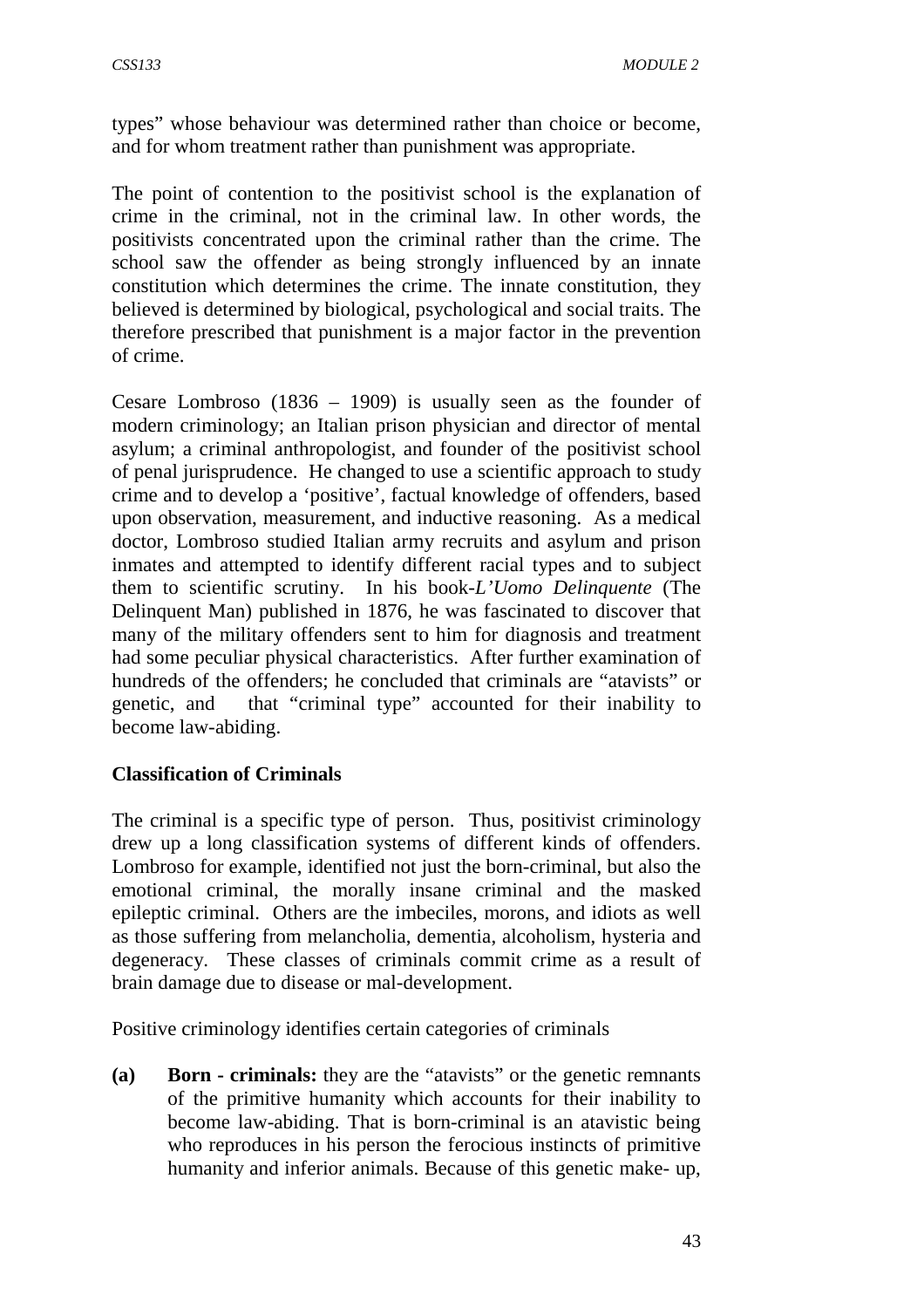types" whose behaviour was determined rather than choice or become, and for whom treatment rather than punishment was appropriate.

The point of contention to the positivist school is the explanation of crime in the criminal, not in the criminal law. In other words, the positivists concentrated upon the criminal rather than the crime. The school saw the offender as being strongly influenced by an innate constitution which determines the crime. The innate constitution, they believed is determined by biological, psychological and social traits. The therefore prescribed that punishment is a major factor in the prevention of crime.

Cesare Lombroso (1836 – 1909) is usually seen as the founder of modern criminology; an Italian prison physician and director of mental asylum; a criminal anthropologist, and founder of the positivist school of penal jurisprudence. He changed to use a scientific approach to study crime and to develop a 'positive', factual knowledge of offenders, based upon observation, measurement, and inductive reasoning. As a medical doctor, Lombroso studied Italian army recruits and asylum and prison inmates and attempted to identify different racial types and to subject them to scientific scrutiny. In his book-*L'Uomo Delinquente* (The Delinquent Man) published in 1876, he was fascinated to discover that many of the military offenders sent to him for diagnosis and treatment had some peculiar physical characteristics. After further examination of hundreds of the offenders; he concluded that criminals are "atavists" or genetic, and that "criminal type" accounted for their inability to become law-abiding.

**Classification of Criminals**

The criminal is a specific type of person. Thus, positivist criminology drew up a long classification systems of different kinds of offenders. Lombroso for example, identified not just the born-criminal, but also the emotional criminal, the morally insane criminal and the masked epileptic criminal. Others are the imbeciles, morons, and idiots as well as those suffering from melancholia, dementia, alcoholism, hysteria and degeneracy. These classes of criminals commit crime as a result of brain damage due to disease or mal-development.

Positive criminology identifies certain categories of criminals

**(a)** **Born - criminals:** they are the "atavists" or the genetic remnants of the primitive humanity which accounts for their inability to become law-abiding. That is born-criminal is an atavistic being who reproduces in his person the ferocious instincts of primitive humanity and inferior animals. Because of this genetic make- up,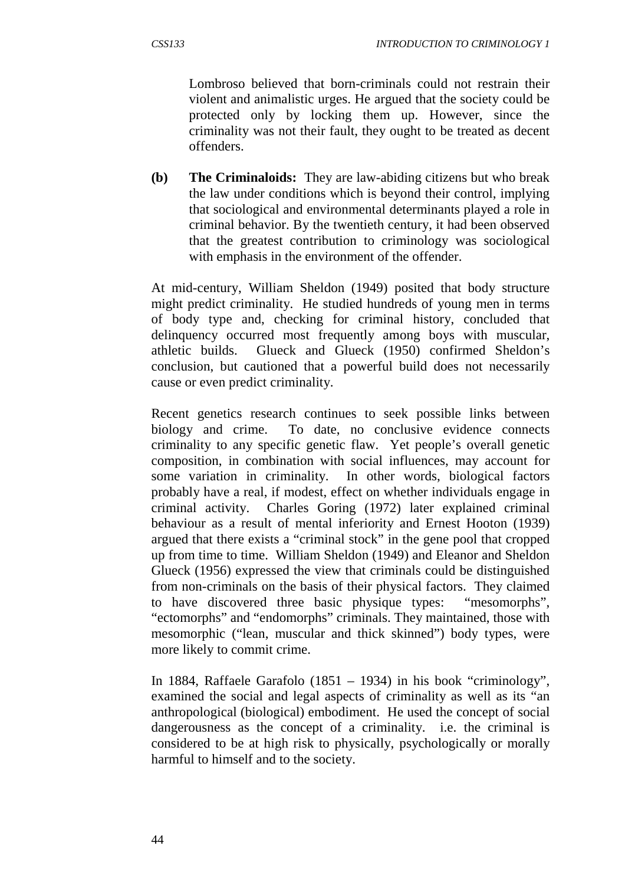Lombroso believed that born-criminals could not restrain their violent and animalistic urges. He argued that the society could be protected only by locking them up. However, since the criminality was not their fault, they ought to be treated as decent offenders.

**(b) The Criminaloids:** They are law-abiding citizens but who break the law under conditions which is beyond their control, implying that sociological and environmental determinants played a role in criminal behavior. By the twentieth century, it had been observed that the greatest contribution to criminology was sociological with emphasis in the environment of the offender.

At mid-century, William Sheldon (1949) posited that body structure might predict criminality. He studied hundreds of young men in terms of body type and, checking for criminal history, concluded that delinquency occurred most frequently among boys with muscular, athletic builds. Glueck and Glueck (1950) confirmed Sheldon's conclusion, but cautioned that a powerful build does not necessarily cause or even predict criminality.

Recent genetics research continues to seek possible links between biology and crime. To date, no conclusive evidence connects criminality to any specific genetic flaw. Yet people's overall genetic composition, in combination with social influences, may account for some variation in criminality. In other words, biological factors probably have a real, if modest, effect on whether individuals engage in criminal activity. Charles Goring (1972) later explained criminal behaviour as a result of mental inferiority and Ernest Hooton (1939) argued that there exists a "criminal stock" in the gene pool that cropped up from time to time. William Sheldon (1949) and Eleanor and Sheldon Glueck (1956) expressed the view that criminals could be distinguished from non-criminals on the basis of their physical factors. They claimed to have discovered three basic physique types: "mesomorphs", "ectomorphs" and "endomorphs" criminals. They maintained, those with mesomorphic ("lean, muscular and thick skinned") body types, were more likely to commit crime.

In 1884, Raffaele Garafolo (1851 – 1934) in his book "criminology", examined the social and legal aspects of criminality as well as its "an anthropological (biological) embodiment. He used the concept of social dangerousness as the concept of a criminality. i.e. the criminal is considered to be at high risk to physically, psychologically or morally harmful to himself and to the society.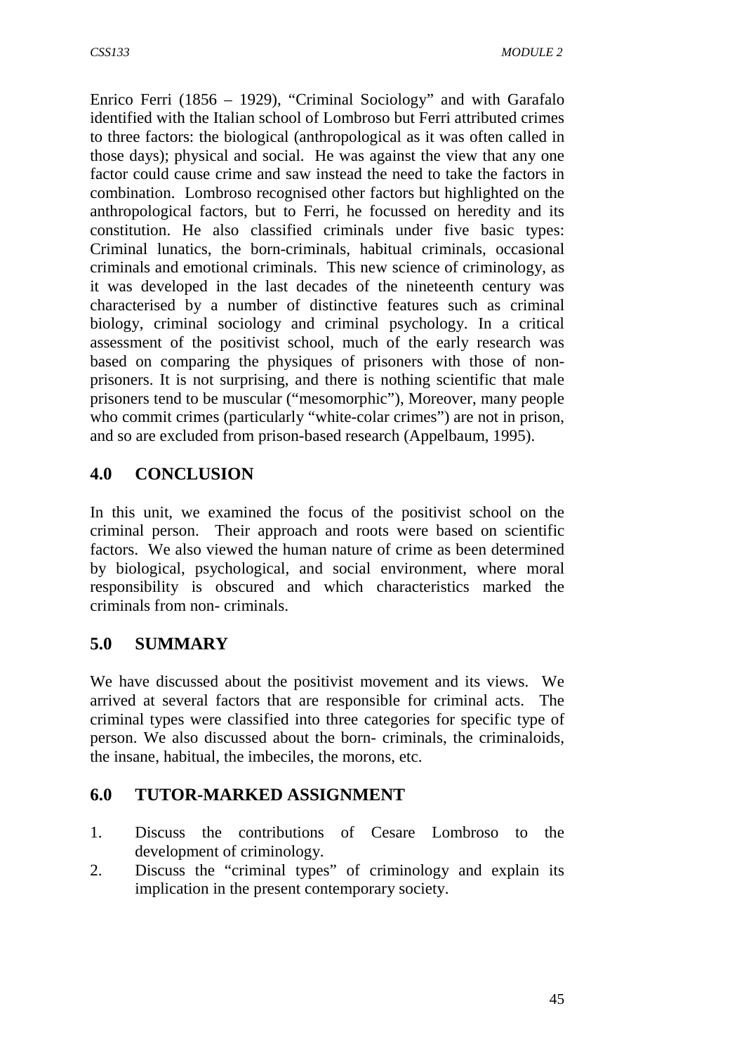Enrico Ferri (1856 – 1929), "Criminal Sociology" and with Garafalo identified with the Italian school of Lombroso but Ferri attributed crimes to three factors: the biological (anthropological as it was often called in those days); physical and social. He was against the view that any one factor could cause crime and saw instead the need to take the factors in combination. Lombroso recognised other factors but highlighted on the anthropological factors, but to Ferri, he focussed on heredity and its constitution. He also classified criminals under five basic types: Criminal lunatics, the born-criminals, habitual criminals, occasional criminals and emotional criminals. This new science of criminology, as it was developed in the last decades of the nineteenth century was characterised by a number of distinctive features such as criminal biology, criminal sociology and criminal psychology. In a critical assessment of the positivist school, much of the early research was based on comparing the physiques of prisoners with those of non-prisoners. It is not surprising, and there is nothing scientific that male prisoners tend to be muscular ("mesomorphic"), Moreover, many people who commit crimes (particularly "white-colar crimes") are not in prison, and so are excluded from prison-based research (Appelbaum, 1995).

## 4.0 CONCLUSION

In this unit, we examined the focus of the positivist school on the criminal person. Their approach and roots were based on scientific factors. We also viewed the human nature of crime as been determined by biological, psychological, and social environment, where moral responsibility is obscured and which characteristics marked the criminals from non- criminals.

## 5.0 SUMMARY

We have discussed about the positivist movement and its views. We arrived at several factors that are responsible for criminal acts. The criminal types were classified into three categories for specific type of person. We also discussed about the born- criminals, the criminaloids, the insane, habitual, the imbeciles, the morons, etc.

## 6.0 TUTOR-MARKED ASSIGNMENT

1. Discuss the contributions of Cesare Lombroso to the development of criminology.
2. Discuss the "criminal types" of criminology and explain its implication in the present contemporary society.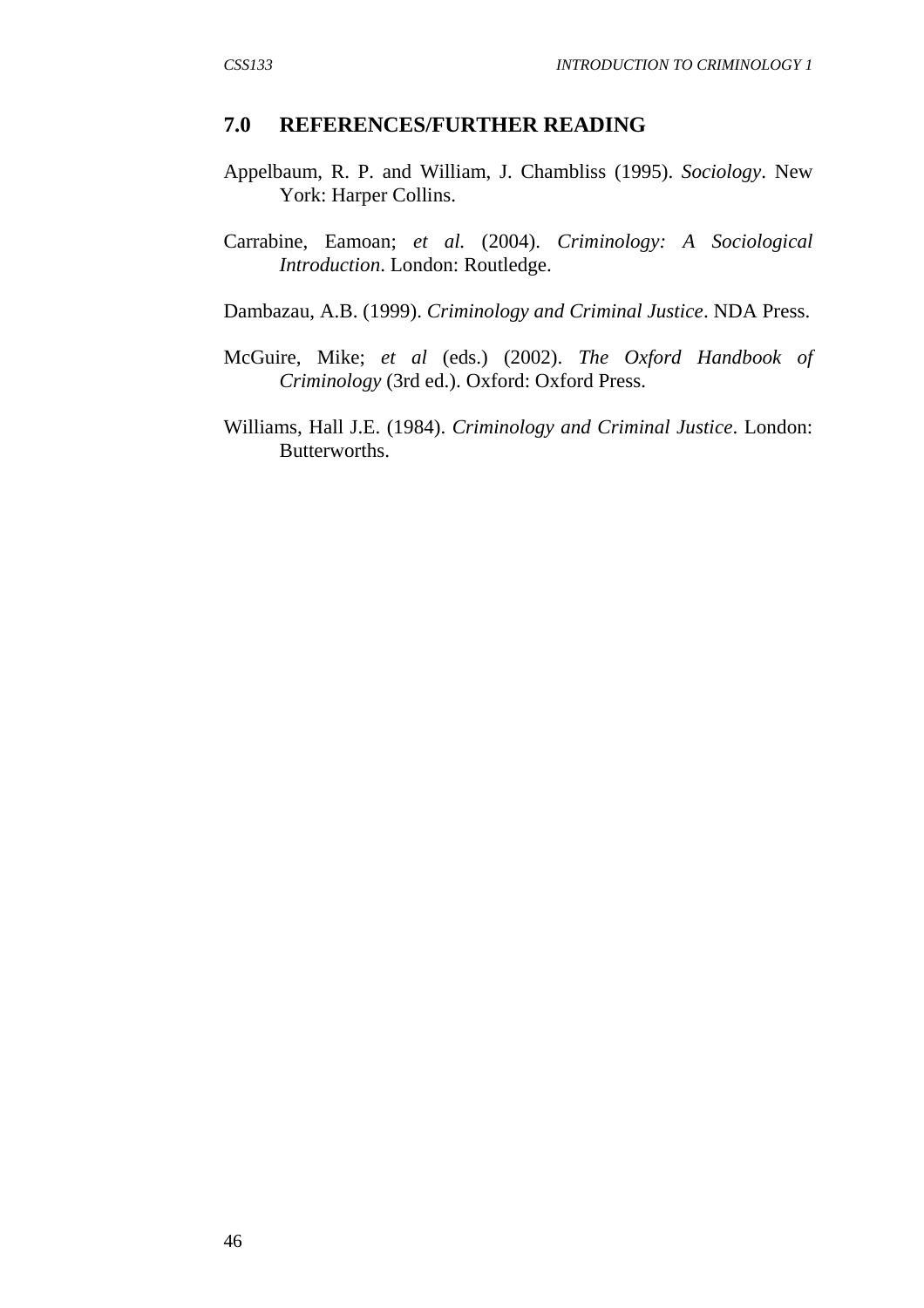## 7.0 REFERENCES/FURTHER READING

Appelbaum, R. P. and William, J. Chambliss (1995). *Sociology*. New York: Harper Collins.

Carrabine, Eamoan; *et al.* (2004). *Criminology: A Sociological Introduction*. London: Routledge.

Dambazau, A.B. (1999). *Criminology and Criminal Justice*. NDA Press.

McGuire, Mike; *et al* (eds.) (2002). *The Oxford Handbook of Criminology* (3rd ed.). Oxford: Oxford Press.

Williams, Hall J.E. (1984). *Criminology and Criminal Justice*. London: Butterworths.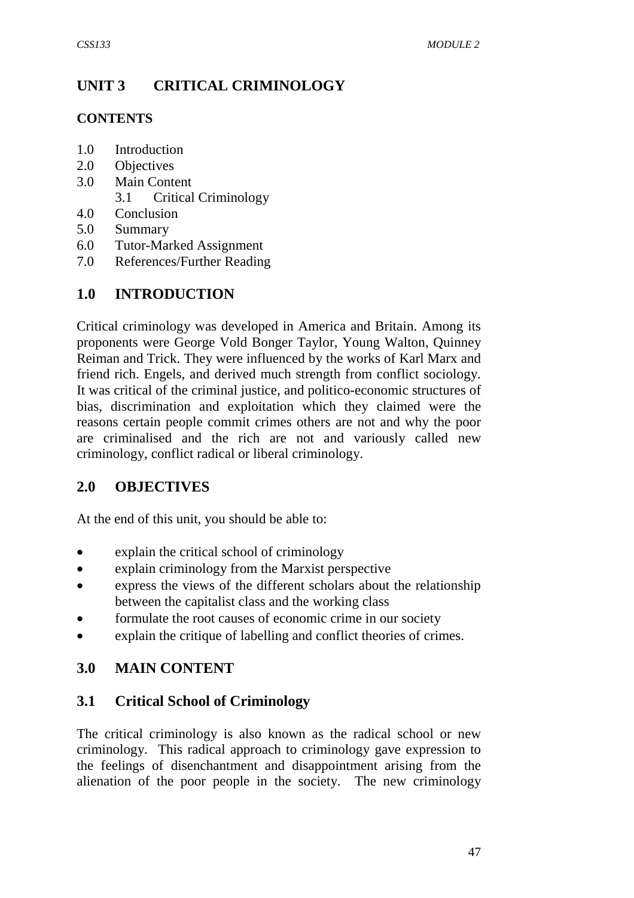# UNIT 3 CRITICAL CRIMINOLOGY

**CONTENTS**

1.0 Introduction
2.0 Objectives
3.0 Main Content
    3.1 Critical Criminology
4.0 Conclusion
5.0 Summary
6.0 Tutor-Marked Assignment
7.0 References/Further Reading

## 1.0 INTRODUCTION

Critical criminology was developed in America and Britain. Among its proponents were George Vold Bonger Taylor, Young Walton, Quinney Reiman and Trick. They were influenced by the works of Karl Marx and friend rich. Engels, and derived much strength from conflict sociology. It was critical of the criminal justice, and politico-economic structures of bias, discrimination and exploitation which they claimed were the reasons certain people commit crimes others are not and why the poor are criminalised and the rich are not and variously called new criminology, conflict radical or liberal criminology.

## 2.0 OBJECTIVES

At the end of this unit, you should be able to:

- explain the critical school of criminology
- explain criminology from the Marxist perspective
- express the views of the different scholars about the relationship between the capitalist class and the working class
- formulate the root causes of economic crime in our society
- explain the critique of labelling and conflict theories of crimes.

## 3.0 MAIN CONTENT

### 3.1 Critical School of Criminology

The critical criminology is also known as the radical school or new criminology. This radical approach to criminology gave expression to the feelings of disenchantment and disappointment arising from the alienation of the poor people in the society. The new criminology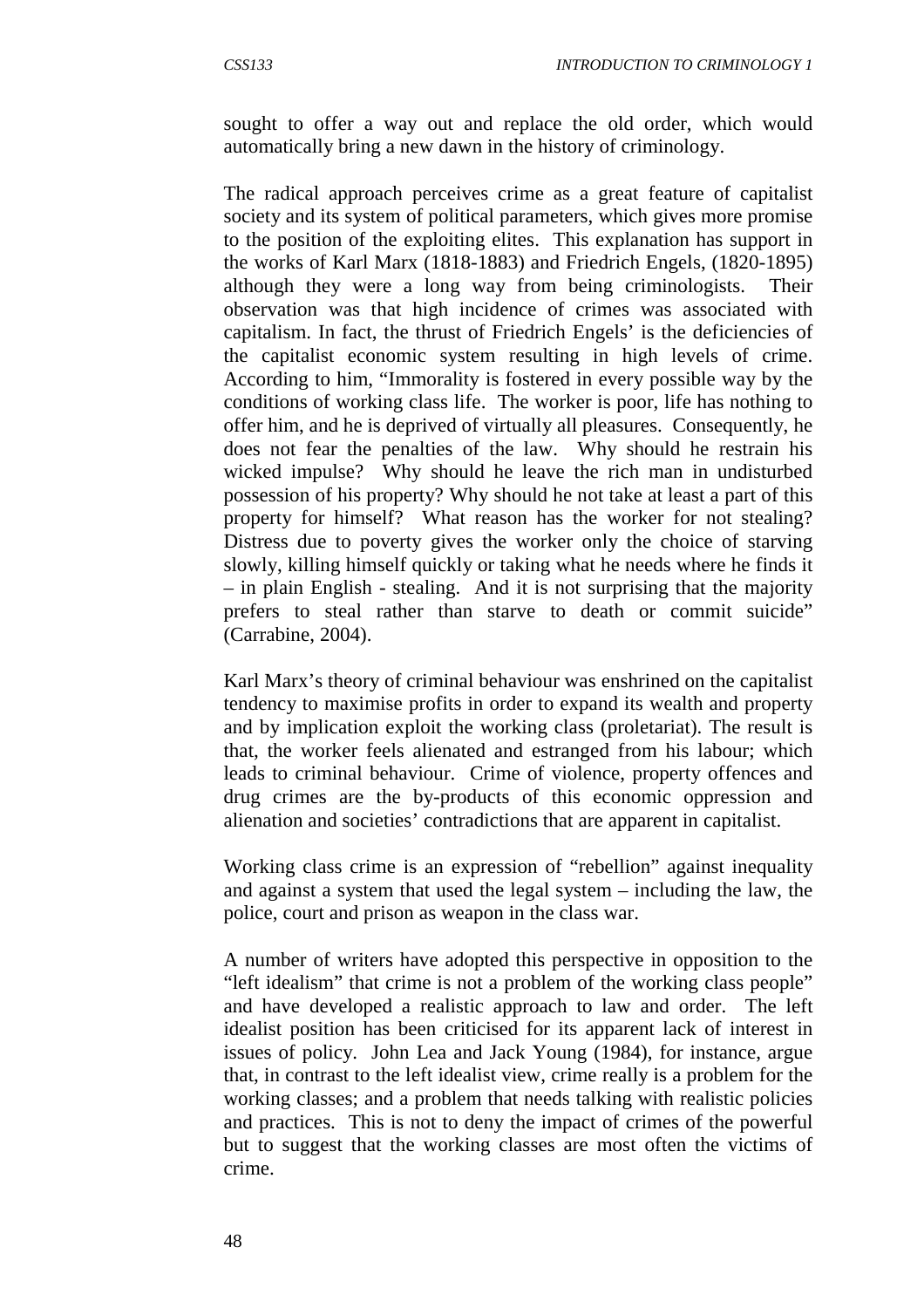sought to offer a way out and replace the old order, which would automatically bring a new dawn in the history of criminology.

The radical approach perceives crime as a great feature of capitalist society and its system of political parameters, which gives more promise to the position of the exploiting elites. This explanation has support in the works of Karl Marx (1818-1883) and Friedrich Engels, (1820-1895) although they were a long way from being criminologists. Their observation was that high incidence of crimes was associated with capitalism. In fact, the thrust of Friedrich Engels' is the deficiencies of the capitalist economic system resulting in high levels of crime. According to him, "Immorality is fostered in every possible way by the conditions of working class life. The worker is poor, life has nothing to offer him, and he is deprived of virtually all pleasures. Consequently, he does not fear the penalties of the law. Why should he restrain his wicked impulse? Why should he leave the rich man in undisturbed possession of his property? Why should he not take at least a part of this property for himself? What reason has the worker for not stealing? Distress due to poverty gives the worker only the choice of starving slowly, killing himself quickly or taking what he needs where he finds it – in plain English - stealing. And it is not surprising that the majority prefers to steal rather than starve to death or commit suicide" (Carrabine, 2004).

Karl Marx's theory of criminal behaviour was enshrined on the capitalist tendency to maximise profits in order to expand its wealth and property and by implication exploit the working class (proletariat). The result is that, the worker feels alienated and estranged from his labour; which leads to criminal behaviour. Crime of violence, property offences and drug crimes are the by-products of this economic oppression and alienation and societies' contradictions that are apparent in capitalist.

Working class crime is an expression of "rebellion" against inequality and against a system that used the legal system – including the law, the police, court and prison as weapon in the class war.

A number of writers have adopted this perspective in opposition to the "left idealism" that crime is not a problem of the working class people" and have developed a realistic approach to law and order. The left idealist position has been criticised for its apparent lack of interest in issues of policy. John Lea and Jack Young (1984), for instance, argue that, in contrast to the left idealist view, crime really is a problem for the working classes; and a problem that needs talking with realistic policies and practices. This is not to deny the impact of crimes of the powerful but to suggest that the working classes are most often the victims of crime.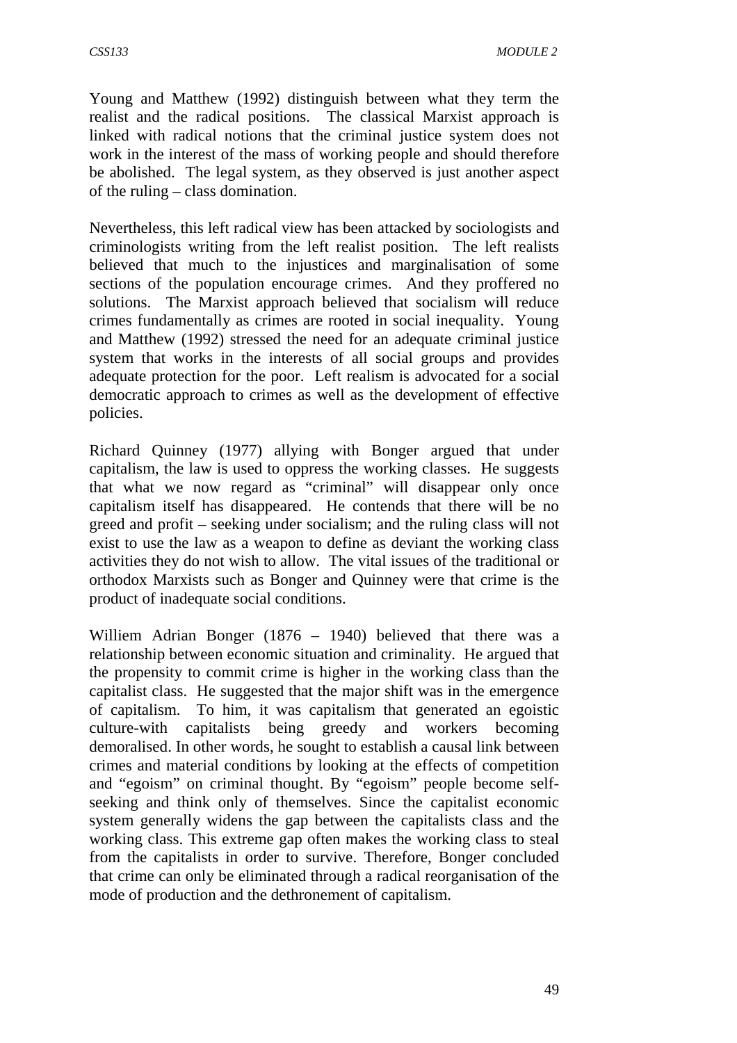Young and Matthew (1992) distinguish between what they term the realist and the radical positions. The classical Marxist approach is linked with radical notions that the criminal justice system does not work in the interest of the mass of working people and should therefore be abolished. The legal system, as they observed is just another aspect of the ruling – class domination.

Nevertheless, this left radical view has been attacked by sociologists and criminologists writing from the left realist position. The left realists believed that much to the injustices and marginalisation of some sections of the population encourage crimes. And they proffered no solutions. The Marxist approach believed that socialism will reduce crimes fundamentally as crimes are rooted in social inequality. Young and Matthew (1992) stressed the need for an adequate criminal justice system that works in the interests of all social groups and provides adequate protection for the poor. Left realism is advocated for a social democratic approach to crimes as well as the development of effective policies.

Richard Quinney (1977) allying with Bonger argued that under capitalism, the law is used to oppress the working classes. He suggests that what we now regard as "criminal" will disappear only once capitalism itself has disappeared. He contends that there will be no greed and profit – seeking under socialism; and the ruling class will not exist to use the law as a weapon to define as deviant the working class activities they do not wish to allow. The vital issues of the traditional or orthodox Marxists such as Bonger and Quinney were that crime is the product of inadequate social conditions.

Williem Adrian Bonger (1876 – 1940) believed that there was a relationship between economic situation and criminality. He argued that the propensity to commit crime is higher in the working class than the capitalist class. He suggested that the major shift was in the emergence of capitalism. To him, it was capitalism that generated an egoistic culture-with capitalists being greedy and workers becoming demoralised. In other words, he sought to establish a causal link between crimes and material conditions by looking at the effects of competition and "egoism" on criminal thought. By "egoism" people become self-seeking and think only of themselves. Since the capitalist economic system generally widens the gap between the capitalists class and the working class. This extreme gap often makes the working class to steal from the capitalists in order to survive. Therefore, Bonger concluded that crime can only be eliminated through a radical reorganisation of the mode of production and the dethronement of capitalism.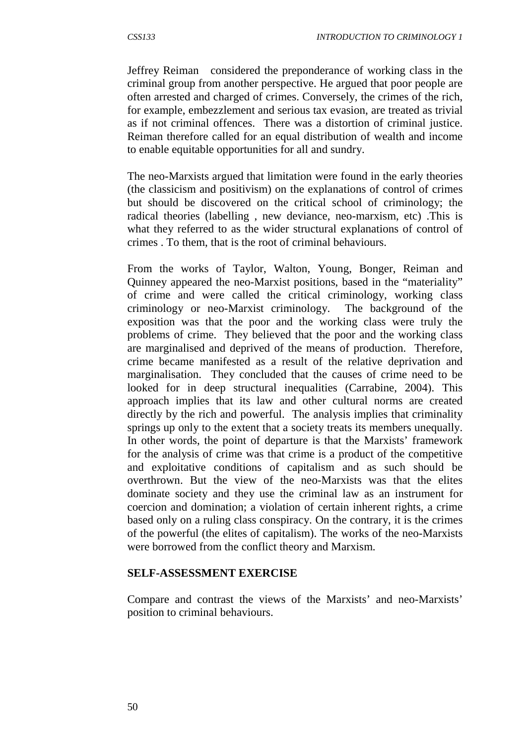Jeffrey Reiman considered the preponderance of working class in the criminal group from another perspective. He argued that poor people are often arrested and charged of crimes. Conversely, the crimes of the rich, for example, embezzlement and serious tax evasion, are treated as trivial as if not criminal offences. There was a distortion of criminal justice. Reiman therefore called for an equal distribution of wealth and income to enable equitable opportunities for all and sundry.

The neo-Marxists argued that limitation were found in the early theories (the classicism and positivism) on the explanations of control of crimes but should be discovered on the critical school of criminology; the radical theories (labelling , new deviance, neo-marxism, etc) .This is what they referred to as the wider structural explanations of control of crimes . To them, that is the root of criminal behaviours.

From the works of Taylor, Walton, Young, Bonger, Reiman and Quinney appeared the neo-Marxist positions, based in the "materiality" of crime and were called the critical criminology, working class criminology or neo-Marxist criminology. The background of the exposition was that the poor and the working class were truly the problems of crime. They believed that the poor and the working class are marginalised and deprived of the means of production. Therefore, crime became manifested as a result of the relative deprivation and marginalisation. They concluded that the causes of crime need to be looked for in deep structural inequalities (Carrabine, 2004). This approach implies that its law and other cultural norms are created directly by the rich and powerful. The analysis implies that criminality springs up only to the extent that a society treats its members unequally. In other words, the point of departure is that the Marxists' framework for the analysis of crime was that crime is a product of the competitive and exploitative conditions of capitalism and as such should be overthrown. But the view of the neo-Marxists was that the elites dominate society and they use the criminal law as an instrument for coercion and domination; a violation of certain inherent rights, a crime based only on a ruling class conspiracy. On the contrary, it is the crimes of the powerful (the elites of capitalism). The works of the neo-Marxists were borrowed from the conflict theory and Marxism.

**SELF-ASSESSMENT EXERCISE**

Compare and contrast the views of the Marxists' and neo-Marxists' position to criminal behaviours.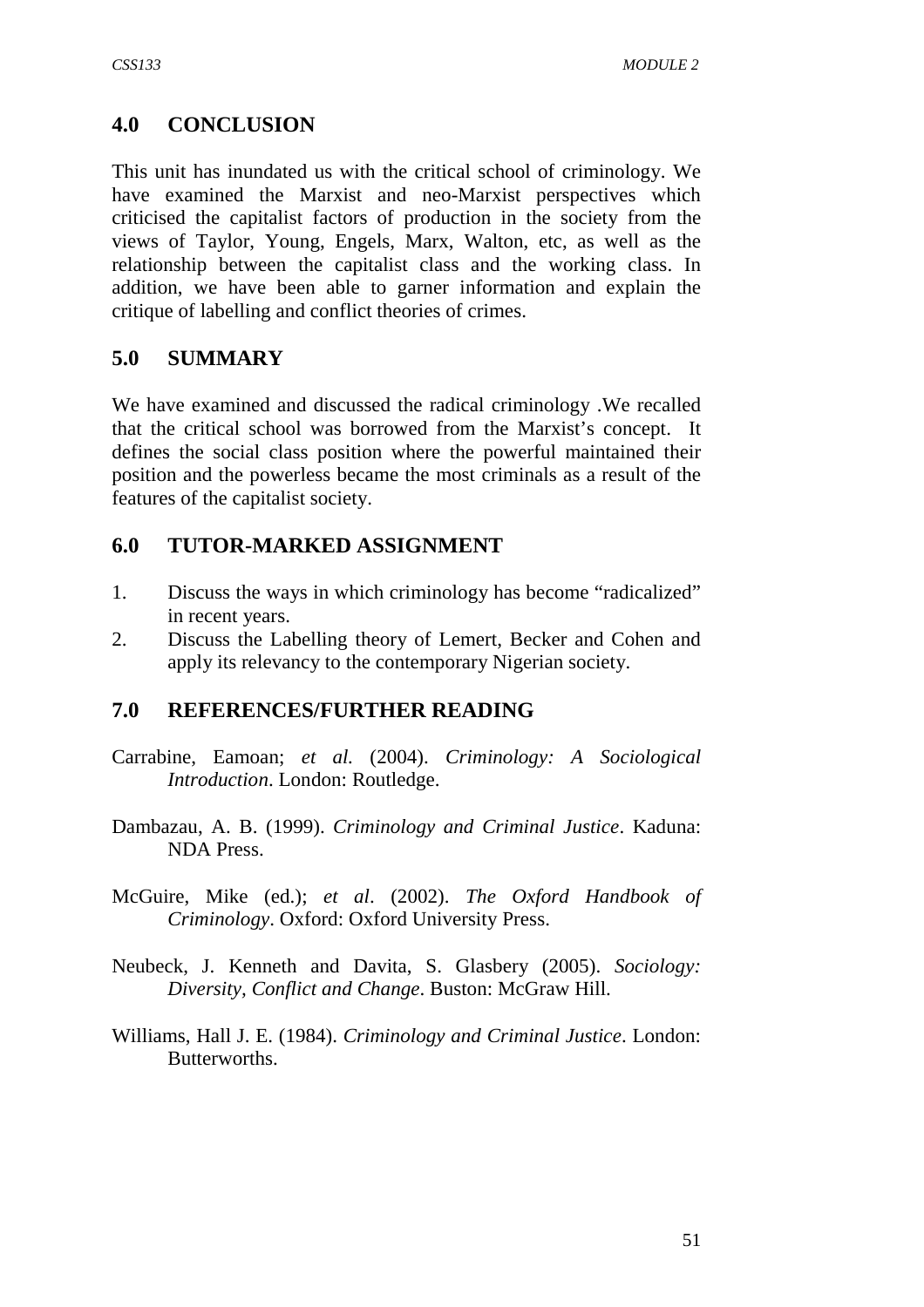## 4.0 CONCLUSION

This unit has inundated us with the critical school of criminology. We have examined the Marxist and neo-Marxist perspectives which criticised the capitalist factors of production in the society from the views of Taylor, Young, Engels, Marx, Walton, etc, as well as the relationship between the capitalist class and the working class. In addition, we have been able to garner information and explain the critique of labelling and conflict theories of crimes.

## 5.0 SUMMARY

We have examined and discussed the radical criminology .We recalled that the critical school was borrowed from the Marxist's concept. It defines the social class position where the powerful maintained their position and the powerless became the most criminals as a result of the features of the capitalist society.

## 6.0 TUTOR-MARKED ASSIGNMENT

1. Discuss the ways in which criminology has become "radicalized" in recent years.
2. Discuss the Labelling theory of Lemert, Becker and Cohen and apply its relevancy to the contemporary Nigerian society.

## 7.0 REFERENCES/FURTHER READING

Carrabine, Eamoan; *et al.* (2004). *Criminology: A Sociological Introduction*. London: Routledge.

Dambazau, A. B. (1999). *Criminology and Criminal Justice*. Kaduna: NDA Press.

McGuire, Mike (ed.); *et al*. (2002). *The Oxford Handbook of Criminology*. Oxford: Oxford University Press.

Neubeck, J. Kenneth and Davita, S. Glasbery (2005). *Sociology: Diversity, Conflict and Change*. Buston: McGraw Hill.

Williams, Hall J. E. (1984). *Criminology and Criminal Justice*. London: Butterworths.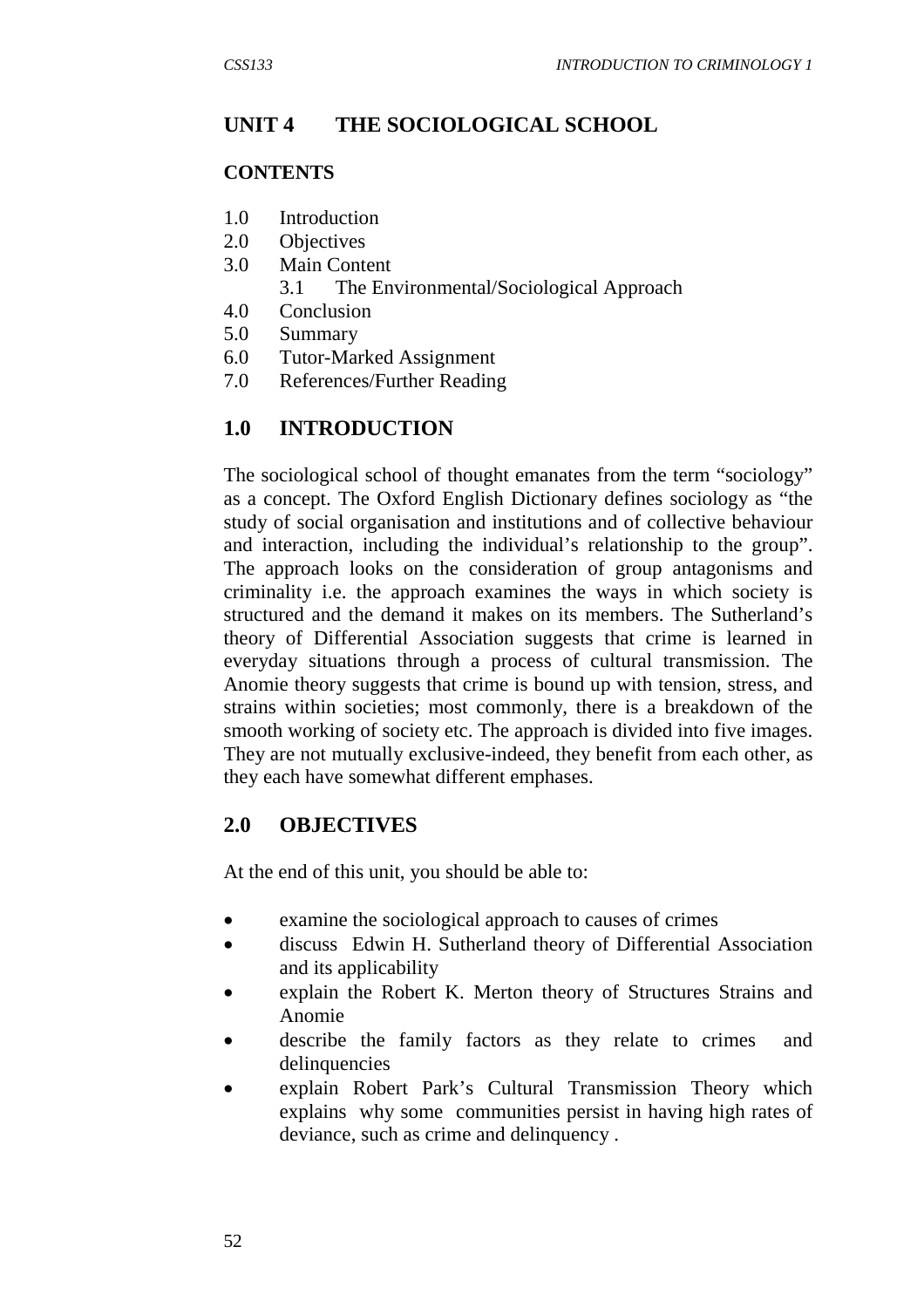# UNIT 4 THE SOCIOLOGICAL SCHOOL

**CONTENTS**

1.0 Introduction
2.0 Objectives
3.0 Main Content
  3.1 The Environmental/Sociological Approach
4.0 Conclusion
5.0 Summary
6.0 Tutor-Marked Assignment
7.0 References/Further Reading

## 1.0 INTRODUCTION

The sociological school of thought emanates from the term "sociology" as a concept. The Oxford English Dictionary defines sociology as "the study of social organisation and institutions and of collective behaviour and interaction, including the individual's relationship to the group". The approach looks on the consideration of group antagonisms and criminality i.e. the approach examines the ways in which society is structured and the demand it makes on its members. The Sutherland's theory of Differential Association suggests that crime is learned in everyday situations through a process of cultural transmission. The Anomie theory suggests that crime is bound up with tension, stress, and strains within societies; most commonly, there is a breakdown of the smooth working of society etc. The approach is divided into five images. They are not mutually exclusive-indeed, they benefit from each other, as they each have somewhat different emphases.

## 2.0 OBJECTIVES

At the end of this unit, you should be able to:

- examine the sociological approach to causes of crimes
- discuss Edwin H. Sutherland theory of Differential Association and its applicability
- explain the Robert K. Merton theory of Structures Strains and Anomie
- describe the family factors as they relate to crimes and delinquencies
- explain Robert Park's Cultural Transmission Theory which explains why some communities persist in having high rates of deviance, such as crime and delinquency .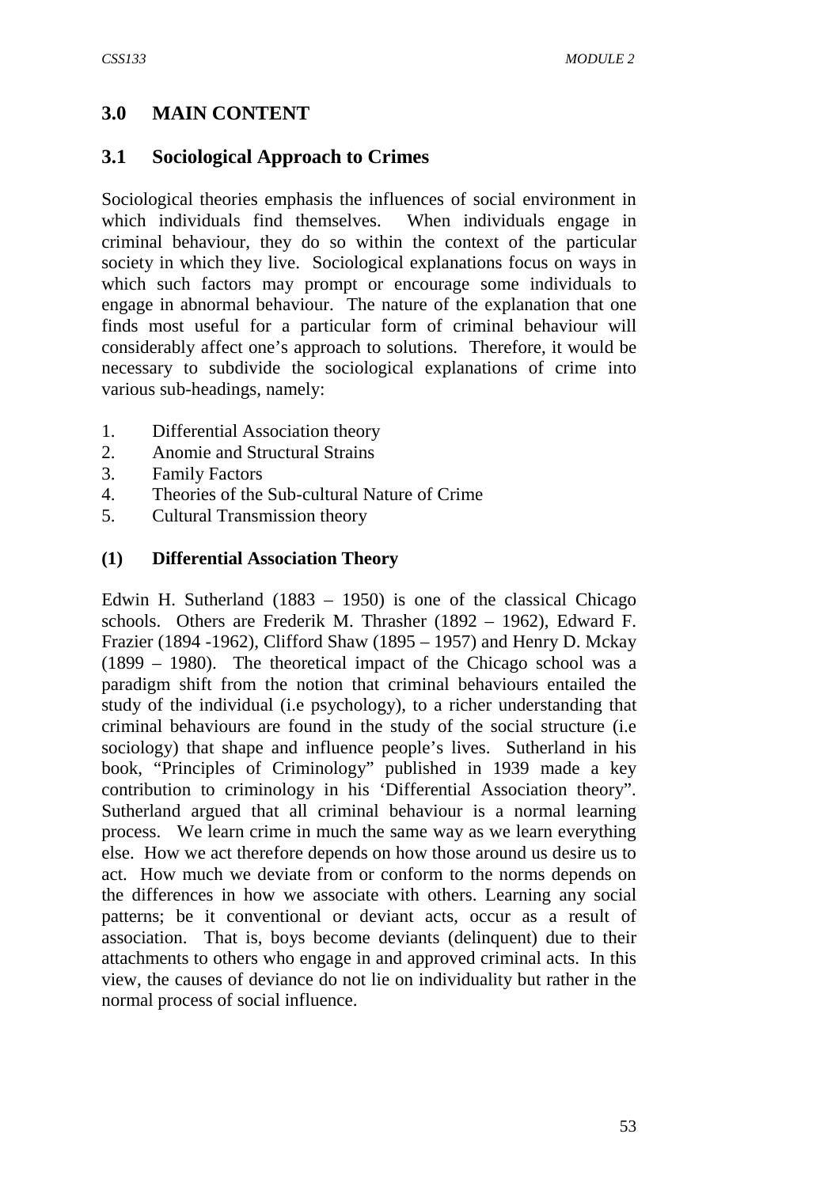## 3.0 MAIN CONTENT

### 3.1 Sociological Approach to Crimes

Sociological theories emphasis the influences of social environment in which individuals find themselves. When individuals engage in criminal behaviour, they do so within the context of the particular society in which they live. Sociological explanations focus on ways in which such factors may prompt or encourage some individuals to engage in abnormal behaviour. The nature of the explanation that one finds most useful for a particular form of criminal behaviour will considerably affect one's approach to solutions. Therefore, it would be necessary to subdivide the sociological explanations of crime into various sub-headings, namely:

1. Differential Association theory
2. Anomie and Structural Strains
3. Family Factors
4. Theories of the Sub-cultural Nature of Crime
5. Cultural Transmission theory

**(1) Differential Association Theory**

Edwin H. Sutherland (1883 – 1950) is one of the classical Chicago schools. Others are Frederik M. Thrasher (1892 – 1962), Edward F. Frazier (1894 -1962), Clifford Shaw (1895 – 1957) and Henry D. Mckay (1899 – 1980). The theoretical impact of the Chicago school was a paradigm shift from the notion that criminal behaviours entailed the study of the individual (i.e psychology), to a richer understanding that criminal behaviours are found in the study of the social structure (i.e sociology) that shape and influence people's lives. Sutherland in his book, "Principles of Criminology" published in 1939 made a key contribution to criminology in his 'Differential Association theory". Sutherland argued that all criminal behaviour is a normal learning process. We learn crime in much the same way as we learn everything else. How we act therefore depends on how those around us desire us to act. How much we deviate from or conform to the norms depends on the differences in how we associate with others. Learning any social patterns; be it conventional or deviant acts, occur as a result of association. That is, boys become deviants (delinquent) due to their attachments to others who engage in and approved criminal acts. In this view, the causes of deviance do not lie on individuality but rather in the normal process of social influence.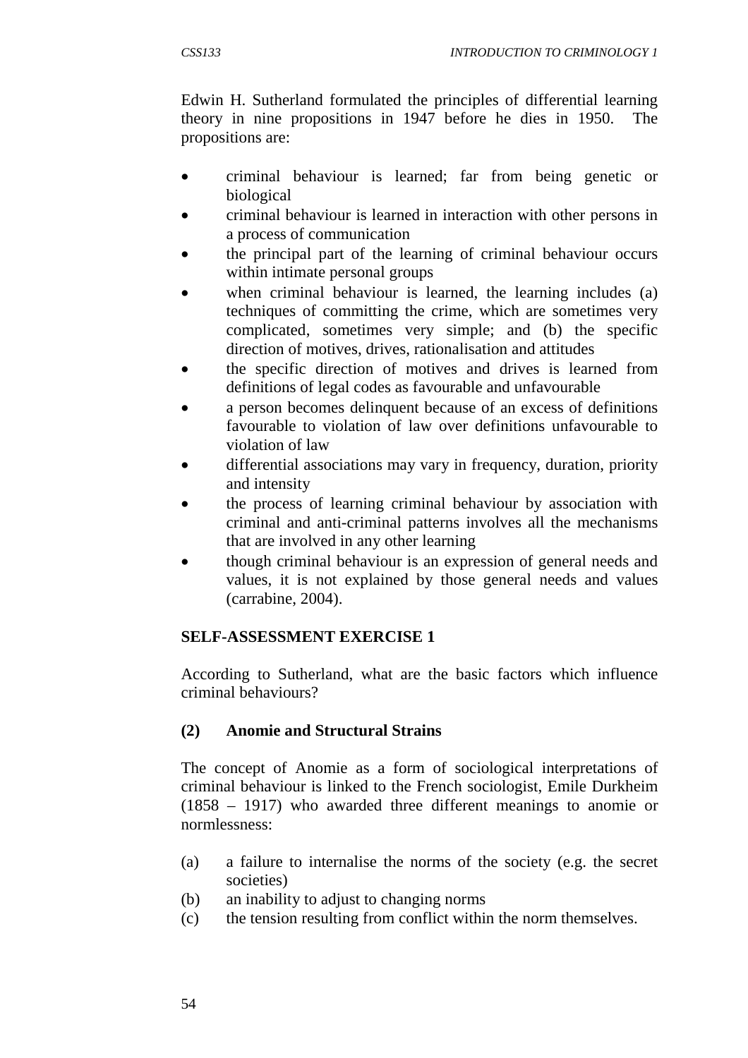Edwin H. Sutherland formulated the principles of differential learning theory in nine propositions in 1947 before he dies in 1950. The propositions are:

- criminal behaviour is learned; far from being genetic or biological
- criminal behaviour is learned in interaction with other persons in a process of communication
- the principal part of the learning of criminal behaviour occurs within intimate personal groups
- when criminal behaviour is learned, the learning includes (a) techniques of committing the crime, which are sometimes very complicated, sometimes very simple; and (b) the specific direction of motives, drives, rationalisation and attitudes
- the specific direction of motives and drives is learned from definitions of legal codes as favourable and unfavourable
- a person becomes delinquent because of an excess of definitions favourable to violation of law over definitions unfavourable to violation of law
- differential associations may vary in frequency, duration, priority and intensity
- the process of learning criminal behaviour by association with criminal and anti-criminal patterns involves all the mechanisms that are involved in any other learning
- though criminal behaviour is an expression of general needs and values, it is not explained by those general needs and values (carrabine, 2004).

**SELF-ASSESSMENT EXERCISE 1**

According to Sutherland, what are the basic factors which influence criminal behaviours?

**(2) Anomie and Structural Strains**

The concept of Anomie as a form of sociological interpretations of criminal behaviour is linked to the French sociologist, Emile Durkheim (1858 – 1917) who awarded three different meanings to anomie or normlessness:

(a) a failure to internalise the norms of the society (e.g. the secret societies)
(b) an inability to adjust to changing norms
(c) the tension resulting from conflict within the norm themselves.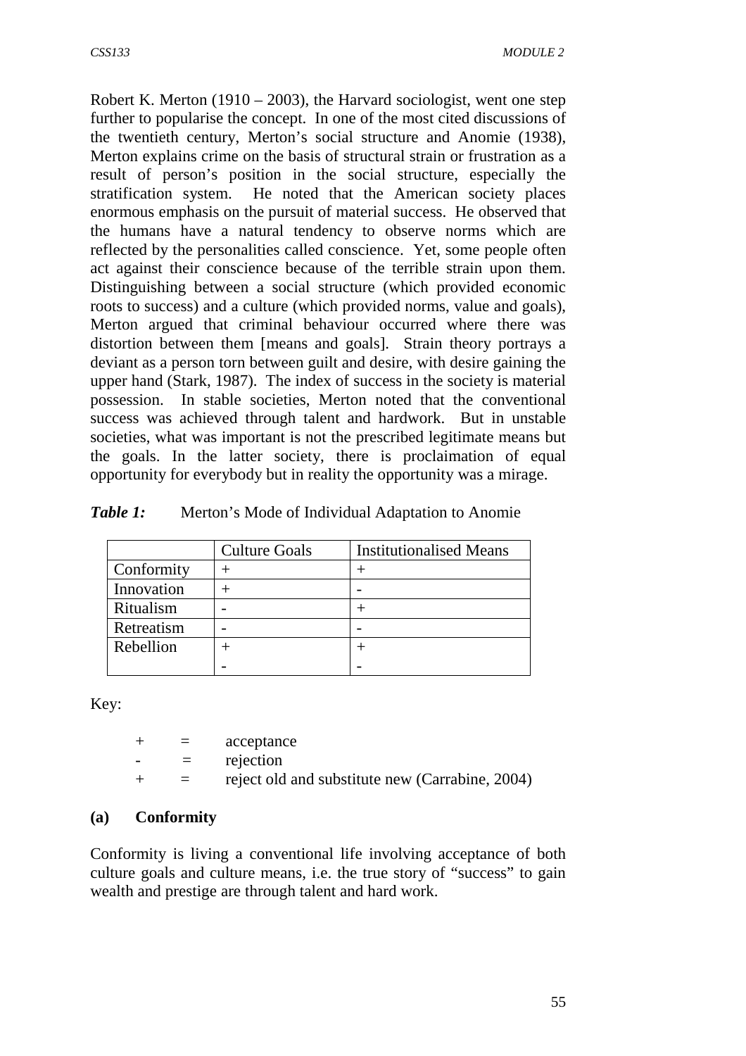Robert K. Merton (1910 – 2003), the Harvard sociologist, went one step further to popularise the concept. In one of the most cited discussions of the twentieth century, Merton's social structure and Anomie (1938), Merton explains crime on the basis of structural strain or frustration as a result of person's position in the social structure, especially the stratification system. He noted that the American society places enormous emphasis on the pursuit of material success. He observed that the humans have a natural tendency to observe norms which are reflected by the personalities called conscience. Yet, some people often act against their conscience because of the terrible strain upon them. Distinguishing between a social structure (which provided economic roots to success) and a culture (which provided norms, value and goals), Merton argued that criminal behaviour occurred where there was distortion between them [means and goals]. Strain theory portrays a deviant as a person torn between guilt and desire, with desire gaining the upper hand (Stark, 1987). The index of success in the society is material possession. In stable societies, Merton noted that the conventional success was achieved through talent and hardwork. But in unstable societies, what was important is not the prescribed legitimate means but the goals. In the latter society, there is proclaimation of equal opportunity for everybody but in reality the opportunity was a mirage.

***Table 1:*** Merton's Mode of Individual Adaptation to Anomie

| | Culture Goals | Institutionalised Means |
|---|---|---|
| Conformity | + | + |
| Innovation | + | - |
| Ritualism | - | + |
| Retreatism | - | - |
| Rebellion | +<br>- | +<br>- |

Key:

+ = acceptance
- = rejection
+ = reject old and substitute new (Carrabine, 2004)

**(a) Conformity**

Conformity is living a conventional life involving acceptance of both culture goals and culture means, i.e. the true story of "success" to gain wealth and prestige are through talent and hard work.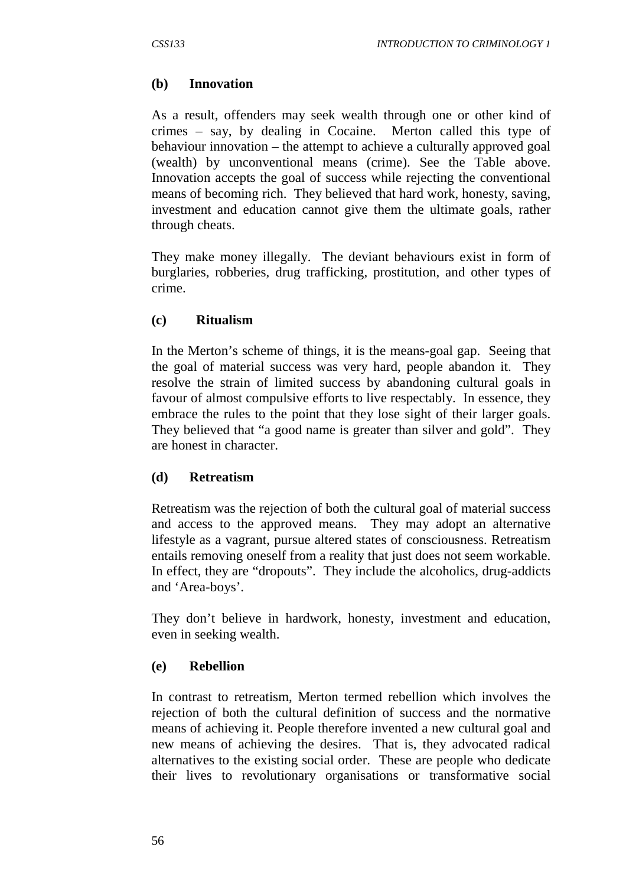### (b) Innovation

As a result, offenders may seek wealth through one or other kind of crimes – say, by dealing in Cocaine. Merton called this type of behaviour innovation – the attempt to achieve a culturally approved goal (wealth) by unconventional means (crime). See the Table above. Innovation accepts the goal of success while rejecting the conventional means of becoming rich. They believed that hard work, honesty, saving, investment and education cannot give them the ultimate goals, rather through cheats.

They make money illegally. The deviant behaviours exist in form of burglaries, robberies, drug trafficking, prostitution, and other types of crime.

### (c) Ritualism

In the Merton's scheme of things, it is the means-goal gap. Seeing that the goal of material success was very hard, people abandon it. They resolve the strain of limited success by abandoning cultural goals in favour of almost compulsive efforts to live respectably. In essence, they embrace the rules to the point that they lose sight of their larger goals. They believed that "a good name is greater than silver and gold". They are honest in character.

### (d) Retreatism

Retreatism was the rejection of both the cultural goal of material success and access to the approved means. They may adopt an alternative lifestyle as a vagrant, pursue altered states of consciousness. Retreatism entails removing oneself from a reality that just does not seem workable. In effect, they are "dropouts". They include the alcoholics, drug-addicts and 'Area-boys'.

They don't believe in hardwork, honesty, investment and education, even in seeking wealth.

### (e) Rebellion

In contrast to retreatism, Merton termed rebellion which involves the rejection of both the cultural definition of success and the normative means of achieving it. People therefore invented a new cultural goal and new means of achieving the desires. That is, they advocated radical alternatives to the existing social order. These are people who dedicate their lives to revolutionary organisations or transformative social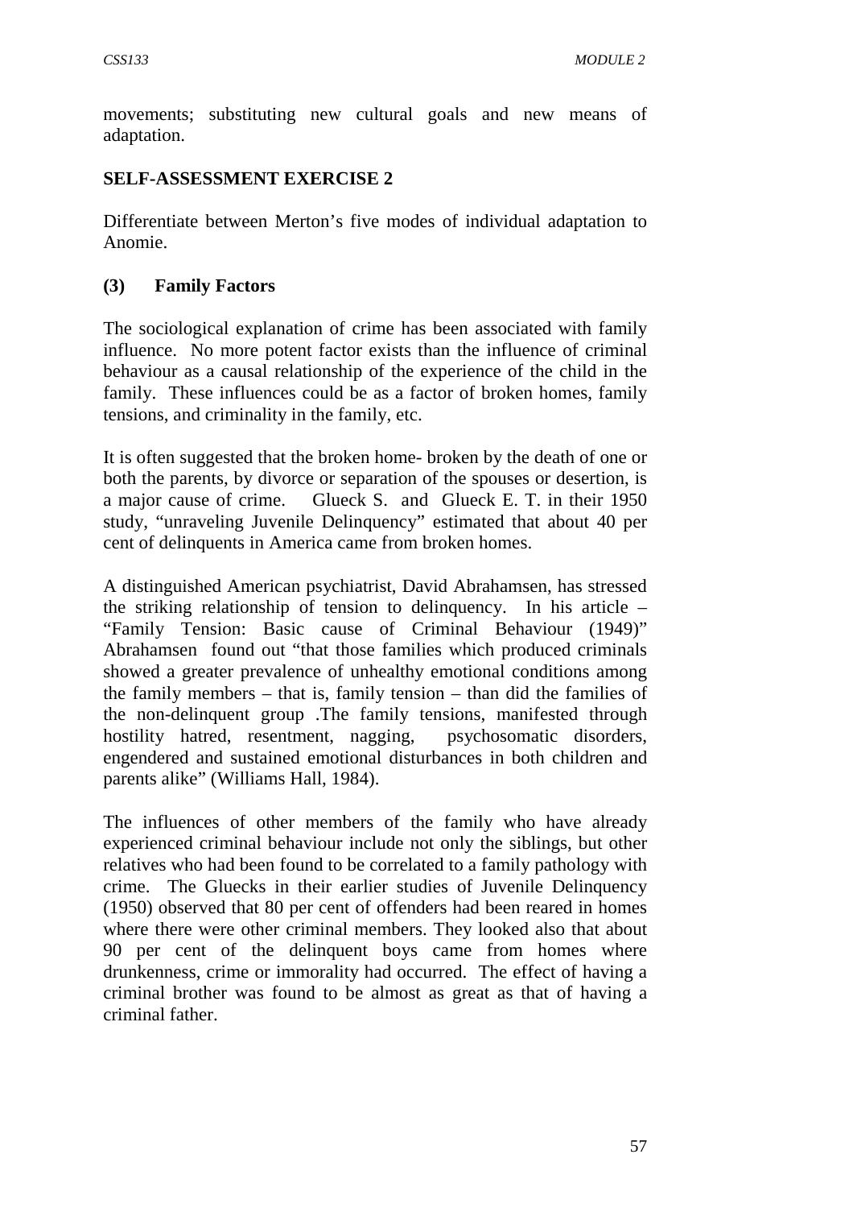movements; substituting new cultural goals and new means of adaptation.

**SELF-ASSESSMENT EXERCISE 2**

Differentiate between Merton's five modes of individual adaptation to Anomie.

**(3) Family Factors**

The sociological explanation of crime has been associated with family influence. No more potent factor exists than the influence of criminal behaviour as a causal relationship of the experience of the child in the family. These influences could be as a factor of broken homes, family tensions, and criminality in the family, etc.

It is often suggested that the broken home- broken by the death of one or both the parents, by divorce or separation of the spouses or desertion, is a major cause of crime. Glueck S. and Glueck E. T. in their 1950 study, "unraveling Juvenile Delinquency" estimated that about 40 per cent of delinquents in America came from broken homes.

A distinguished American psychiatrist, David Abrahamsen, has stressed the striking relationship of tension to delinquency. In his article – "Family Tension: Basic cause of Criminal Behaviour (1949)" Abrahamsen found out "that those families which produced criminals showed a greater prevalence of unhealthy emotional conditions among the family members – that is, family tension – than did the families of the non-delinquent group .The family tensions, manifested through hostility hatred, resentment, nagging, psychosomatic disorders, engendered and sustained emotional disturbances in both children and parents alike" (Williams Hall, 1984).

The influences of other members of the family who have already experienced criminal behaviour include not only the siblings, but other relatives who had been found to be correlated to a family pathology with crime. The Gluecks in their earlier studies of Juvenile Delinquency (1950) observed that 80 per cent of offenders had been reared in homes where there were other criminal members. They looked also that about 90 per cent of the delinquent boys came from homes where drunkenness, crime or immorality had occurred. The effect of having a criminal brother was found to be almost as great as that of having a criminal father.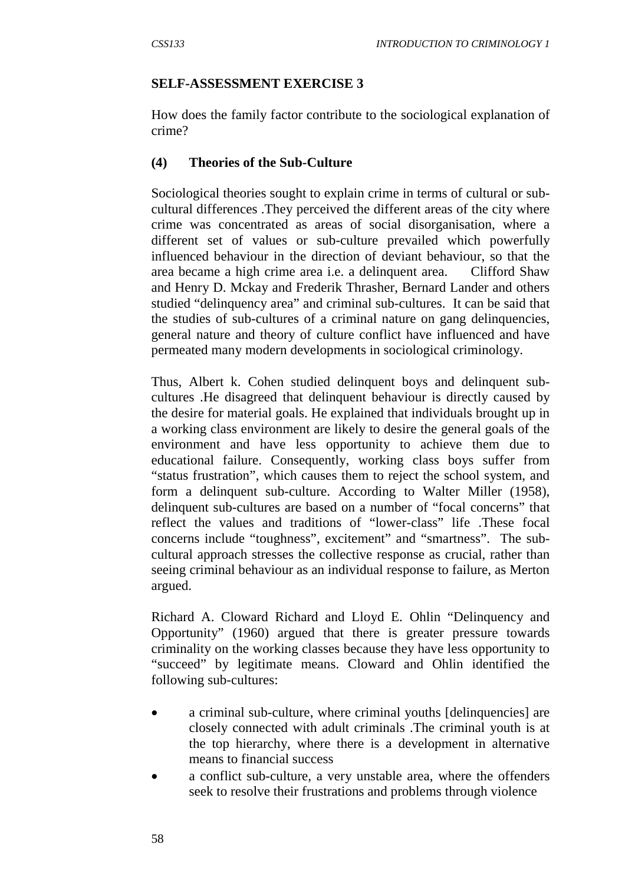## SELF-ASSESSMENT EXERCISE 3

How does the family factor contribute to the sociological explanation of crime?

### (4) Theories of the Sub-Culture

Sociological theories sought to explain crime in terms of cultural or sub-cultural differences .They perceived the different areas of the city where crime was concentrated as areas of social disorganisation, where a different set of values or sub-culture prevailed which powerfully influenced behaviour in the direction of deviant behaviour, so that the area became a high crime area i.e. a delinquent area. Clifford Shaw and Henry D. Mckay and Frederik Thrasher, Bernard Lander and others studied "delinquency area" and criminal sub-cultures. It can be said that the studies of sub-cultures of a criminal nature on gang delinquencies, general nature and theory of culture conflict have influenced and have permeated many modern developments in sociological criminology.

Thus, Albert k. Cohen studied delinquent boys and delinquent sub-cultures .He disagreed that delinquent behaviour is directly caused by the desire for material goals. He explained that individuals brought up in a working class environment are likely to desire the general goals of the environment and have less opportunity to achieve them due to educational failure. Consequently, working class boys suffer from "status frustration", which causes them to reject the school system, and form a delinquent sub-culture. According to Walter Miller (1958), delinquent sub-cultures are based on a number of "focal concerns" that reflect the values and traditions of "lower-class" life .These focal concerns include "toughness", excitement" and "smartness". The sub-cultural approach stresses the collective response as crucial, rather than seeing criminal behaviour as an individual response to failure, as Merton argued.

Richard A. Cloward Richard and Lloyd E. Ohlin "Delinquency and Opportunity" (1960) argued that there is greater pressure towards criminality on the working classes because they have less opportunity to "succeed" by legitimate means. Cloward and Ohlin identified the following sub-cultures:

- a criminal sub-culture, where criminal youths [delinquencies] are closely connected with adult criminals .The criminal youth is at the top hierarchy, where there is a development in alternative means to financial success
- a conflict sub-culture, a very unstable area, where the offenders seek to resolve their frustrations and problems through violence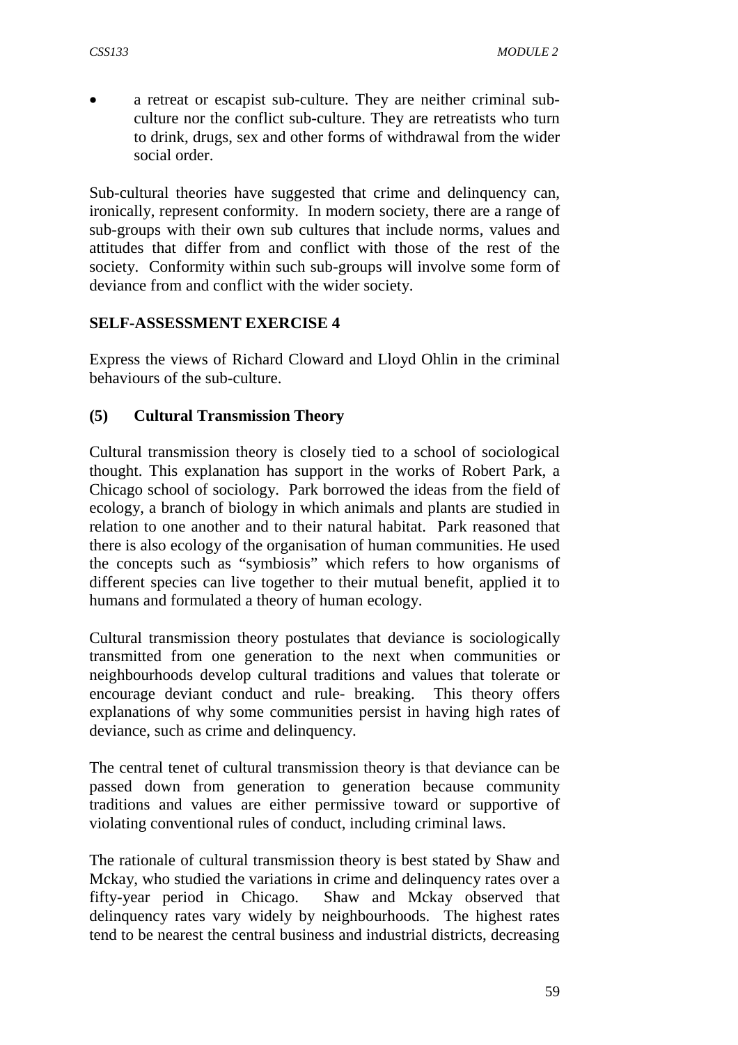- a retreat or escapist sub-culture. They are neither criminal sub-culture nor the conflict sub-culture. They are retreatists who turn to drink, drugs, sex and other forms of withdrawal from the wider social order.

Sub-cultural theories have suggested that crime and delinquency can, ironically, represent conformity. In modern society, there are a range of sub-groups with their own sub cultures that include norms, values and attitudes that differ from and conflict with those of the rest of the society. Conformity within such sub-groups will involve some form of deviance from and conflict with the wider society.

**SELF-ASSESSMENT EXERCISE 4**

Express the views of Richard Cloward and Lloyd Ohlin in the criminal behaviours of the sub-culture.

**(5) Cultural Transmission Theory**

Cultural transmission theory is closely tied to a school of sociological thought. This explanation has support in the works of Robert Park, a Chicago school of sociology. Park borrowed the ideas from the field of ecology, a branch of biology in which animals and plants are studied in relation to one another and to their natural habitat. Park reasoned that there is also ecology of the organisation of human communities. He used the concepts such as "symbiosis" which refers to how organisms of different species can live together to their mutual benefit, applied it to humans and formulated a theory of human ecology.

Cultural transmission theory postulates that deviance is sociologically transmitted from one generation to the next when communities or neighbourhoods develop cultural traditions and values that tolerate or encourage deviant conduct and rule- breaking. This theory offers explanations of why some communities persist in having high rates of deviance, such as crime and delinquency.

The central tenet of cultural transmission theory is that deviance can be passed down from generation to generation because community traditions and values are either permissive toward or supportive of violating conventional rules of conduct, including criminal laws.

The rationale of cultural transmission theory is best stated by Shaw and Mckay, who studied the variations in crime and delinquency rates over a fifty-year period in Chicago. Shaw and Mckay observed that delinquency rates vary widely by neighbourhoods. The highest rates tend to be nearest the central business and industrial districts, decreasing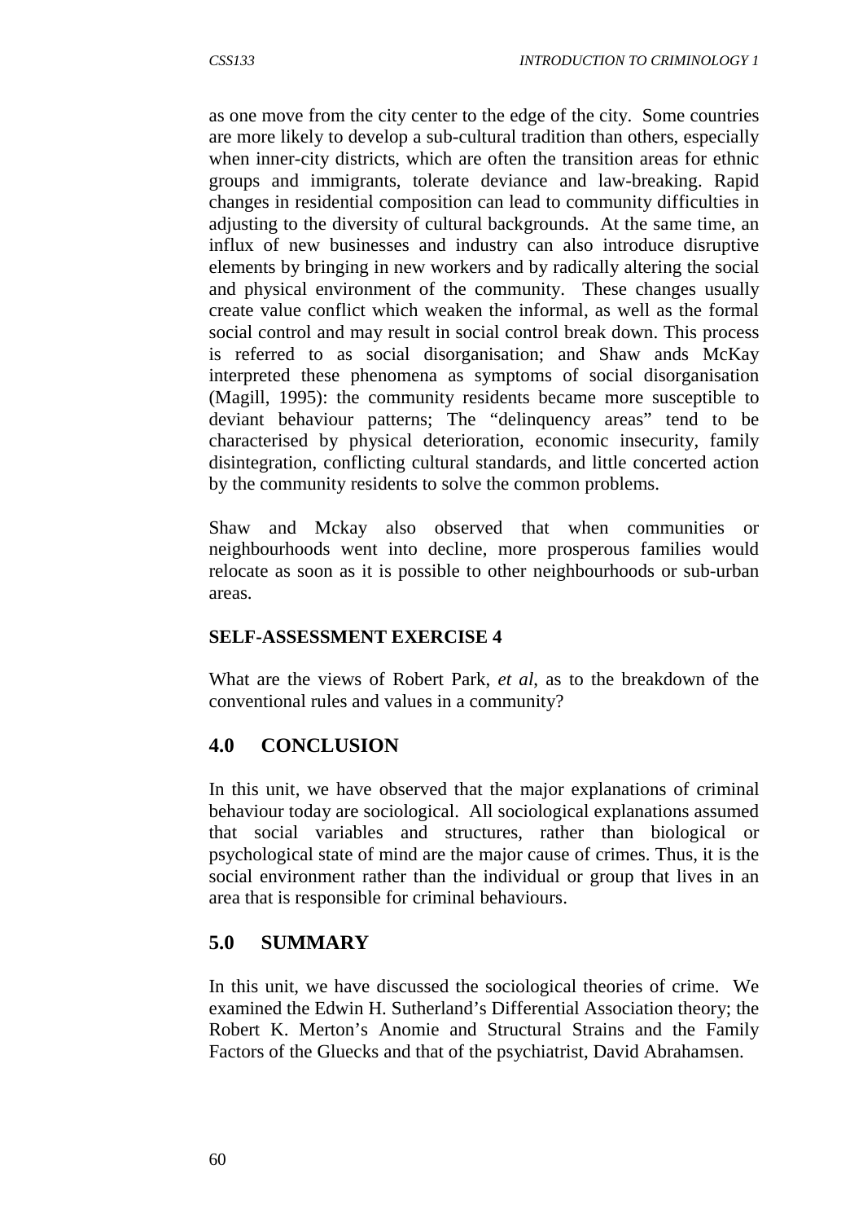as one move from the city center to the edge of the city. Some countries are more likely to develop a sub-cultural tradition than others, especially when inner-city districts, which are often the transition areas for ethnic groups and immigrants, tolerate deviance and law-breaking. Rapid changes in residential composition can lead to community difficulties in adjusting to the diversity of cultural backgrounds. At the same time, an influx of new businesses and industry can also introduce disruptive elements by bringing in new workers and by radically altering the social and physical environment of the community. These changes usually create value conflict which weaken the informal, as well as the formal social control and may result in social control break down. This process is referred to as social disorganisation; and Shaw ands McKay interpreted these phenomena as symptoms of social disorganisation (Magill, 1995): the community residents became more susceptible to deviant behaviour patterns; The "delinquency areas" tend to be characterised by physical deterioration, economic insecurity, family disintegration, conflicting cultural standards, and little concerted action by the community residents to solve the common problems.

Shaw and Mckay also observed that when communities or neighbourhoods went into decline, more prosperous families would relocate as soon as it is possible to other neighbourhoods or sub-urban areas.

**SELF-ASSESSMENT EXERCISE 4**

What are the views of Robert Park, *et al*, as to the breakdown of the conventional rules and values in a community?

## 4.0 CONCLUSION

In this unit, we have observed that the major explanations of criminal behaviour today are sociological. All sociological explanations assumed that social variables and structures, rather than biological or psychological state of mind are the major cause of crimes. Thus, it is the social environment rather than the individual or group that lives in an area that is responsible for criminal behaviours.

## 5.0 SUMMARY

In this unit, we have discussed the sociological theories of crime. We examined the Edwin H. Sutherland's Differential Association theory; the Robert K. Merton's Anomie and Structural Strains and the Family Factors of the Gluecks and that of the psychiatrist, David Abrahamsen.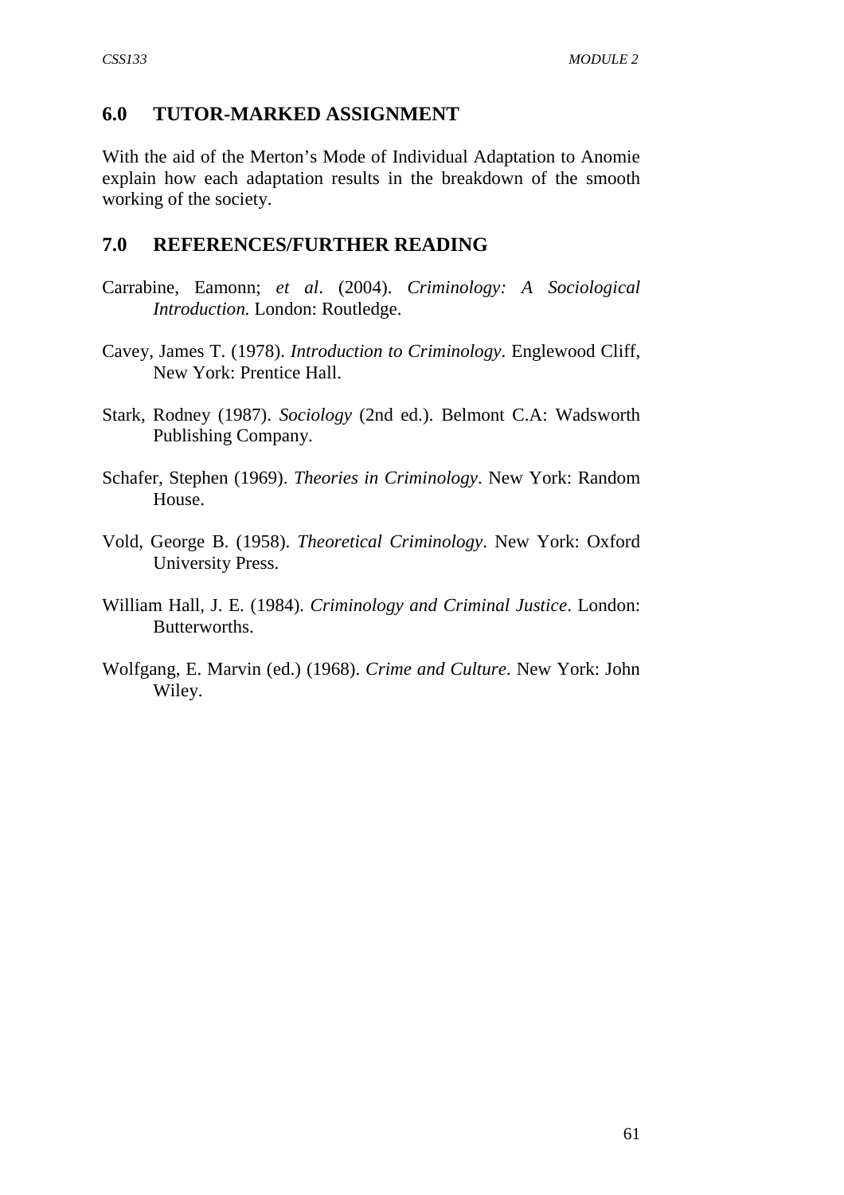## 6.0 TUTOR-MARKED ASSIGNMENT

With the aid of the Merton's Mode of Individual Adaptation to Anomie explain how each adaptation results in the breakdown of the smooth working of the society.

## 7.0 REFERENCES/FURTHER READING

Carrabine, Eamonn; *et al*. (2004). *Criminology: A Sociological Introduction.* London: Routledge.

Cavey, James T. (1978). *Introduction to Criminology*. Englewood Cliff, New York: Prentice Hall.

Stark, Rodney (1987). *Sociology* (2nd ed.). Belmont C.A: Wadsworth Publishing Company.

Schafer, Stephen (1969). *Theories in Criminology*. New York: Random House.

Vold, George B. (1958). *Theoretical Criminology*. New York: Oxford University Press.

William Hall, J. E. (1984). *Criminology and Criminal Justice*. London: Butterworths.

Wolfgang, E. Marvin (ed.) (1968). *Crime and Culture*. New York: John Wiley.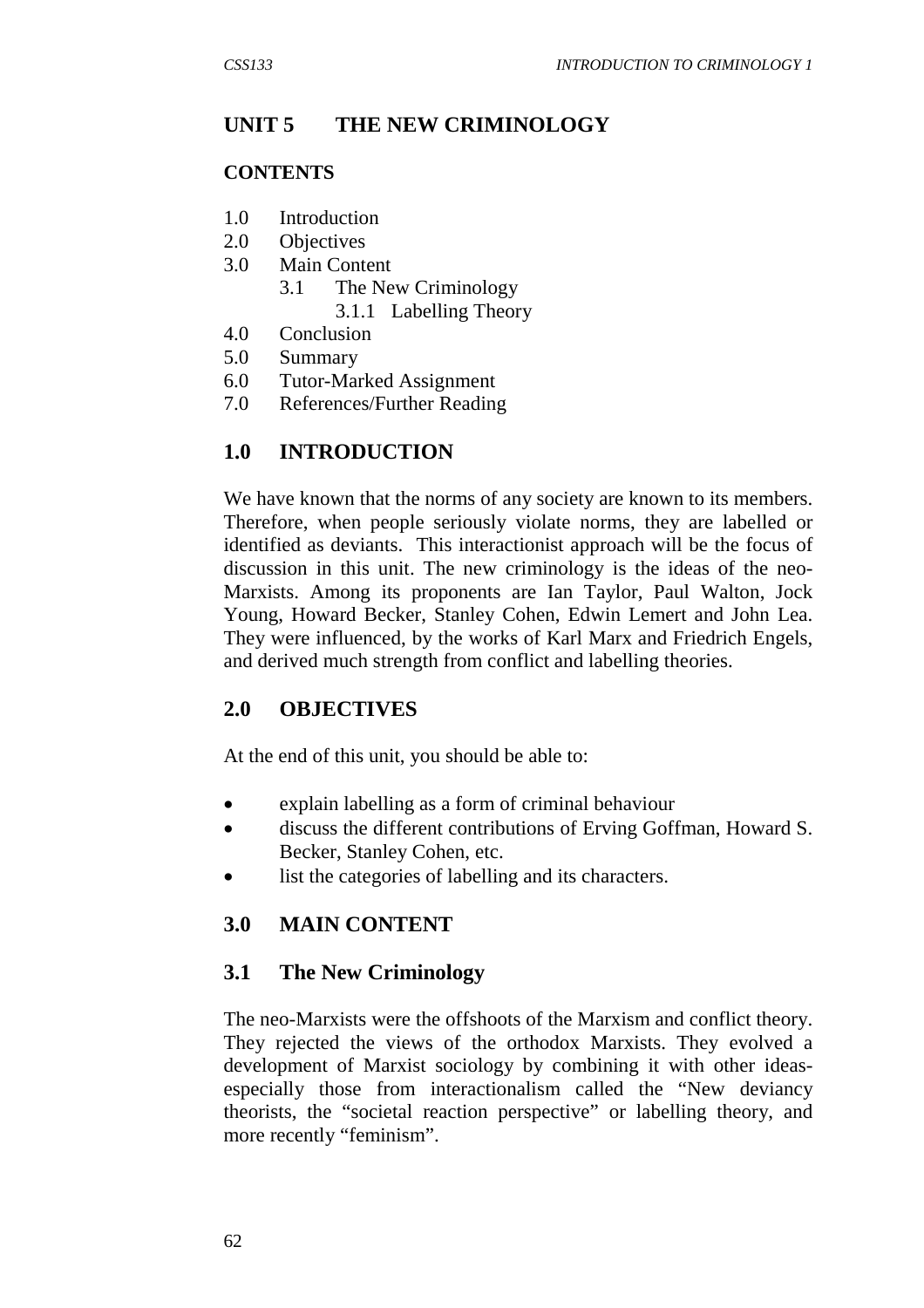# UNIT 5 THE NEW CRIMINOLOGY

## CONTENTS

1.0 Introduction
2.0 Objectives
3.0 Main Content
  3.1 The New Criminology
    3.1.1 Labelling Theory
4.0 Conclusion
5.0 Summary
6.0 Tutor-Marked Assignment
7.0 References/Further Reading

## 1.0 INTRODUCTION

We have known that the norms of any society are known to its members. Therefore, when people seriously violate norms, they are labelled or identified as deviants. This interactionist approach will be the focus of discussion in this unit. The new criminology is the ideas of the neo-Marxists. Among its proponents are Ian Taylor, Paul Walton, Jock Young, Howard Becker, Stanley Cohen, Edwin Lemert and John Lea. They were influenced, by the works of Karl Marx and Friedrich Engels, and derived much strength from conflict and labelling theories.

## 2.0 OBJECTIVES

At the end of this unit, you should be able to:

- explain labelling as a form of criminal behaviour
- discuss the different contributions of Erving Goffman, Howard S. Becker, Stanley Cohen, etc.
- list the categories of labelling and its characters.

## 3.0 MAIN CONTENT

### 3.1 The New Criminology

The neo-Marxists were the offshoots of the Marxism and conflict theory. They rejected the views of the orthodox Marxists. They evolved a development of Marxist sociology by combining it with other ideas-especially those from interactionalism called the "New deviancy theorists, the "societal reaction perspective" or labelling theory, and more recently "feminism".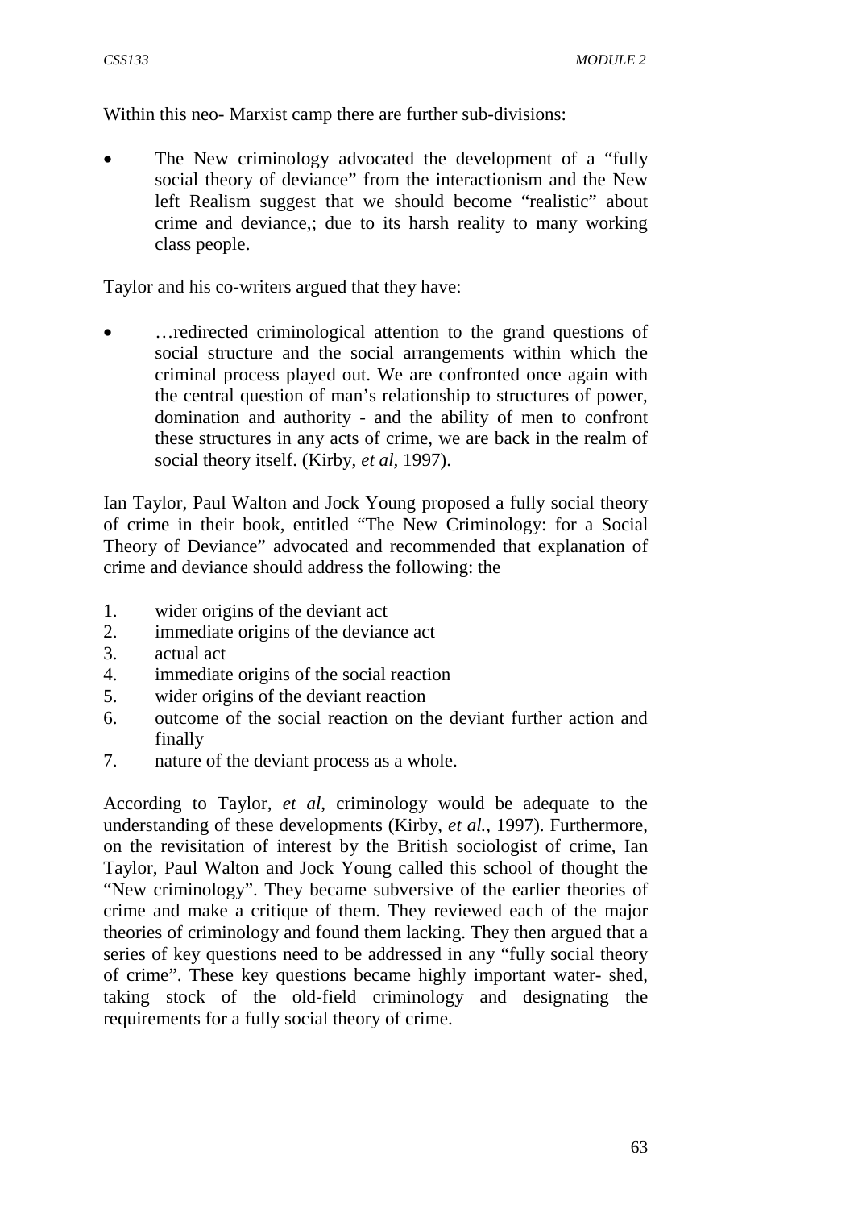Within this neo- Marxist camp there are further sub-divisions:

- The New criminology advocated the development of a "fully social theory of deviance" from the interactionism and the New left Realism suggest that we should become "realistic" about crime and deviance,; due to its harsh reality to many working class people.

Taylor and his co-writers argued that they have:

- …redirected criminological attention to the grand questions of social structure and the social arrangements within which the criminal process played out. We are confronted once again with the central question of man's relationship to structures of power, domination and authority - and the ability of men to confront these structures in any acts of crime, we are back in the realm of social theory itself. (Kirby, *et al*, 1997).

Ian Taylor, Paul Walton and Jock Young proposed a fully social theory of crime in their book, entitled "The New Criminology: for a Social Theory of Deviance" advocated and recommended that explanation of crime and deviance should address the following: the

1. wider origins of the deviant act
2. immediate origins of the deviance act
3. actual act
4. immediate origins of the social reaction
5. wider origins of the deviant reaction
6. outcome of the social reaction on the deviant further action and finally
7. nature of the deviant process as a whole.

According to Taylor, *et al*, criminology would be adequate to the understanding of these developments (Kirby, *et al.,* 1997). Furthermore, on the revisitation of interest by the British sociologist of crime, Ian Taylor, Paul Walton and Jock Young called this school of thought the "New criminology". They became subversive of the earlier theories of crime and make a critique of them. They reviewed each of the major theories of criminology and found them lacking. They then argued that a series of key questions need to be addressed in any "fully social theory of crime". These key questions became highly important water- shed, taking stock of the old-field criminology and designating the requirements for a fully social theory of crime.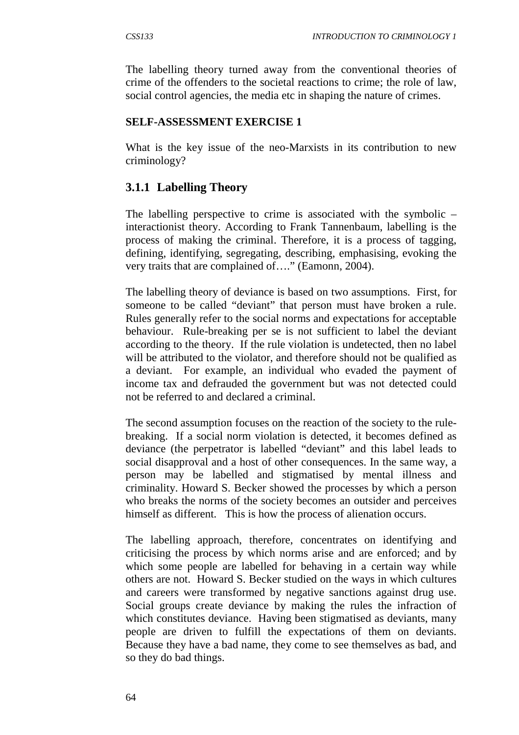The labelling theory turned away from the conventional theories of crime of the offenders to the societal reactions to crime; the role of law, social control agencies, the media etc in shaping the nature of crimes.

**SELF-ASSESSMENT EXERCISE 1**

What is the key issue of the neo-Marxists in its contribution to new criminology?

### 3.1.1 Labelling Theory

The labelling perspective to crime is associated with the symbolic – interactionist theory. According to Frank Tannenbaum, labelling is the process of making the criminal. Therefore, it is a process of tagging, defining, identifying, segregating, describing, emphasising, evoking the very traits that are complained of…." (Eamonn, 2004).

The labelling theory of deviance is based on two assumptions. First, for someone to be called "deviant" that person must have broken a rule. Rules generally refer to the social norms and expectations for acceptable behaviour. Rule-breaking per se is not sufficient to label the deviant according to the theory. If the rule violation is undetected, then no label will be attributed to the violator, and therefore should not be qualified as a deviant. For example, an individual who evaded the payment of income tax and defrauded the government but was not detected could not be referred to and declared a criminal.

The second assumption focuses on the reaction of the society to the rule-breaking. If a social norm violation is detected, it becomes defined as deviance (the perpetrator is labelled "deviant" and this label leads to social disapproval and a host of other consequences. In the same way, a person may be labelled and stigmatised by mental illness and criminality. Howard S. Becker showed the processes by which a person who breaks the norms of the society becomes an outsider and perceives himself as different. This is how the process of alienation occurs.

The labelling approach, therefore, concentrates on identifying and criticising the process by which norms arise and are enforced; and by which some people are labelled for behaving in a certain way while others are not. Howard S. Becker studied on the ways in which cultures and careers were transformed by negative sanctions against drug use. Social groups create deviance by making the rules the infraction of which constitutes deviance. Having been stigmatised as deviants, many people are driven to fulfill the expectations of them on deviants. Because they have a bad name, they come to see themselves as bad, and so they do bad things.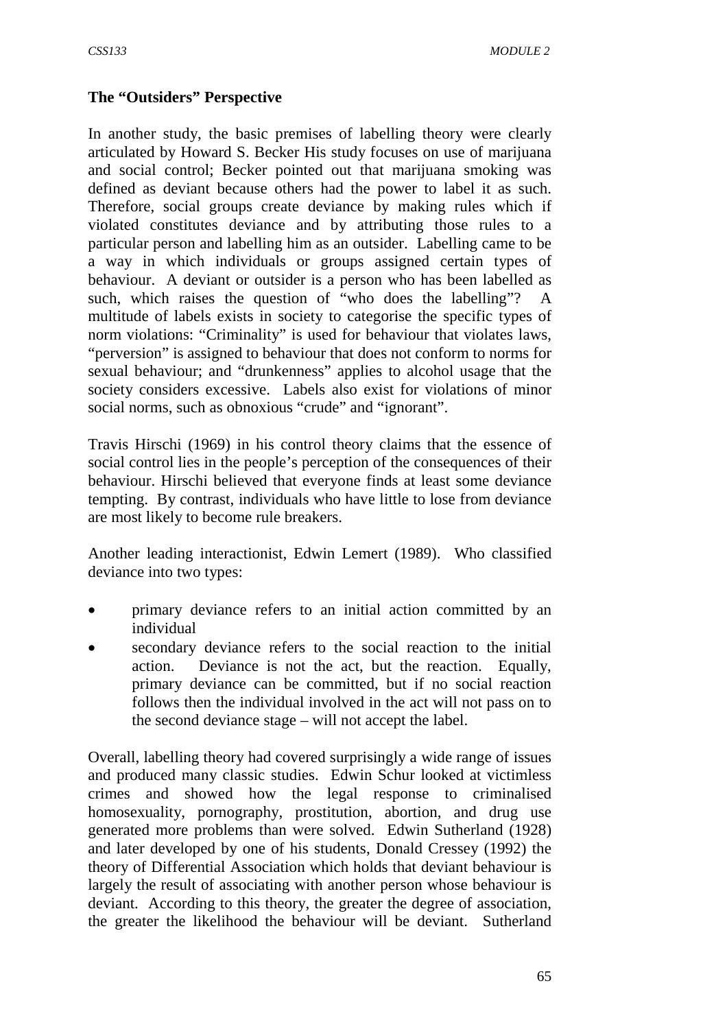**The "Outsiders" Perspective**

In another study, the basic premises of labelling theory were clearly articulated by Howard S. Becker His study focuses on use of marijuana and social control; Becker pointed out that marijuana smoking was defined as deviant because others had the power to label it as such. Therefore, social groups create deviance by making rules which if violated constitutes deviance and by attributing those rules to a particular person and labelling him as an outsider. Labelling came to be a way in which individuals or groups assigned certain types of behaviour. A deviant or outsider is a person who has been labelled as such, which raises the question of "who does the labelling"? A multitude of labels exists in society to categorise the specific types of norm violations: "Criminality" is used for behaviour that violates laws, "perversion" is assigned to behaviour that does not conform to norms for sexual behaviour; and "drunkenness" applies to alcohol usage that the society considers excessive. Labels also exist for violations of minor social norms, such as obnoxious "crude" and "ignorant".

Travis Hirschi (1969) in his control theory claims that the essence of social control lies in the people's perception of the consequences of their behaviour. Hirschi believed that everyone finds at least some deviance tempting. By contrast, individuals who have little to lose from deviance are most likely to become rule breakers.

Another leading interactionist, Edwin Lemert (1989). Who classified deviance into two types:

- primary deviance refers to an initial action committed by an individual
- secondary deviance refers to the social reaction to the initial action. Deviance is not the act, but the reaction. Equally, primary deviance can be committed, but if no social reaction follows then the individual involved in the act will not pass on to the second deviance stage – will not accept the label.

Overall, labelling theory had covered surprisingly a wide range of issues and produced many classic studies. Edwin Schur looked at victimless crimes and showed how the legal response to criminalised homosexuality, pornography, prostitution, abortion, and drug use generated more problems than were solved. Edwin Sutherland (1928) and later developed by one of his students, Donald Cressey (1992) the theory of Differential Association which holds that deviant behaviour is largely the result of associating with another person whose behaviour is deviant. According to this theory, the greater the degree of association, the greater the likelihood the behaviour will be deviant. Sutherland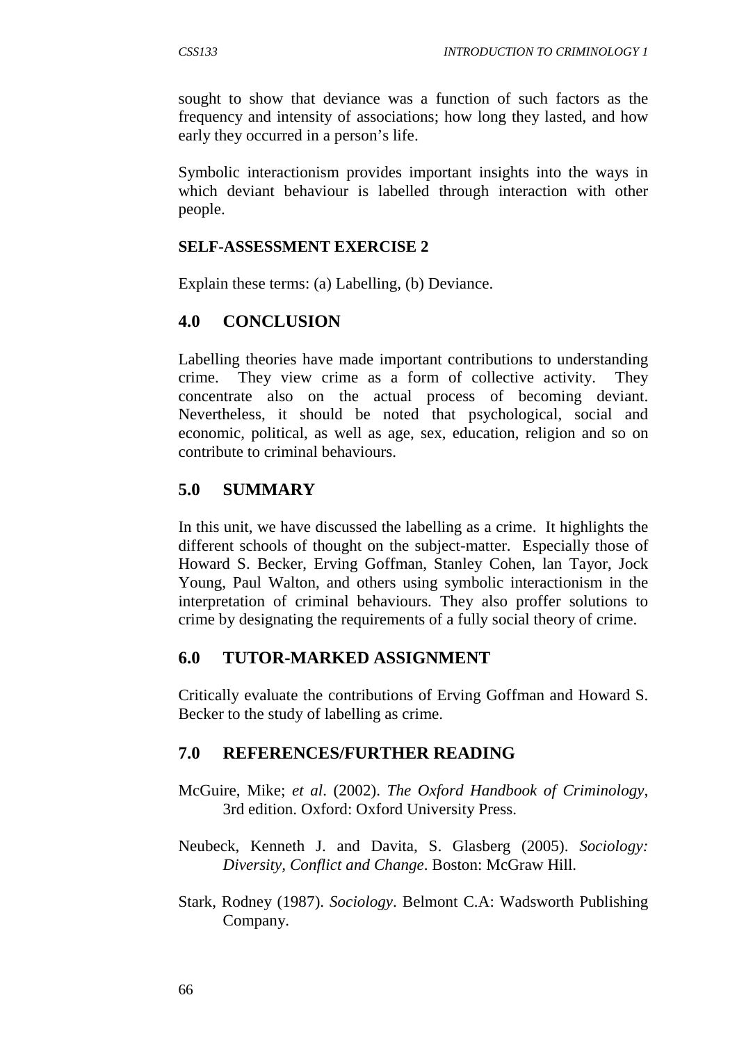sought to show that deviance was a function of such factors as the frequency and intensity of associations; how long they lasted, and how early they occurred in a person's life.

Symbolic interactionism provides important insights into the ways in which deviant behaviour is labelled through interaction with other people.

**SELF-ASSESSMENT EXERCISE 2**

Explain these terms: (a) Labelling, (b) Deviance.

## 4.0 CONCLUSION

Labelling theories have made important contributions to understanding crime. They view crime as a form of collective activity. They concentrate also on the actual process of becoming deviant. Nevertheless, it should be noted that psychological, social and economic, political, as well as age, sex, education, religion and so on contribute to criminal behaviours.

## 5.0 SUMMARY

In this unit, we have discussed the labelling as a crime. It highlights the different schools of thought on the subject-matter. Especially those of Howard S. Becker, Erving Goffman, Stanley Cohen, lan Tayor, Jock Young, Paul Walton, and others using symbolic interactionism in the interpretation of criminal behaviours. They also proffer solutions to crime by designating the requirements of a fully social theory of crime.

## 6.0 TUTOR-MARKED ASSIGNMENT

Critically evaluate the contributions of Erving Goffman and Howard S. Becker to the study of labelling as crime.

## 7.0 REFERENCES/FURTHER READING

McGuire, Mike; *et al*. (2002). *The Oxford Handbook of Criminology*, 3rd edition. Oxford: Oxford University Press.

Neubeck, Kenneth J. and Davita, S. Glasberg (2005). *Sociology: Diversity, Conflict and Change*. Boston: McGraw Hill.

Stark, Rodney (1987). *Sociology*. Belmont C.A: Wadsworth Publishing Company.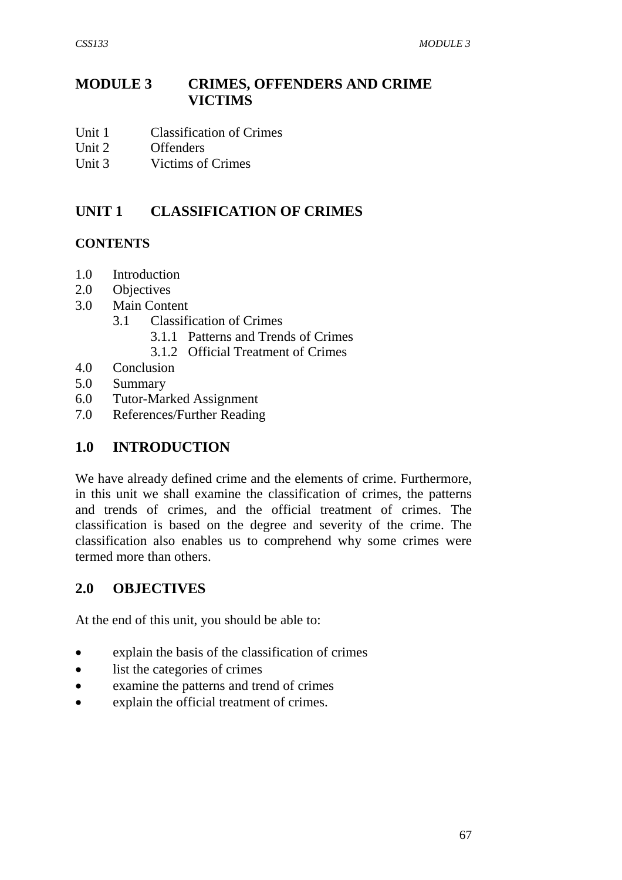# MODULE 3 CRIMES, OFFENDERS AND CRIME VICTIMS

Unit 1 Classification of Crimes
Unit 2 Offenders
Unit 3 Victims of Crimes

## UNIT 1 CLASSIFICATION OF CRIMES

**CONTENTS**

1.0 Introduction
2.0 Objectives
3.0 Main Content
 3.1 Classification of Crimes
  3.1.1 Patterns and Trends of Crimes
  3.1.2 Official Treatment of Crimes
4.0 Conclusion
5.0 Summary
6.0 Tutor-Marked Assignment
7.0 References/Further Reading

## 1.0 INTRODUCTION

We have already defined crime and the elements of crime. Furthermore, in this unit we shall examine the classification of crimes, the patterns and trends of crimes, and the official treatment of crimes. The classification is based on the degree and severity of the crime. The classification also enables us to comprehend why some crimes were termed more than others.

## 2.0 OBJECTIVES

At the end of this unit, you should be able to:

- explain the basis of the classification of crimes
- list the categories of crimes
- examine the patterns and trend of crimes
- explain the official treatment of crimes.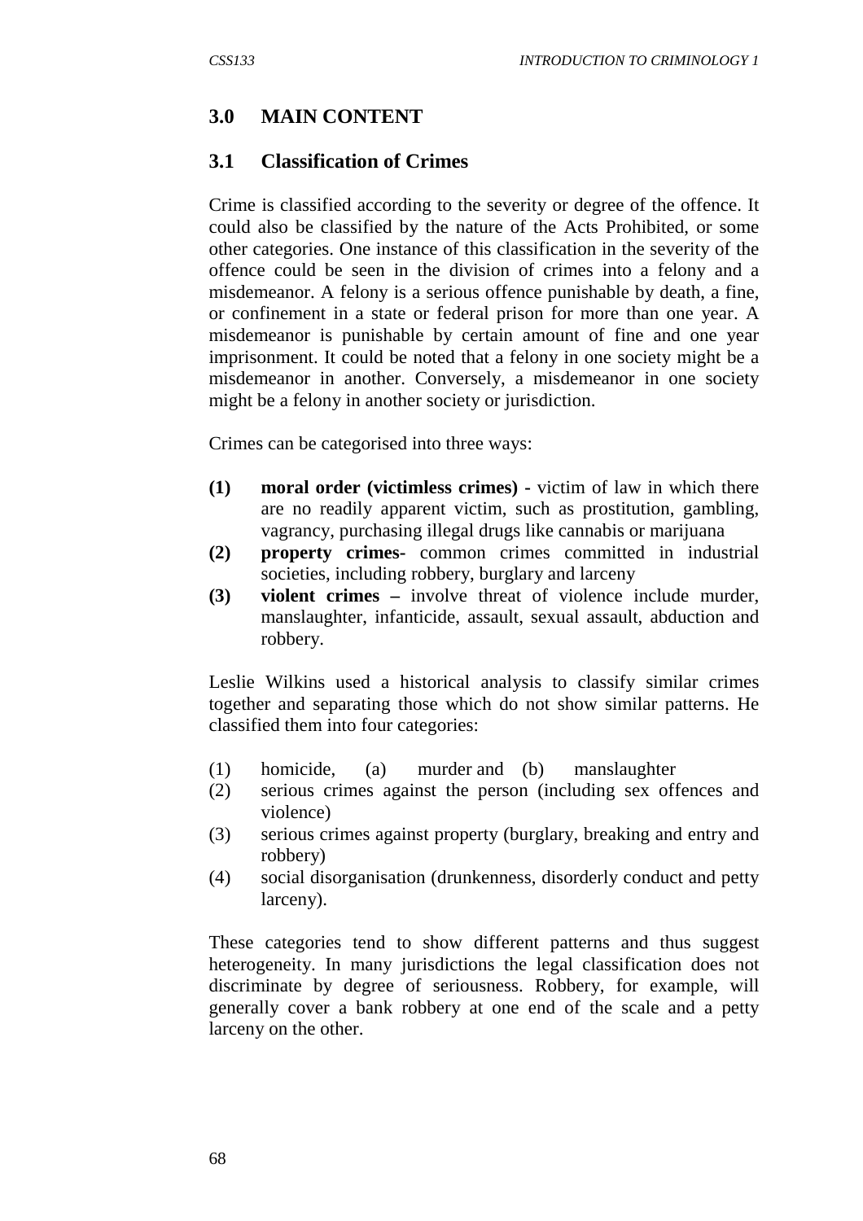## 3.0 MAIN CONTENT

### 3.1 Classification of Crimes

Crime is classified according to the severity or degree of the offence. It could also be classified by the nature of the Acts Prohibited, or some other categories. One instance of this classification in the severity of the offence could be seen in the division of crimes into a felony and a misdemeanor. A felony is a serious offence punishable by death, a fine, or confinement in a state or federal prison for more than one year. A misdemeanor is punishable by certain amount of fine and one year imprisonment. It could be noted that a felony in one society might be a misdemeanor in another. Conversely, a misdemeanor in one society might be a felony in another society or jurisdiction.

Crimes can be categorised into three ways:

**(1)** **moral order (victimless crimes) -** victim of law in which there are no readily apparent victim, such as prostitution, gambling, vagrancy, purchasing illegal drugs like cannabis or marijuana

**(2)** **property crimes-** common crimes committed in industrial societies, including robbery, burglary and larceny

**(3)** **violent crimes –** involve threat of violence include murder, manslaughter, infanticide, assault, sexual assault, abduction and robbery.

Leslie Wilkins used a historical analysis to classify similar crimes together and separating those which do not show similar patterns. He classified them into four categories:

(1) homicide, (a) murder and (b) manslaughter

(2) serious crimes against the person (including sex offences and violence)

(3) serious crimes against property (burglary, breaking and entry and robbery)

(4) social disorganisation (drunkenness, disorderly conduct and petty larceny).

These categories tend to show different patterns and thus suggest heterogeneity. In many jurisdictions the legal classification does not discriminate by degree of seriousness. Robbery, for example, will generally cover a bank robbery at one end of the scale and a petty larceny on the other.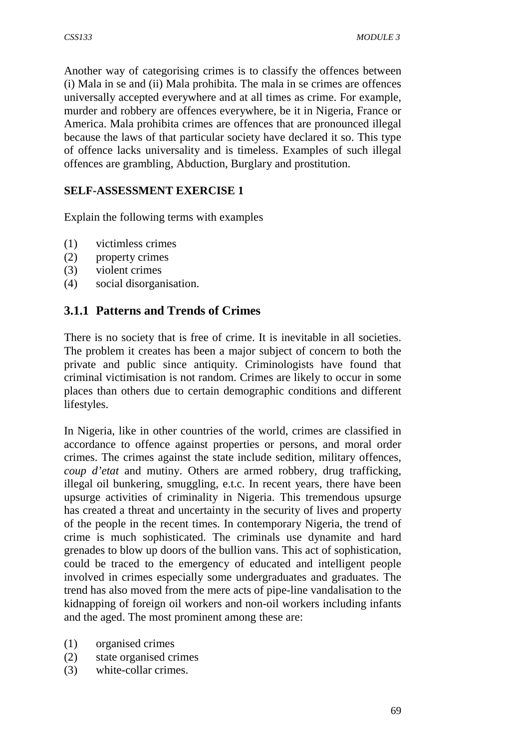Another way of categorising crimes is to classify the offences between (i) Mala in se and (ii) Mala prohibita. The mala in se crimes are offences universally accepted everywhere and at all times as crime. For example, murder and robbery are offences everywhere, be it in Nigeria, France or America. Mala prohibita crimes are offences that are pronounced illegal because the laws of that particular society have declared it so. This type of offence lacks universality and is timeless. Examples of such illegal offences are grambling, Abduction, Burglary and prostitution.

**SELF-ASSESSMENT EXERCISE 1**

Explain the following terms with examples

(1) victimless crimes
(2) property crimes
(3) violent crimes
(4) social disorganisation.

### 3.1.1 Patterns and Trends of Crimes

There is no society that is free of crime. It is inevitable in all societies. The problem it creates has been a major subject of concern to both the private and public since antiquity. Criminologists have found that criminal victimisation is not random. Crimes are likely to occur in some places than others due to certain demographic conditions and different lifestyles.

In Nigeria, like in other countries of the world, crimes are classified in accordance to offence against properties or persons, and moral order crimes. The crimes against the state include sedition, military offences, *coup d'etat* and mutiny. Others are armed robbery, drug trafficking, illegal oil bunkering, smuggling, e.t.c. In recent years, there have been upsurge activities of criminality in Nigeria. This tremendous upsurge has created a threat and uncertainty in the security of lives and property of the people in the recent times. In contemporary Nigeria, the trend of crime is much sophisticated. The criminals use dynamite and hard grenades to blow up doors of the bullion vans. This act of sophistication, could be traced to the emergency of educated and intelligent people involved in crimes especially some undergraduates and graduates. The trend has also moved from the mere acts of pipe-line vandalisation to the kidnapping of foreign oil workers and non-oil workers including infants and the aged. The most prominent among these are:

(1) organised crimes
(2) state organised crimes
(3) white-collar crimes.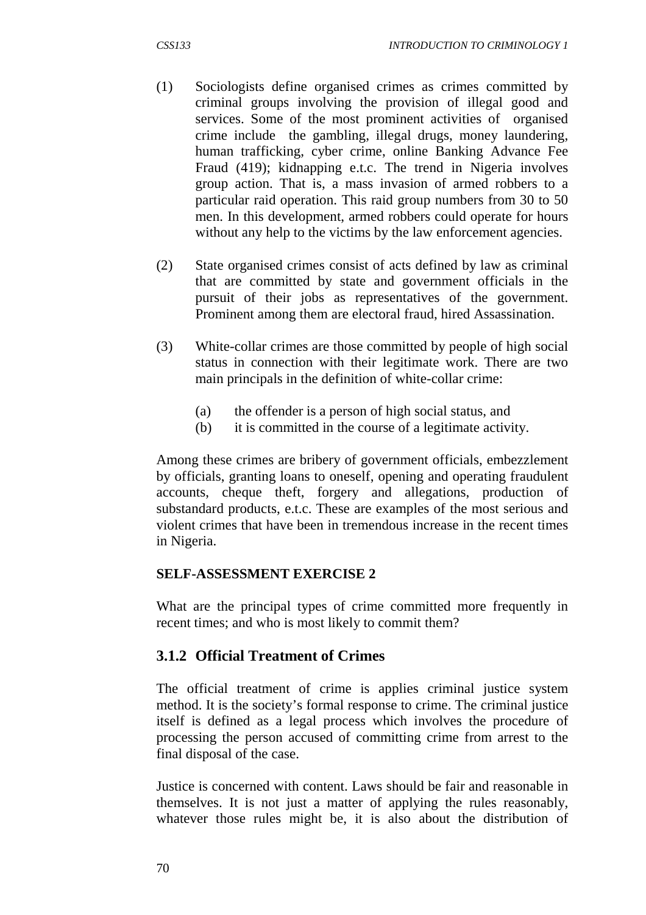(1) Sociologists define organised crimes as crimes committed by criminal groups involving the provision of illegal good and services. Some of the most prominent activities of organised crime include the gambling, illegal drugs, money laundering, human trafficking, cyber crime, online Banking Advance Fee Fraud (419); kidnapping e.t.c. The trend in Nigeria involves group action. That is, a mass invasion of armed robbers to a particular raid operation. This raid group numbers from 30 to 50 men. In this development, armed robbers could operate for hours without any help to the victims by the law enforcement agencies.

(2) State organised crimes consist of acts defined by law as criminal that are committed by state and government officials in the pursuit of their jobs as representatives of the government. Prominent among them are electoral fraud, hired Assassination.

(3) White-collar crimes are those committed by people of high social status in connection with their legitimate work. There are two main principals in the definition of white-collar crime:

 (a) the offender is a person of high social status, and
 (b) it is committed in the course of a legitimate activity.

Among these crimes are bribery of government officials, embezzlement by officials, granting loans to oneself, opening and operating fraudulent accounts, cheque theft, forgery and allegations, production of substandard products, e.t.c. These are examples of the most serious and violent crimes that have been in tremendous increase in the recent times in Nigeria.

**SELF-ASSESSMENT EXERCISE 2**

What are the principal types of crime committed more frequently in recent times; and who is most likely to commit them?

### 3.1.2 Official Treatment of Crimes

The official treatment of crime is applies criminal justice system method. It is the society's formal response to crime. The criminal justice itself is defined as a legal process which involves the procedure of processing the person accused of committing crime from arrest to the final disposal of the case.

Justice is concerned with content. Laws should be fair and reasonable in themselves. It is not just a matter of applying the rules reasonably, whatever those rules might be, it is also about the distribution of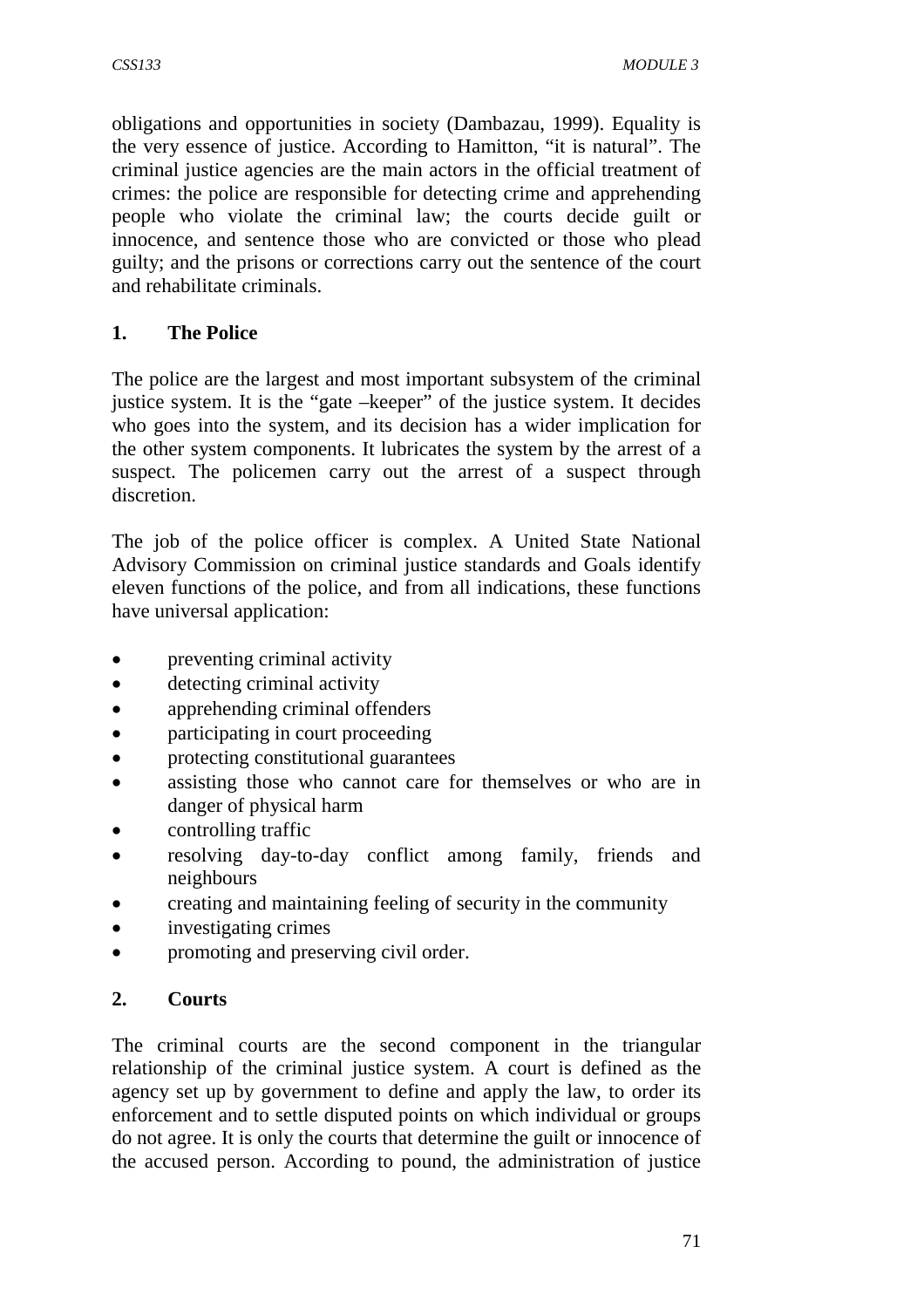obligations and opportunities in society (Dambazau, 1999). Equality is the very essence of justice. According to Hamitton, "it is natural". The criminal justice agencies are the main actors in the official treatment of crimes: the police are responsible for detecting crime and apprehending people who violate the criminal law; the courts decide guilt or innocence, and sentence those who are convicted or those who plead guilty; and the prisons or corrections carry out the sentence of the court and rehabilitate criminals.

**1. The Police**

The police are the largest and most important subsystem of the criminal justice system. It is the "gate –keeper" of the justice system. It decides who goes into the system, and its decision has a wider implication for the other system components. It lubricates the system by the arrest of a suspect. The policemen carry out the arrest of a suspect through discretion.

The job of the police officer is complex. A United State National Advisory Commission on criminal justice standards and Goals identify eleven functions of the police, and from all indications, these functions have universal application:

- preventing criminal activity
- detecting criminal activity
- apprehending criminal offenders
- participating in court proceeding
- protecting constitutional guarantees
- assisting those who cannot care for themselves or who are in danger of physical harm
- controlling traffic
- resolving day-to-day conflict among family, friends and neighbours
- creating and maintaining feeling of security in the community
- investigating crimes
- promoting and preserving civil order.

**2. Courts**

The criminal courts are the second component in the triangular relationship of the criminal justice system. A court is defined as the agency set up by government to define and apply the law, to order its enforcement and to settle disputed points on which individual or groups do not agree. It is only the courts that determine the guilt or innocence of the accused person. According to pound, the administration of justice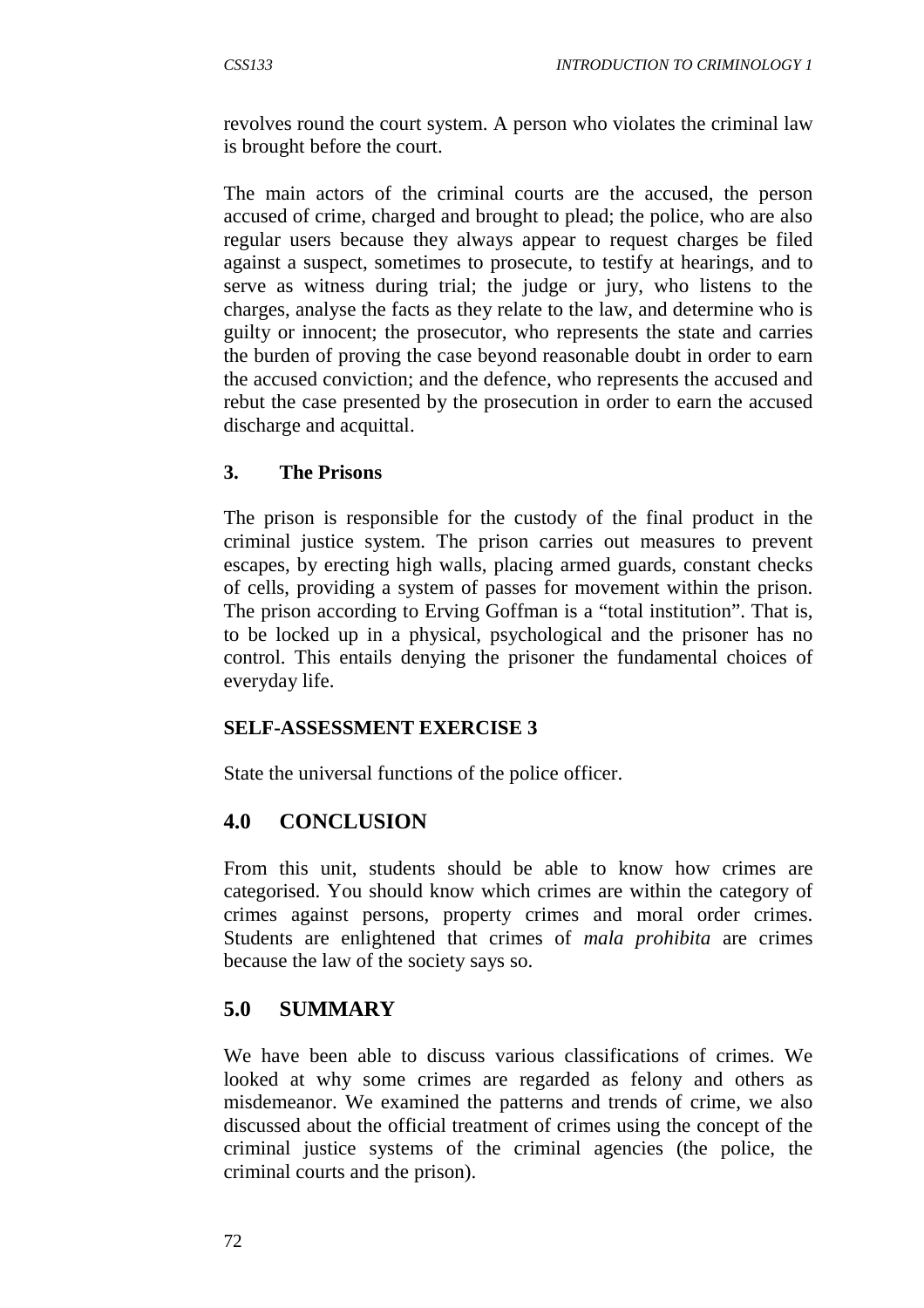revolves round the court system. A person who violates the criminal law is brought before the court.

The main actors of the criminal courts are the accused, the person accused of crime, charged and brought to plead; the police, who are also regular users because they always appear to request charges be filed against a suspect, sometimes to prosecute, to testify at hearings, and to serve as witness during trial; the judge or jury, who listens to the charges, analyse the facts as they relate to the law, and determine who is guilty or innocent; the prosecutor, who represents the state and carries the burden of proving the case beyond reasonable doubt in order to earn the accused conviction; and the defence, who represents the accused and rebut the case presented by the prosecution in order to earn the accused discharge and acquittal.

### 3. The Prisons

The prison is responsible for the custody of the final product in the criminal justice system. The prison carries out measures to prevent escapes, by erecting high walls, placing armed guards, constant checks of cells, providing a system of passes for movement within the prison. The prison according to Erving Goffman is a "total institution". That is, to be locked up in a physical, psychological and the prisoner has no control. This entails denying the prisoner the fundamental choices of everyday life.

**SELF-ASSESSMENT EXERCISE 3**

State the universal functions of the police officer.

## 4.0 CONCLUSION

From this unit, students should be able to know how crimes are categorised. You should know which crimes are within the category of crimes against persons, property crimes and moral order crimes. Students are enlightened that crimes of *mala prohibita* are crimes because the law of the society says so.

## 5.0 SUMMARY

We have been able to discuss various classifications of crimes. We looked at why some crimes are regarded as felony and others as misdemeanor. We examined the patterns and trends of crime, we also discussed about the official treatment of crimes using the concept of the criminal justice systems of the criminal agencies (the police, the criminal courts and the prison).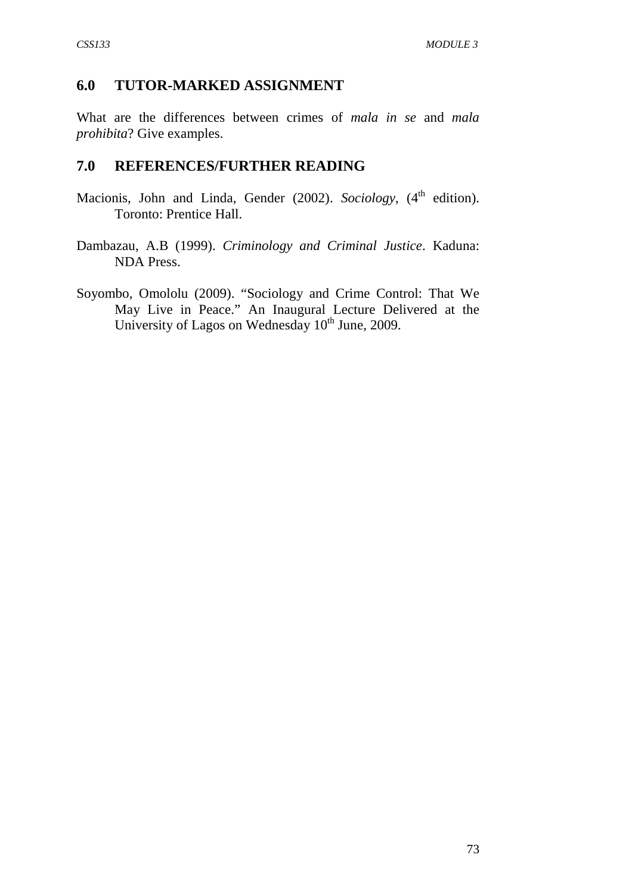## 6.0 TUTOR-MARKED ASSIGNMENT

What are the differences between crimes of *mala in se* and *mala prohibita*? Give examples.

## 7.0 REFERENCES/FURTHER READING

Macionis, John and Linda, Gender (2002). *Sociology*, (4th edition). Toronto: Prentice Hall.

Dambazau, A.B (1999). *Criminology and Criminal Justice*. Kaduna: NDA Press.

Soyombo, Omololu (2009). "Sociology and Crime Control: That We May Live in Peace." An Inaugural Lecture Delivered at the University of Lagos on Wednesday 10th June, 2009.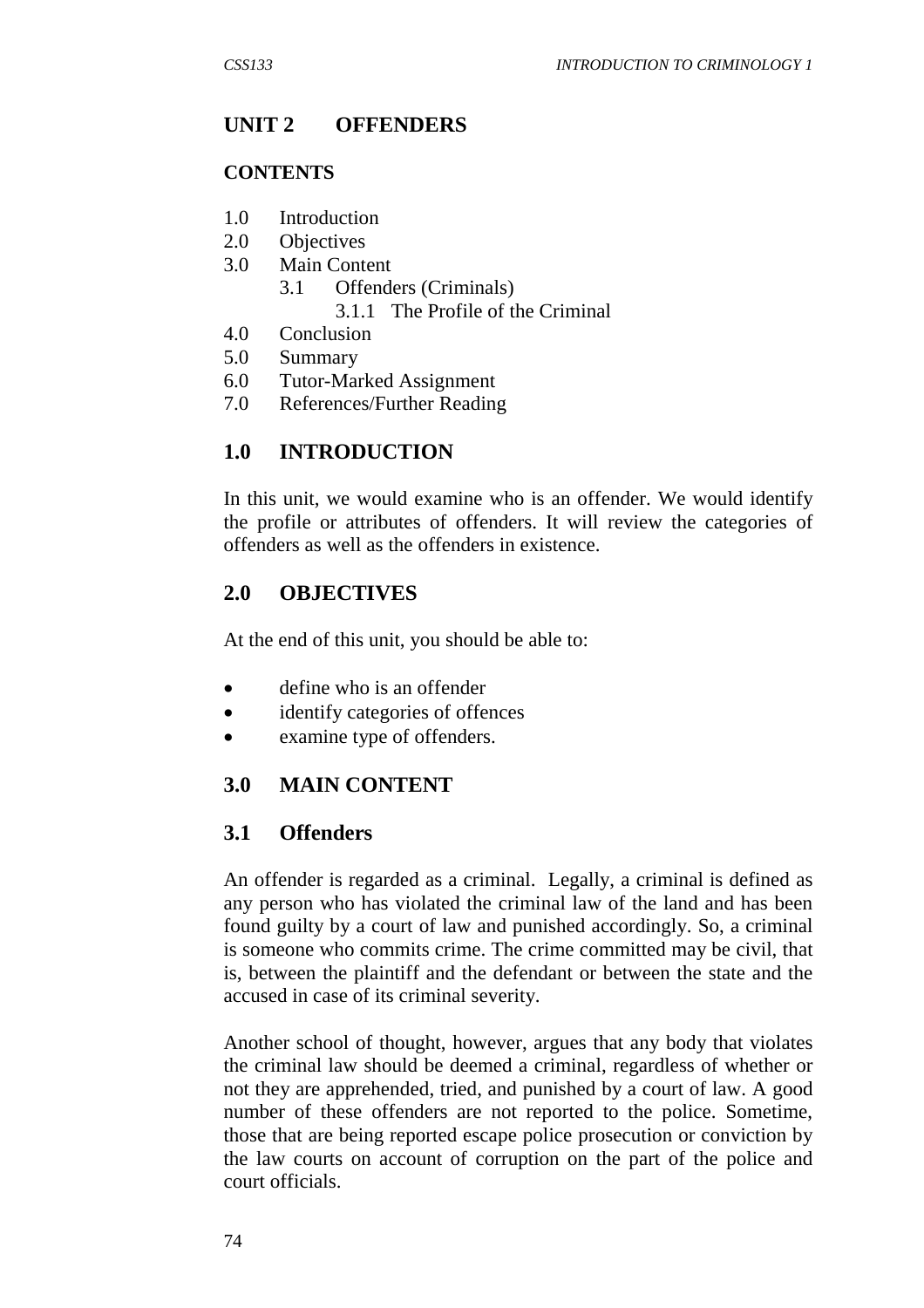# UNIT 2 OFFENDERS

## CONTENTS

1.0 Introduction
2.0 Objectives
3.0 Main Content
   3.1 Offenders (Criminals)
      3.1.1 The Profile of the Criminal
4.0 Conclusion
5.0 Summary
6.0 Tutor-Marked Assignment
7.0 References/Further Reading

## 1.0 INTRODUCTION

In this unit, we would examine who is an offender. We would identify the profile or attributes of offenders. It will review the categories of offenders as well as the offenders in existence.

## 2.0 OBJECTIVES

At the end of this unit, you should be able to:

- define who is an offender
- identify categories of offences
- examine type of offenders.

## 3.0 MAIN CONTENT

### 3.1 Offenders

An offender is regarded as a criminal. Legally, a criminal is defined as any person who has violated the criminal law of the land and has been found guilty by a court of law and punished accordingly. So, a criminal is someone who commits crime. The crime committed may be civil, that is, between the plaintiff and the defendant or between the state and the accused in case of its criminal severity.

Another school of thought, however, argues that any body that violates the criminal law should be deemed a criminal, regardless of whether or not they are apprehended, tried, and punished by a court of law. A good number of these offenders are not reported to the police. Sometime, those that are being reported escape police prosecution or conviction by the law courts on account of corruption on the part of the police and court officials.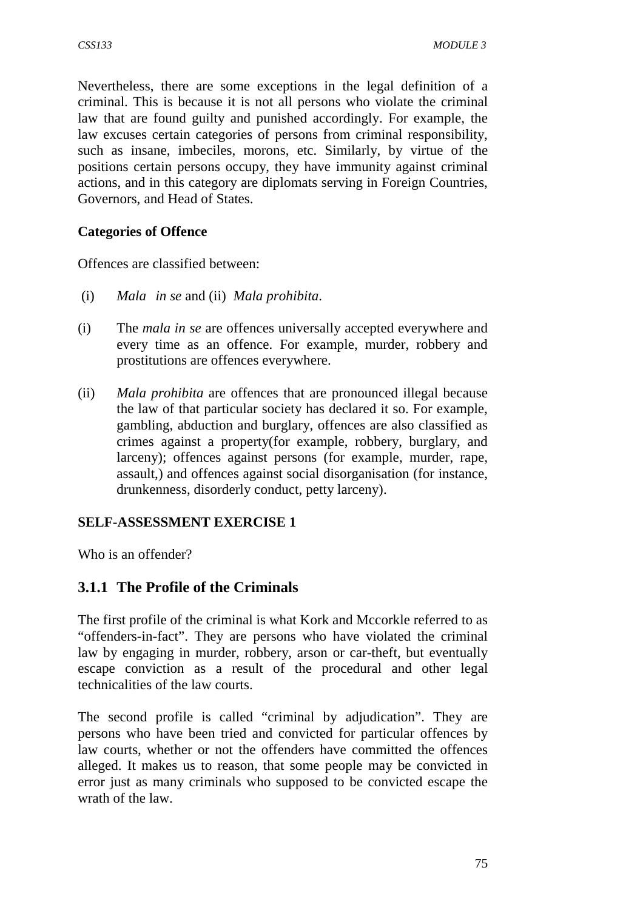Nevertheless, there are some exceptions in the legal definition of a criminal. This is because it is not all persons who violate the criminal law that are found guilty and punished accordingly. For example, the law excuses certain categories of persons from criminal responsibility, such as insane, imbeciles, morons, etc. Similarly, by virtue of the positions certain persons occupy, they have immunity against criminal actions, and in this category are diplomats serving in Foreign Countries, Governors, and Head of States.

**Categories of Offence**

Offences are classified between:

(i) *Mala in se* and (ii) *Mala prohibita*.

(i) The *mala in se* are offences universally accepted everywhere and every time as an offence. For example, murder, robbery and prostitutions are offences everywhere.

(ii) *Mala prohibita* are offences that are pronounced illegal because the law of that particular society has declared it so. For example, gambling, abduction and burglary, offences are also classified as crimes against a property(for example, robbery, burglary, and larceny); offences against persons (for example, murder, rape, assault,) and offences against social disorganisation (for instance, drunkenness, disorderly conduct, petty larceny).

**SELF-ASSESSMENT EXERCISE 1**

Who is an offender?

### 3.1.1 The Profile of the Criminals

The first profile of the criminal is what Kork and Mccorkle referred to as "offenders-in-fact". They are persons who have violated the criminal law by engaging in murder, robbery, arson or car-theft, but eventually escape conviction as a result of the procedural and other legal technicalities of the law courts.

The second profile is called "criminal by adjudication". They are persons who have been tried and convicted for particular offences by law courts, whether or not the offenders have committed the offences alleged. It makes us to reason, that some people may be convicted in error just as many criminals who supposed to be convicted escape the wrath of the law.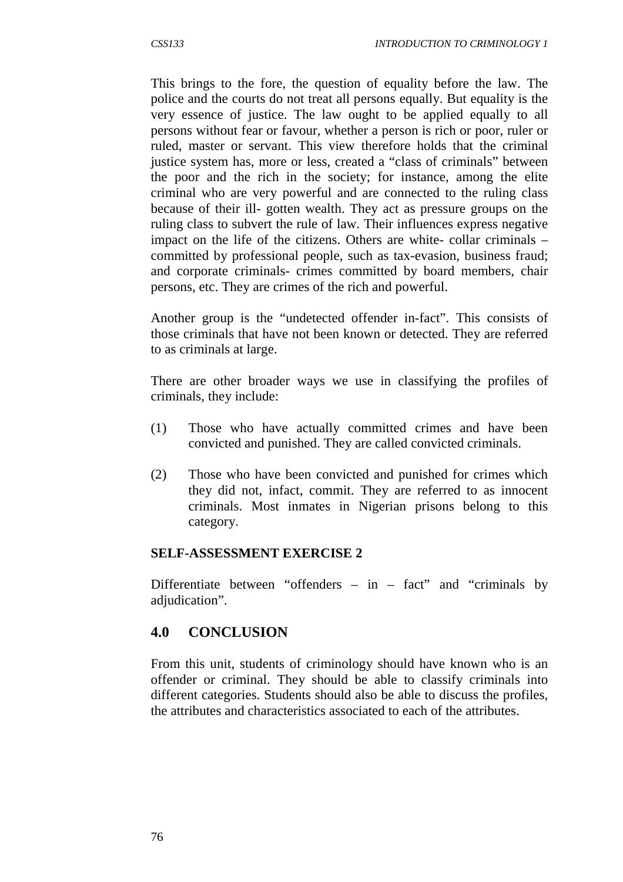This brings to the fore, the question of equality before the law. The police and the courts do not treat all persons equally. But equality is the very essence of justice. The law ought to be applied equally to all persons without fear or favour, whether a person is rich or poor, ruler or ruled, master or servant. This view therefore holds that the criminal justice system has, more or less, created a "class of criminals" between the poor and the rich in the society; for instance, among the elite criminal who are very powerful and are connected to the ruling class because of their ill- gotten wealth. They act as pressure groups on the ruling class to subvert the rule of law. Their influences express negative impact on the life of the citizens. Others are white- collar criminals – committed by professional people, such as tax-evasion, business fraud; and corporate criminals- crimes committed by board members, chair persons, etc. They are crimes of the rich and powerful.

Another group is the "undetected offender in-fact". This consists of those criminals that have not been known or detected. They are referred to as criminals at large.

There are other broader ways we use in classifying the profiles of criminals, they include:

(1) Those who have actually committed crimes and have been convicted and punished. They are called convicted criminals.

(2) Those who have been convicted and punished for crimes which they did not, infact, commit. They are referred to as innocent criminals. Most inmates in Nigerian prisons belong to this category.

**SELF-ASSESSMENT EXERCISE 2**

Differentiate between "offenders – in – fact" and "criminals by adjudication".

## 4.0 CONCLUSION

From this unit, students of criminology should have known who is an offender or criminal. They should be able to classify criminals into different categories. Students should also be able to discuss the profiles, the attributes and characteristics associated to each of the attributes.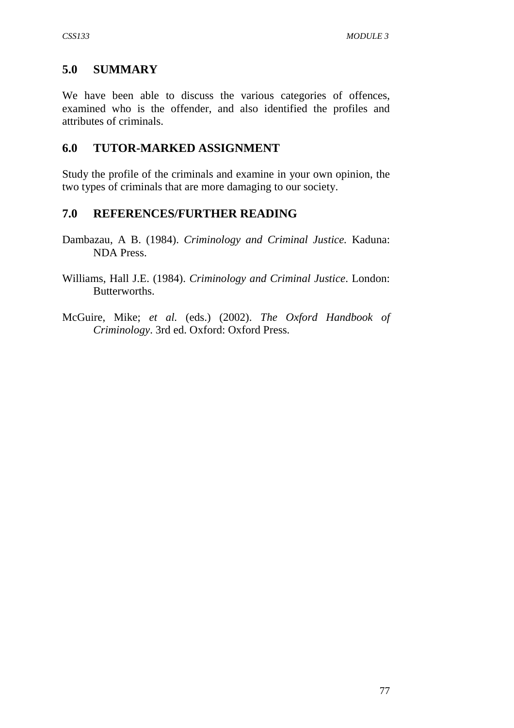## 5.0 SUMMARY

We have been able to discuss the various categories of offences, examined who is the offender, and also identified the profiles and attributes of criminals.

## 6.0 TUTOR-MARKED ASSIGNMENT

Study the profile of the criminals and examine in your own opinion, the two types of criminals that are more damaging to our society.

## 7.0 REFERENCES/FURTHER READING

Dambazau, A B. (1984). *Criminology and Criminal Justice.* Kaduna: NDA Press.

Williams, Hall J.E. (1984). *Criminology and Criminal Justice*. London: Butterworths.

McGuire, Mike; *et al.* (eds.) (2002). *The Oxford Handbook of Criminology*. 3rd ed. Oxford: Oxford Press.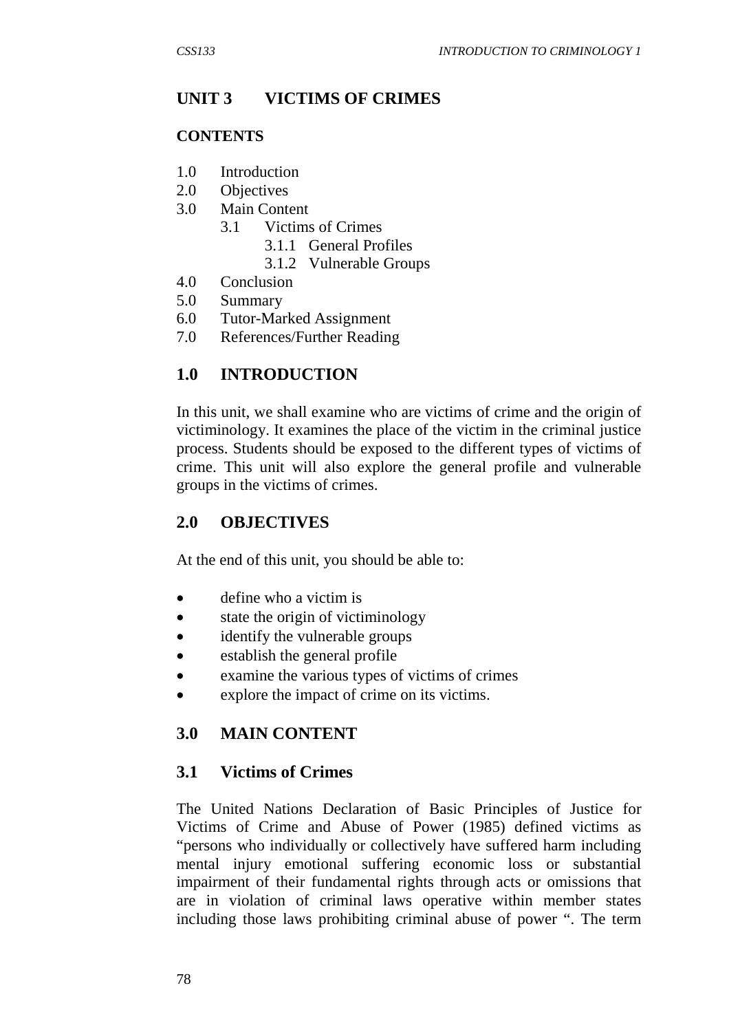## UNIT 3 VICTIMS OF CRIMES

### CONTENTS

1.0 Introduction
2.0 Objectives
3.0 Main Content
    3.1 Victims of Crimes
        3.1.1 General Profiles
        3.1.2 Vulnerable Groups
4.0 Conclusion
5.0 Summary
6.0 Tutor-Marked Assignment
7.0 References/Further Reading

## 1.0 INTRODUCTION

In this unit, we shall examine who are victims of crime and the origin of victiminology. It examines the place of the victim in the criminal justice process. Students should be exposed to the different types of victims of crime. This unit will also explore the general profile and vulnerable groups in the victims of crimes.

## 2.0 OBJECTIVES

At the end of this unit, you should be able to:

- define who a victim is
- state the origin of victiminology
- identify the vulnerable groups
- establish the general profile
- examine the various types of victims of crimes
- explore the impact of crime on its victims.

## 3.0 MAIN CONTENT

### 3.1 Victims of Crimes

The United Nations Declaration of Basic Principles of Justice for Victims of Crime and Abuse of Power (1985) defined victims as "persons who individually or collectively have suffered harm including mental injury emotional suffering economic loss or substantial impairment of their fundamental rights through acts or omissions that are in violation of criminal laws operative within member states including those laws prohibiting criminal abuse of power ". The term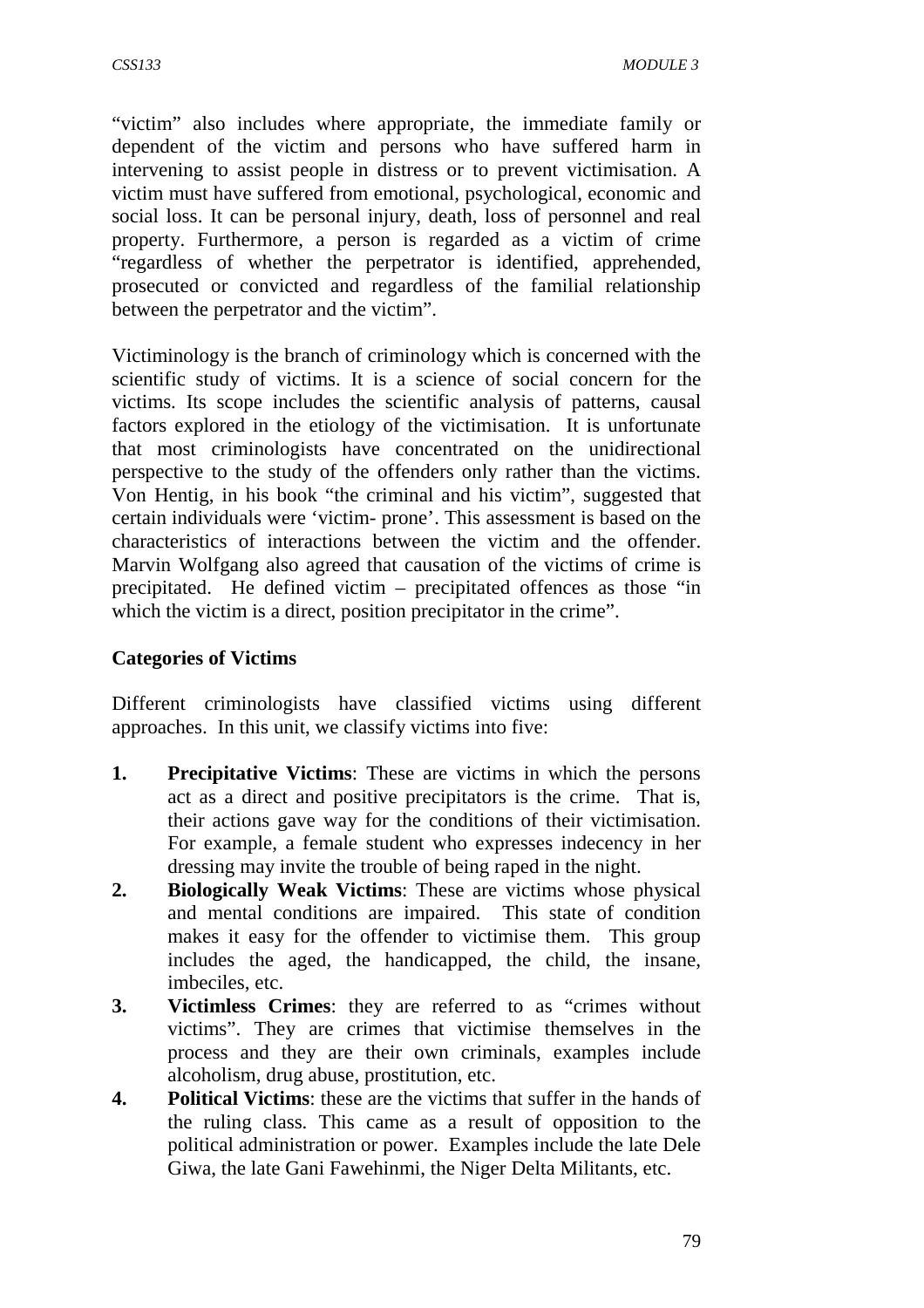"victim" also includes where appropriate, the immediate family or dependent of the victim and persons who have suffered harm in intervening to assist people in distress or to prevent victimisation. A victim must have suffered from emotional, psychological, economic and social loss. It can be personal injury, death, loss of personnel and real property. Furthermore, a person is regarded as a victim of crime "regardless of whether the perpetrator is identified, apprehended, prosecuted or convicted and regardless of the familial relationship between the perpetrator and the victim".

Victiminology is the branch of criminology which is concerned with the scientific study of victims. It is a science of social concern for the victims. Its scope includes the scientific analysis of patterns, causal factors explored in the etiology of the victimisation. It is unfortunate that most criminologists have concentrated on the unidirectional perspective to the study of the offenders only rather than the victims. Von Hentig, in his book "the criminal and his victim", suggested that certain individuals were 'victim- prone'. This assessment is based on the characteristics of interactions between the victim and the offender. Marvin Wolfgang also agreed that causation of the victims of crime is precipitated. He defined victim – precipitated offences as those "in which the victim is a direct, position precipitator in the crime".

**Categories of Victims**

Different criminologists have classified victims using different approaches. In this unit, we classify victims into five:

1. **Precipitative Victims**: These are victims in which the persons act as a direct and positive precipitators is the crime. That is, their actions gave way for the conditions of their victimisation. For example, a female student who expresses indecency in her dressing may invite the trouble of being raped in the night.
2. **Biologically Weak Victims**: These are victims whose physical and mental conditions are impaired. This state of condition makes it easy for the offender to victimise them. This group includes the aged, the handicapped, the child, the insane, imbeciles, etc.
3. **Victimless Crimes**: they are referred to as "crimes without victims". They are crimes that victimise themselves in the process and they are their own criminals, examples include alcoholism, drug abuse, prostitution, etc.
4. **Political Victims**: these are the victims that suffer in the hands of the ruling class. This came as a result of opposition to the political administration or power. Examples include the late Dele Giwa, the late Gani Fawehinmi, the Niger Delta Militants, etc.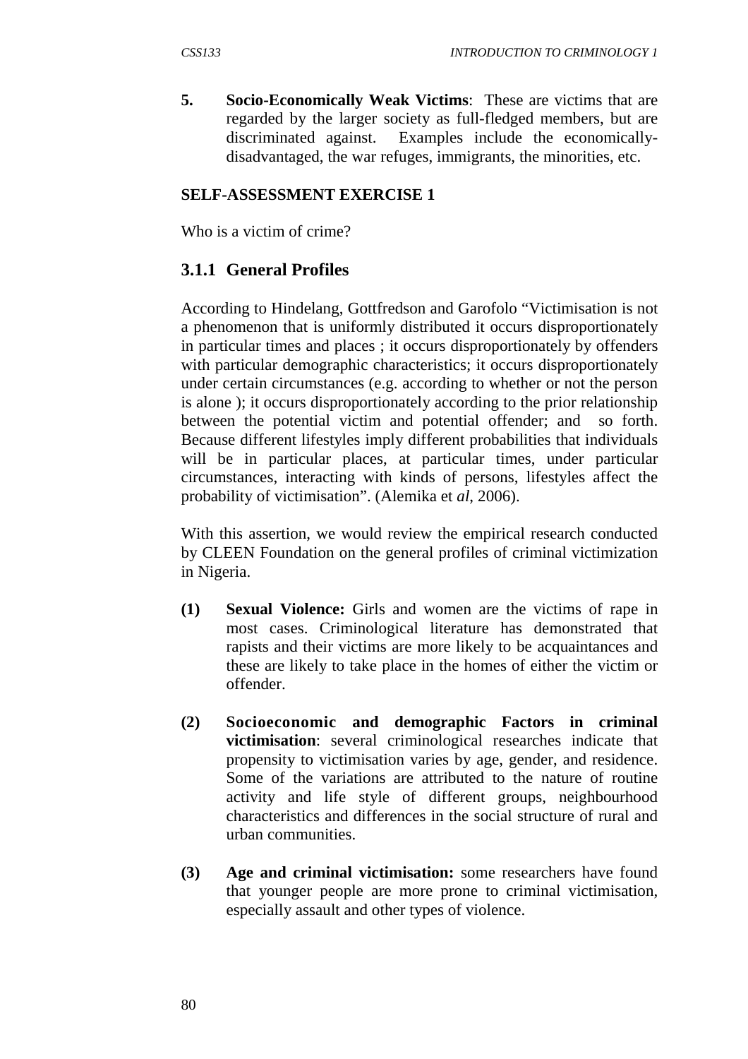**5.** **Socio-Economically Weak Victims**: These are victims that are regarded by the larger society as full-fledged members, but are discriminated against. Examples include the economically-disadvantaged, the war refuges, immigrants, the minorities, etc.

**SELF-ASSESSMENT EXERCISE 1**

Who is a victim of crime?

### 3.1.1 General Profiles

According to Hindelang, Gottfredson and Garofolo "Victimisation is not a phenomenon that is uniformly distributed it occurs disproportionately in particular times and places ; it occurs disproportionately by offenders with particular demographic characteristics; it occurs disproportionately under certain circumstances (e.g. according to whether or not the person is alone ); it occurs disproportionately according to the prior relationship between the potential victim and potential offender; and so forth. Because different lifestyles imply different probabilities that individuals will be in particular places, at particular times, under particular circumstances, interacting with kinds of persons, lifestyles affect the probability of victimisation". (Alemika et *al*, 2006).

With this assertion, we would review the empirical research conducted by CLEEN Foundation on the general profiles of criminal victimization in Nigeria.

**(1)** **Sexual Violence:** Girls and women are the victims of rape in most cases. Criminological literature has demonstrated that rapists and their victims are more likely to be acquaintances and these are likely to take place in the homes of either the victim or offender.

**(2)** **Socioeconomic and demographic Factors in criminal victimisation**: several criminological researches indicate that propensity to victimisation varies by age, gender, and residence. Some of the variations are attributed to the nature of routine activity and life style of different groups, neighbourhood characteristics and differences in the social structure of rural and urban communities.

**(3)** **Age and criminal victimisation:** some researchers have found that younger people are more prone to criminal victimisation, especially assault and other types of violence.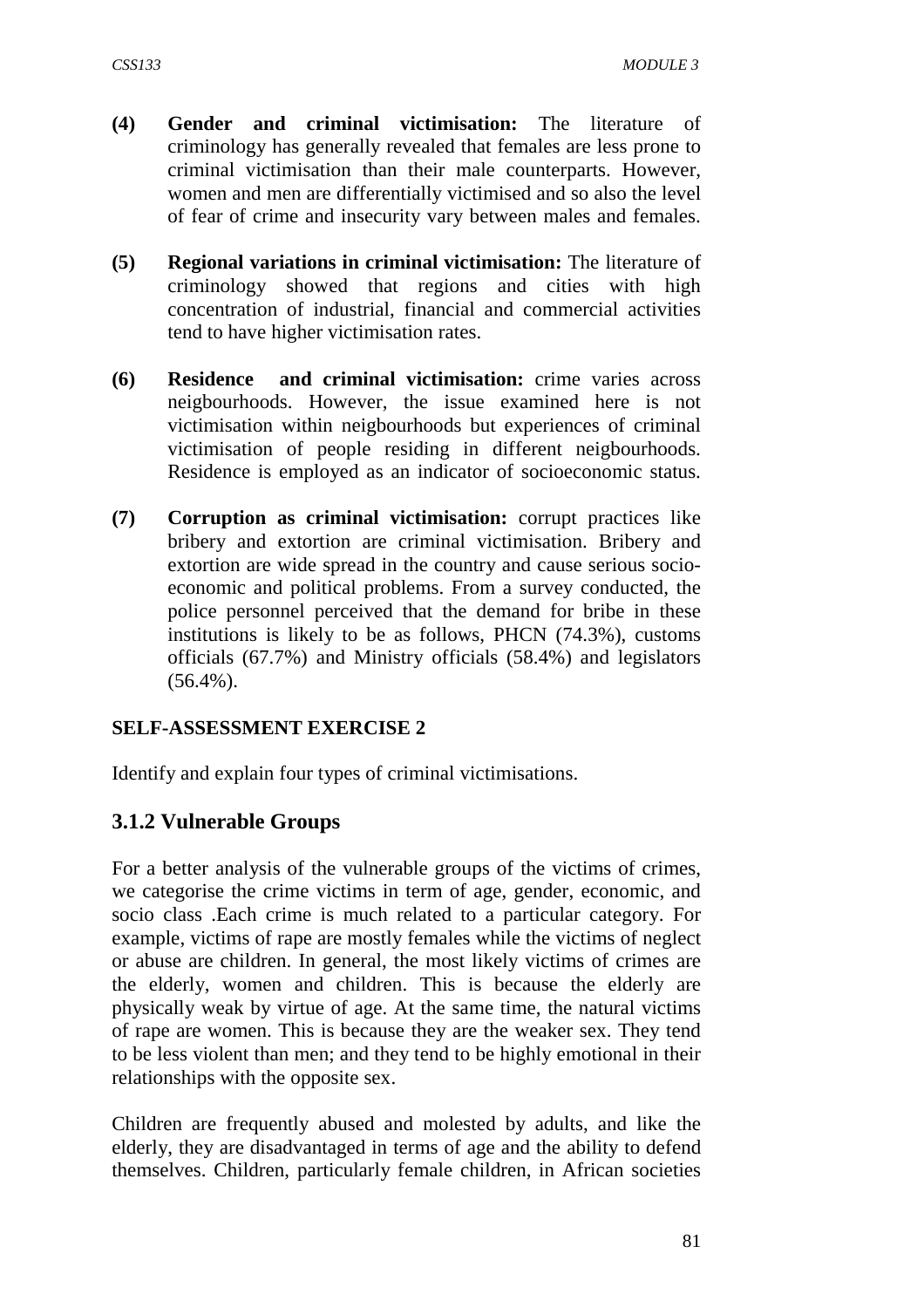**(4) Gender and criminal victimisation:** The literature of criminology has generally revealed that females are less prone to criminal victimisation than their male counterparts. However, women and men are differentially victimised and so also the level of fear of crime and insecurity vary between males and females.

**(5) Regional variations in criminal victimisation:** The literature of criminology showed that regions and cities with high concentration of industrial, financial and commercial activities tend to have higher victimisation rates.

**(6) Residence and criminal victimisation:** crime varies across neigbourhoods. However, the issue examined here is not victimisation within neigbourhoods but experiences of criminal victimisation of people residing in different neigbourhoods. Residence is employed as an indicator of socioeconomic status.

**(7) Corruption as criminal victimisation:** corrupt practices like bribery and extortion are criminal victimisation. Bribery and extortion are wide spread in the country and cause serious socio-economic and political problems. From a survey conducted, the police personnel perceived that the demand for bribe in these institutions is likely to be as follows, PHCN (74.3%), customs officials (67.7%) and Ministry officials (58.4%) and legislators (56.4%).

**SELF-ASSESSMENT EXERCISE 2**

Identify and explain four types of criminal victimisations.

### 3.1.2 Vulnerable Groups

For a better analysis of the vulnerable groups of the victims of crimes, we categorise the crime victims in term of age, gender, economic, and socio class .Each crime is much related to a particular category. For example, victims of rape are mostly females while the victims of neglect or abuse are children. In general, the most likely victims of crimes are the elderly, women and children. This is because the elderly are physically weak by virtue of age. At the same time, the natural victims of rape are women. This is because they are the weaker sex. They tend to be less violent than men; and they tend to be highly emotional in their relationships with the opposite sex.

Children are frequently abused and molested by adults, and like the elderly, they are disadvantaged in terms of age and the ability to defend themselves. Children, particularly female children, in African societies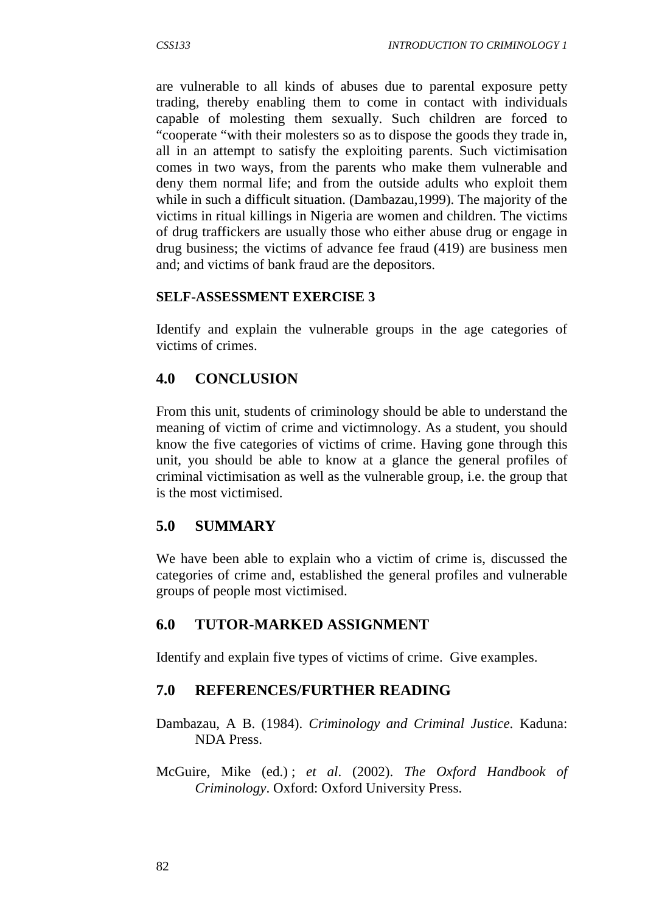are vulnerable to all kinds of abuses due to parental exposure petty trading, thereby enabling them to come in contact with individuals capable of molesting them sexually. Such children are forced to "cooperate "with their molesters so as to dispose the goods they trade in, all in an attempt to satisfy the exploiting parents. Such victimisation comes in two ways, from the parents who make them vulnerable and deny them normal life; and from the outside adults who exploit them while in such a difficult situation. (Dambazau,1999). The majority of the victims in ritual killings in Nigeria are women and children. The victims of drug traffickers are usually those who either abuse drug or engage in drug business; the victims of advance fee fraud (419) are business men and; and victims of bank fraud are the depositors.

**SELF-ASSESSMENT EXERCISE 3**

Identify and explain the vulnerable groups in the age categories of victims of crimes.

## 4.0 CONCLUSION

From this unit, students of criminology should be able to understand the meaning of victim of crime and victimnology. As a student, you should know the five categories of victims of crime. Having gone through this unit, you should be able to know at a glance the general profiles of criminal victimisation as well as the vulnerable group, i.e. the group that is the most victimised.

## 5.0 SUMMARY

We have been able to explain who a victim of crime is, discussed the categories of crime and, established the general profiles and vulnerable groups of people most victimised.

## 6.0 TUTOR-MARKED ASSIGNMENT

Identify and explain five types of victims of crime. Give examples.

## 7.0 REFERENCES/FURTHER READING

Dambazau, A B. (1984). *Criminology and Criminal Justice*. Kaduna: NDA Press.

McGuire, Mike (ed.) ; *et al*. (2002). *The Oxford Handbook of Criminology*. Oxford: Oxford University Press.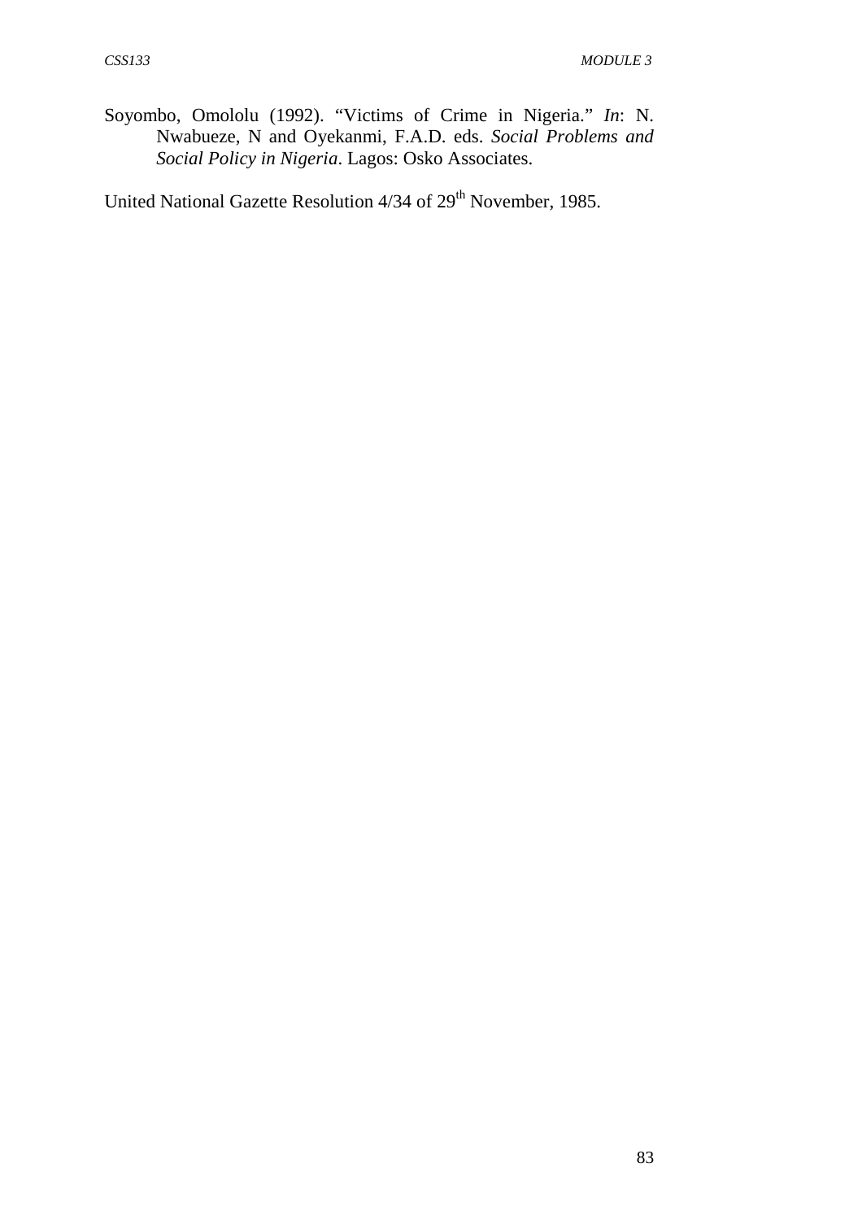Soyombo, Omololu (1992). "Victims of Crime in Nigeria." *In*: N. Nwabueze, N and Oyekanmi, F.A.D. eds. *Social Problems and Social Policy in Nigeria*. Lagos: Osko Associates.

United National Gazette Resolution 4/34 of 29th November, 1985.